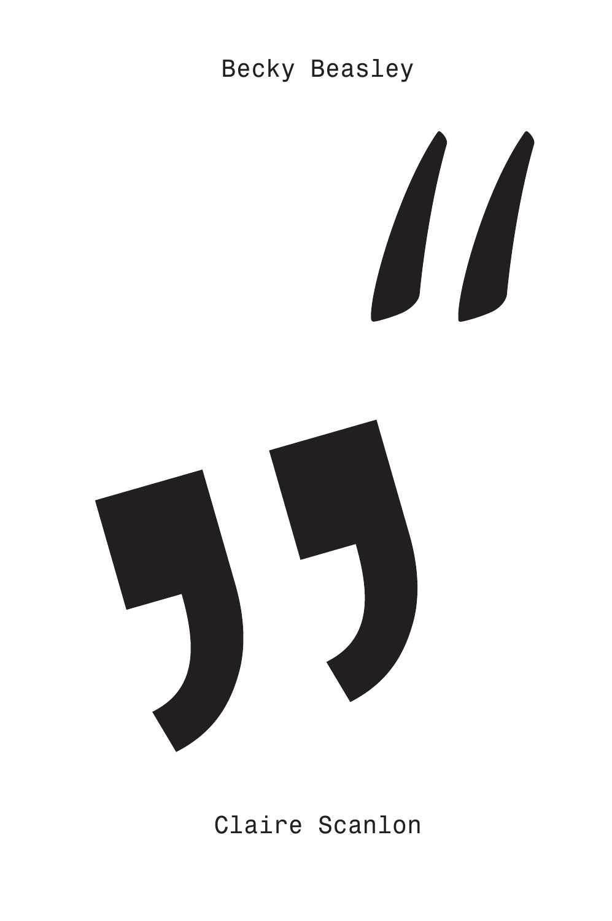Becky Beasley

“

”

Claire Scanlon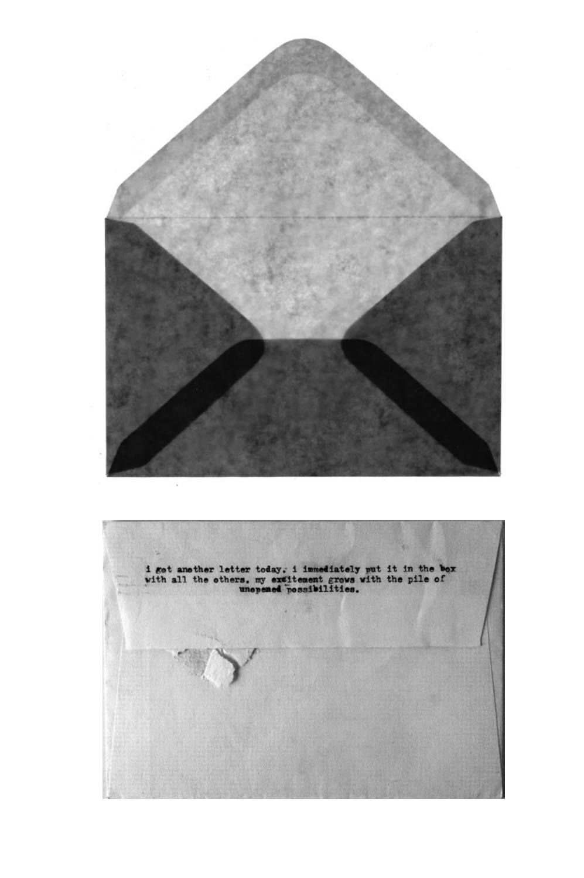i got another letter today. i immediately put it in the box with all the others. my excitement grows with the pile of unopened possibilities.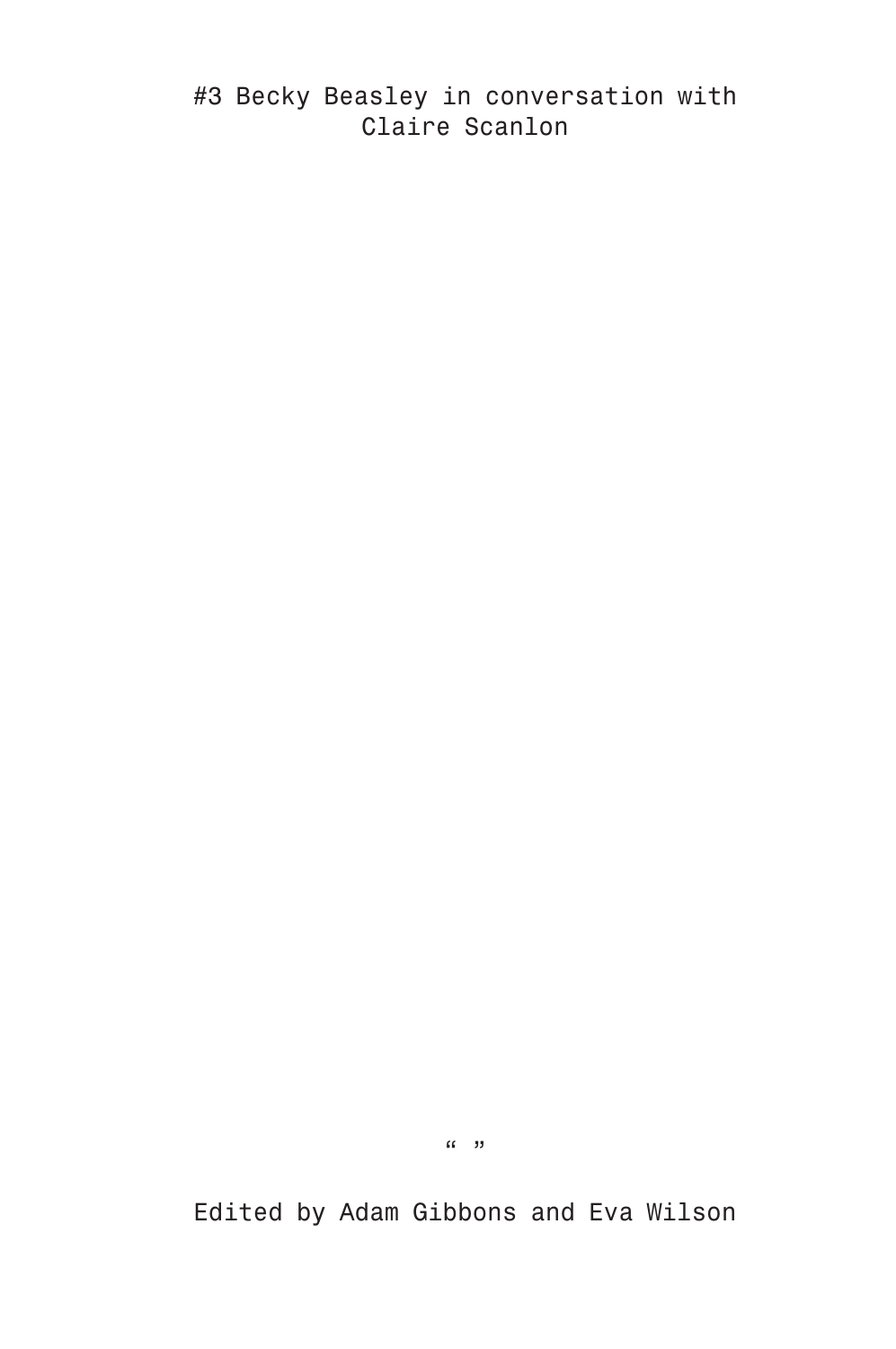# #3 Becky Beasley in conversation with Claire Scanlon

“ ”

Edited by Adam Gibbons and Eva Wilson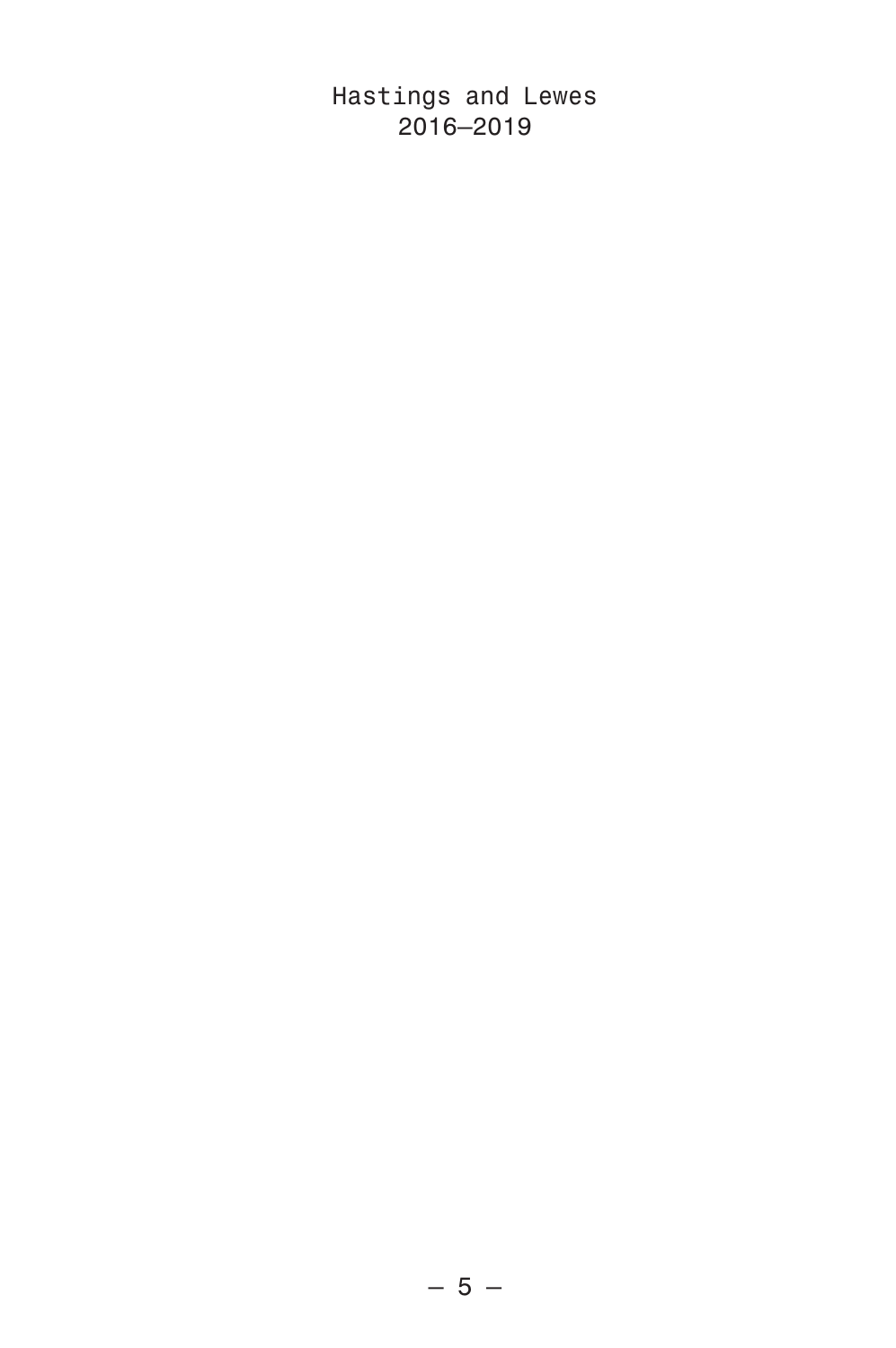# Hastings and Lewes
2016–2019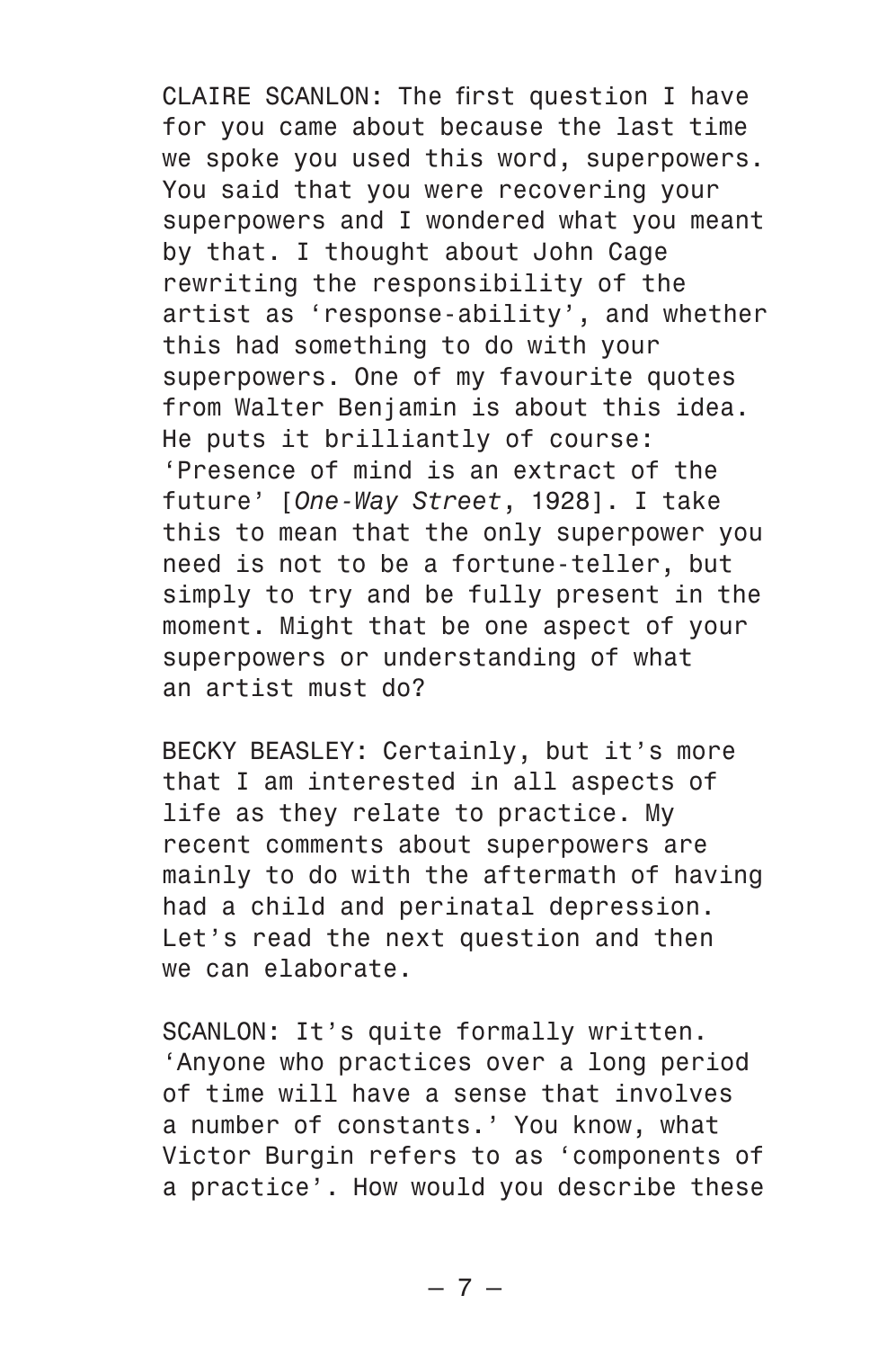CLAIRE SCANLON: The first question I have for you came about because the last time we spoke you used this word, superpowers. You said that you were recovering your superpowers and I wondered what you meant by that. I thought about John Cage rewriting the responsibility of the artist as 'response-ability', and whether this had something to do with your superpowers. One of my favourite quotes from Walter Benjamin is about this idea. He puts it brilliantly of course: 'Presence of mind is an extract of the future' [*One-Way Street*, 1928]. I take this to mean that the only superpower you need is not to be a fortune-teller, but simply to try and be fully present in the moment. Might that be one aspect of your superpowers or understanding of what an artist must do?

BECKY BEASLEY: Certainly, but it's more that I am interested in all aspects of life as they relate to practice. My recent comments about superpowers are mainly to do with the aftermath of having had a child and perinatal depression. Let's read the next question and then we can elaborate.

SCANLON: It's quite formally written. 'Anyone who practices over a long period of time will have a sense that involves a number of constants.' You know, what Victor Burgin refers to as 'components of a practice'. How would you describe these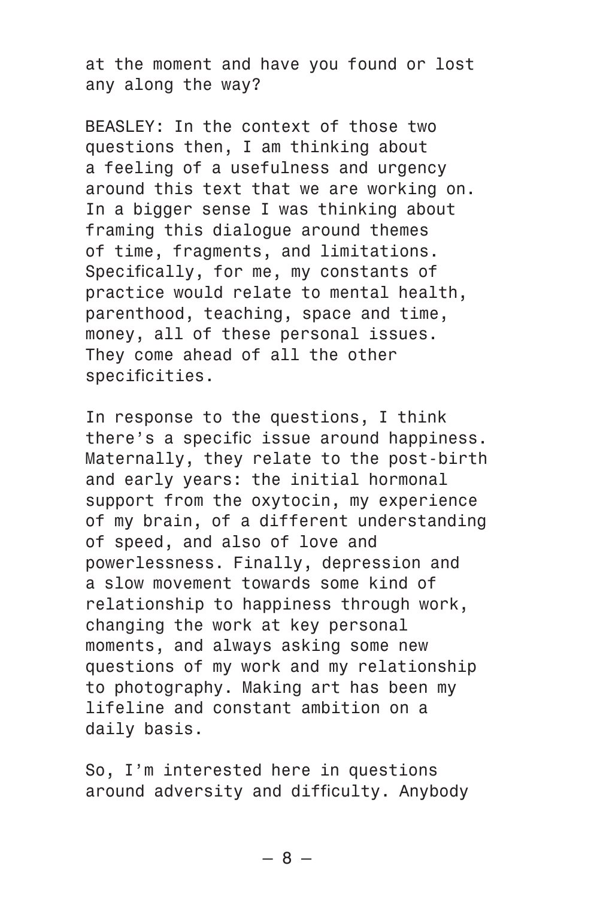at the moment and have you found or lost any along the way?

BEASLEY: In the context of those two questions then, I am thinking about a feeling of a usefulness and urgency around this text that we are working on. In a bigger sense I was thinking about framing this dialogue around themes of time, fragments, and limitations. Specifically, for me, my constants of practice would relate to mental health, parenthood, teaching, space and time, money, all of these personal issues. They come ahead of all the other specificities.

In response to the questions, I think there's a specific issue around happiness. Maternally, they relate to the post-birth and early years: the initial hormonal support from the oxytocin, my experience of my brain, of a different understanding of speed, and also of love and powerlessness. Finally, depression and a slow movement towards some kind of relationship to happiness through work, changing the work at key personal moments, and always asking some new questions of my work and my relationship to photography. Making art has been my lifeline and constant ambition on a daily basis.

So, I'm interested here in questions around adversity and difficulty. Anybody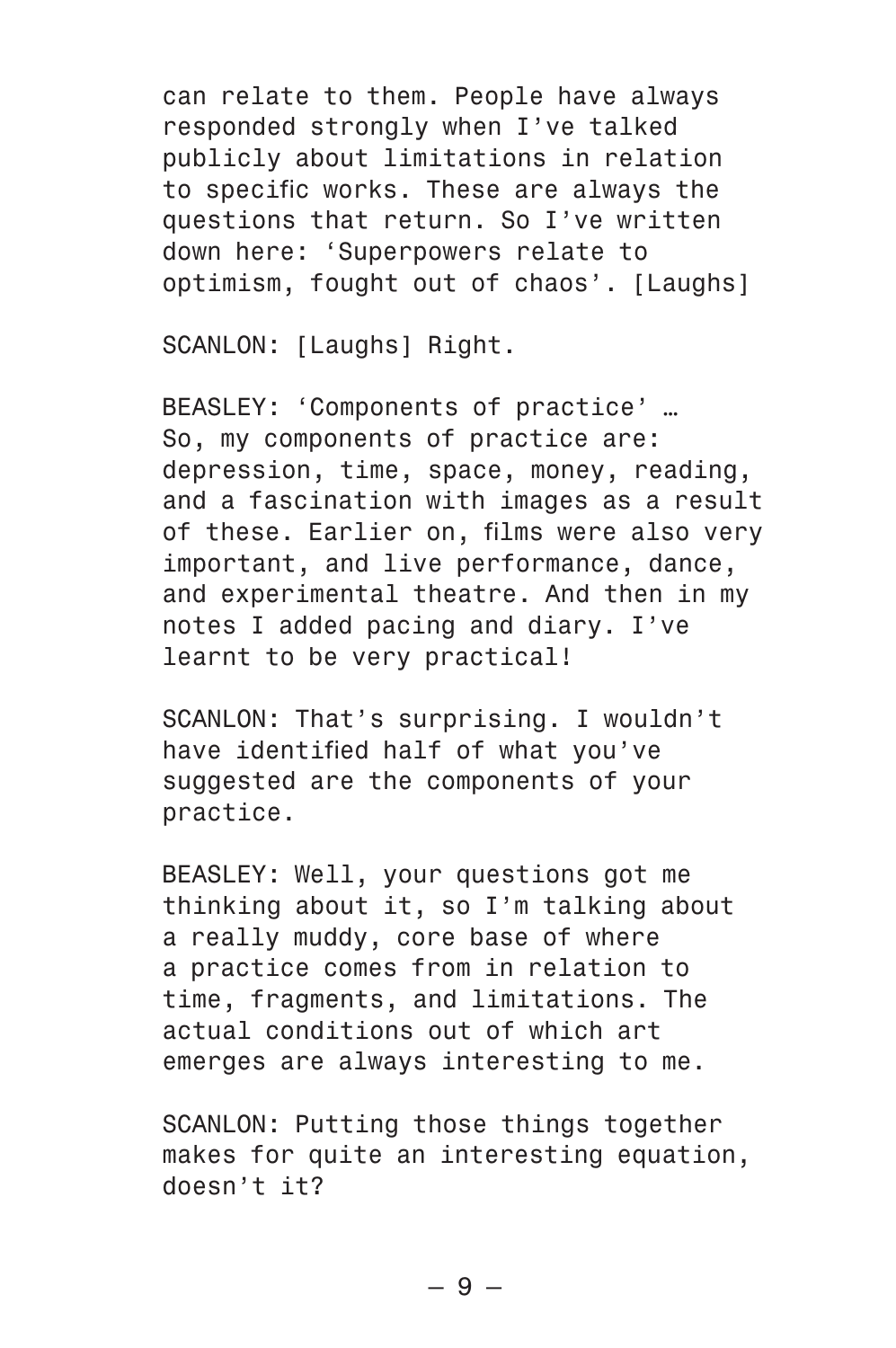can relate to them. People have always responded strongly when I've talked publicly about limitations in relation to specific works. These are always the questions that return. So I've written down here: 'Superpowers relate to optimism, fought out of chaos'. [Laughs]

SCANLON: [Laughs] Right.

BEASLEY: 'Components of practice' … So, my components of practice are: depression, time, space, money, reading, and a fascination with images as a result of these. Earlier on, films were also very important, and live performance, dance, and experimental theatre. And then in my notes I added pacing and diary. I've learnt to be very practical!

SCANLON: That's surprising. I wouldn't have identified half of what you've suggested are the components of your practice.

BEASLEY: Well, your questions got me thinking about it, so I'm talking about a really muddy, core base of where a practice comes from in relation to time, fragments, and limitations. The actual conditions out of which art emerges are always interesting to me.

SCANLON: Putting those things together makes for quite an interesting equation, doesn't it?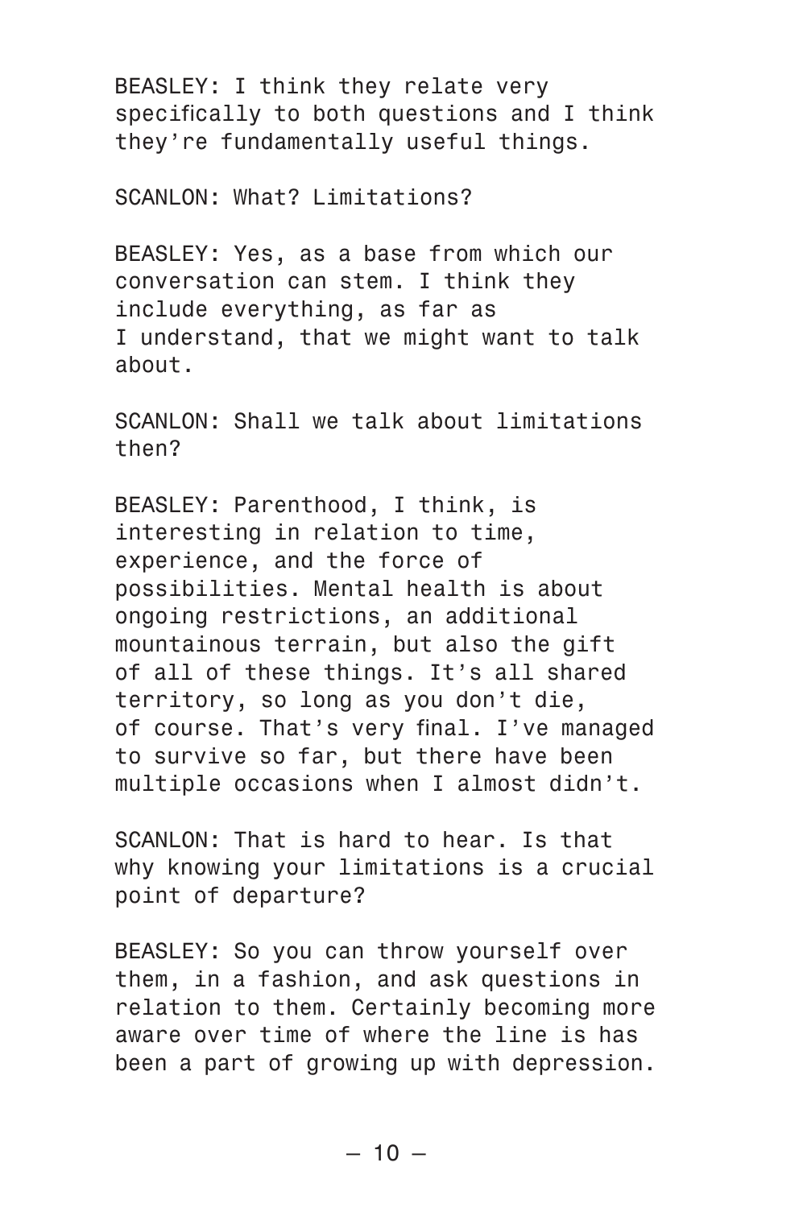BEASLEY: I think they relate very specifically to both questions and I think they're fundamentally useful things.

SCANLON: What? Limitations?

BEASLEY: Yes, as a base from which our conversation can stem. I think they include everything, as far as I understand, that we might want to talk about.

SCANLON: Shall we talk about limitations then?

BEASLEY: Parenthood, I think, is interesting in relation to time, experience, and the force of possibilities. Mental health is about ongoing restrictions, an additional mountainous terrain, but also the gift of all of these things. It's all shared territory, so long as you don't die, of course. That's very final. I've managed to survive so far, but there have been multiple occasions when I almost didn't.

SCANLON: That is hard to hear. Is that why knowing your limitations is a crucial point of departure?

BEASLEY: So you can throw yourself over them, in a fashion, and ask questions in relation to them. Certainly becoming more aware over time of where the line is has been a part of growing up with depression.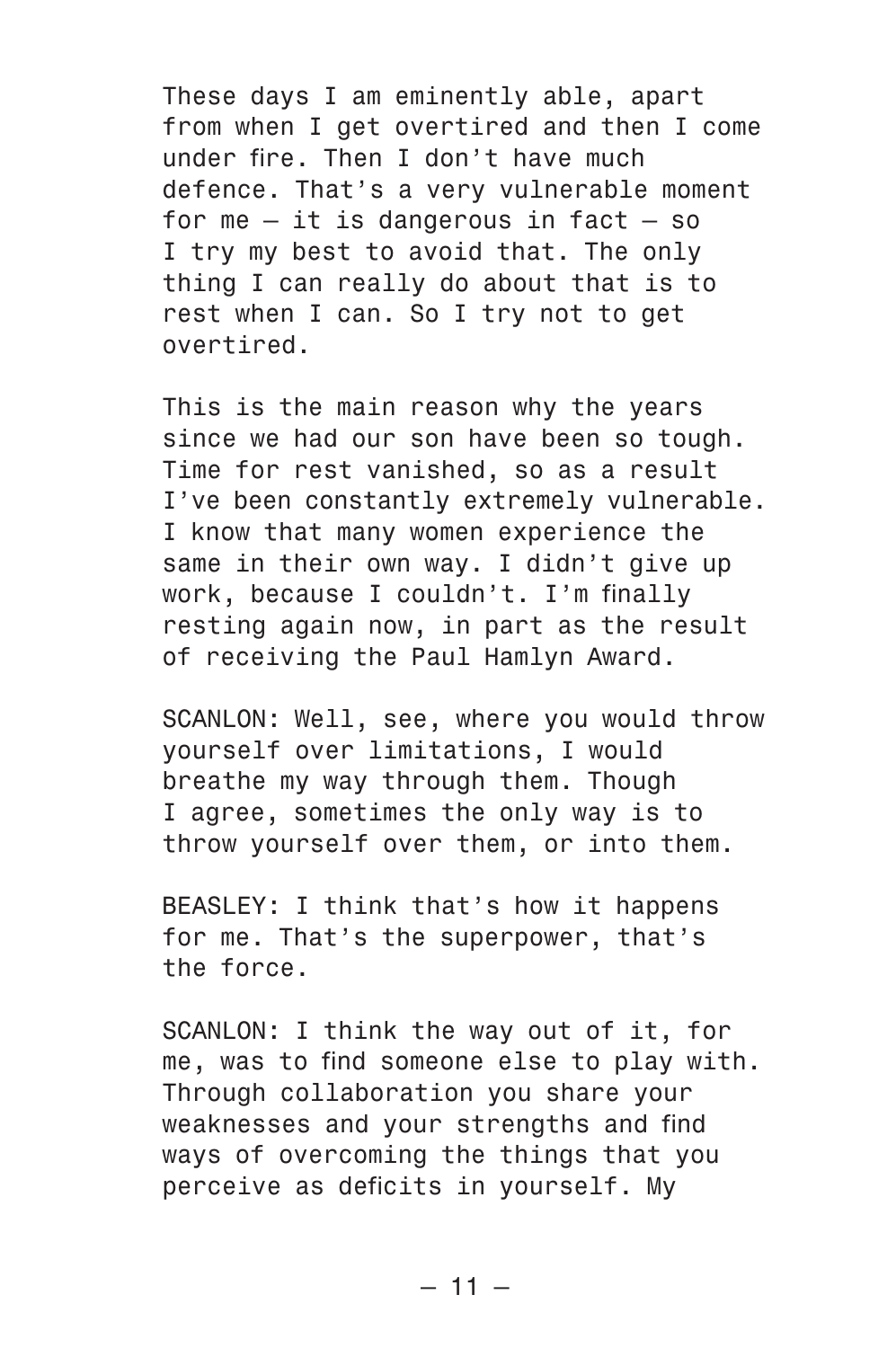These days I am eminently able, apart from when I get overtired and then I come under fire. Then I don't have much defence. That's a very vulnerable moment for me – it is dangerous in fact – so I try my best to avoid that. The only thing I can really do about that is to rest when I can. So I try not to get overtired.

This is the main reason why the years since we had our son have been so tough. Time for rest vanished, so as a result I've been constantly extremely vulnerable. I know that many women experience the same in their own way. I didn't give up work, because I couldn't. I'm finally resting again now, in part as the result of receiving the Paul Hamlyn Award.

SCANLON: Well, see, where you would throw yourself over limitations, I would breathe my way through them. Though I agree, sometimes the only way is to throw yourself over them, or into them.

BEASLEY: I think that's how it happens for me. That's the superpower, that's the force.

SCANLON: I think the way out of it, for me, was to find someone else to play with. Through collaboration you share your weaknesses and your strengths and find ways of overcoming the things that you perceive as deficits in yourself. My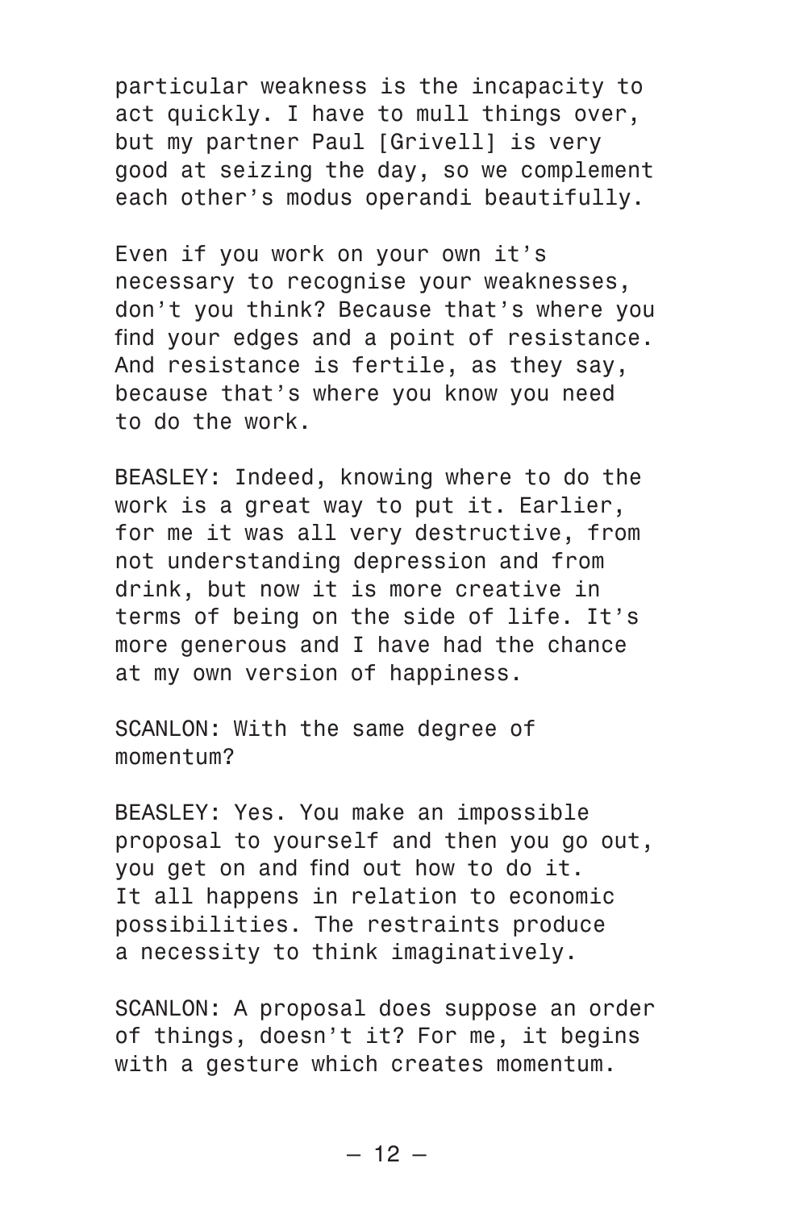particular weakness is the incapacity to act quickly. I have to mull things over, but my partner Paul [Grivell] is very good at seizing the day, so we complement each other's modus operandi beautifully.

Even if you work on your own it's necessary to recognise your weaknesses, don't you think? Because that's where you find your edges and a point of resistance. And resistance is fertile, as they say, because that's where you know you need to do the work.

BEASLEY: Indeed, knowing where to do the work is a great way to put it. Earlier, for me it was all very destructive, from not understanding depression and from drink, but now it is more creative in terms of being on the side of life. It's more generous and I have had the chance at my own version of happiness.

SCANLON: With the same degree of momentum?

BEASLEY: Yes. You make an impossible proposal to yourself and then you go out, you get on and find out how to do it. It all happens in relation to economic possibilities. The restraints produce a necessity to think imaginatively.

SCANLON: A proposal does suppose an order of things, doesn't it? For me, it begins with a gesture which creates momentum.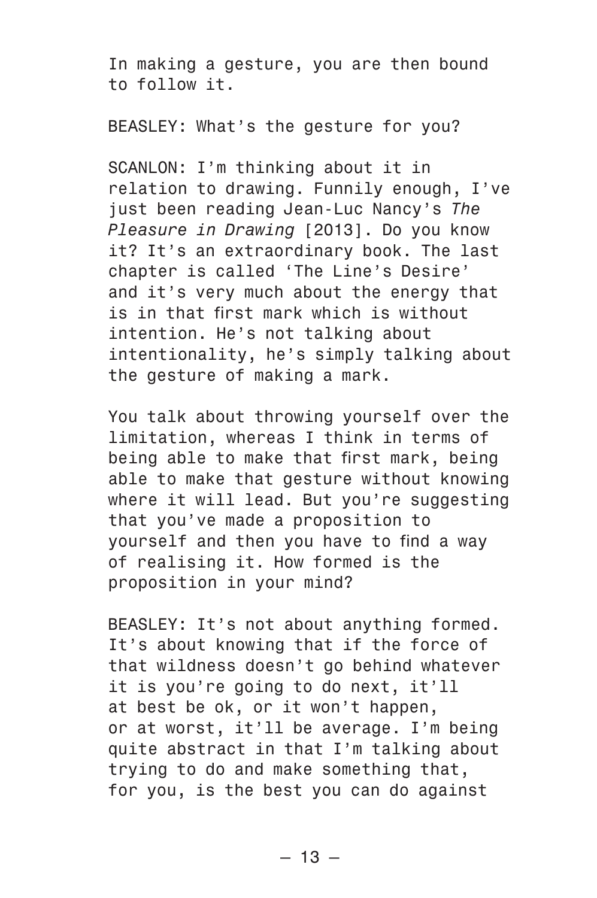In making a gesture, you are then bound to follow it.

BEASLEY: What's the gesture for you?

SCANLON: I'm thinking about it in relation to drawing. Funnily enough, I've just been reading Jean-Luc Nancy's *The Pleasure in Drawing* [2013]. Do you know it? It's an extraordinary book. The last chapter is called 'The Line's Desire' and it's very much about the energy that is in that first mark which is without intention. He's not talking about intentionality, he's simply talking about the gesture of making a mark.

You talk about throwing yourself over the limitation, whereas I think in terms of being able to make that first mark, being able to make that gesture without knowing where it will lead. But you're suggesting that you've made a proposition to yourself and then you have to find a way of realising it. How formed is the proposition in your mind?

BEASLEY: It's not about anything formed. It's about knowing that if the force of that wildness doesn't go behind whatever it is you're going to do next, it'll at best be ok, or it won't happen, or at worst, it'll be average. I'm being quite abstract in that I'm talking about trying to do and make something that, for you, is the best you can do against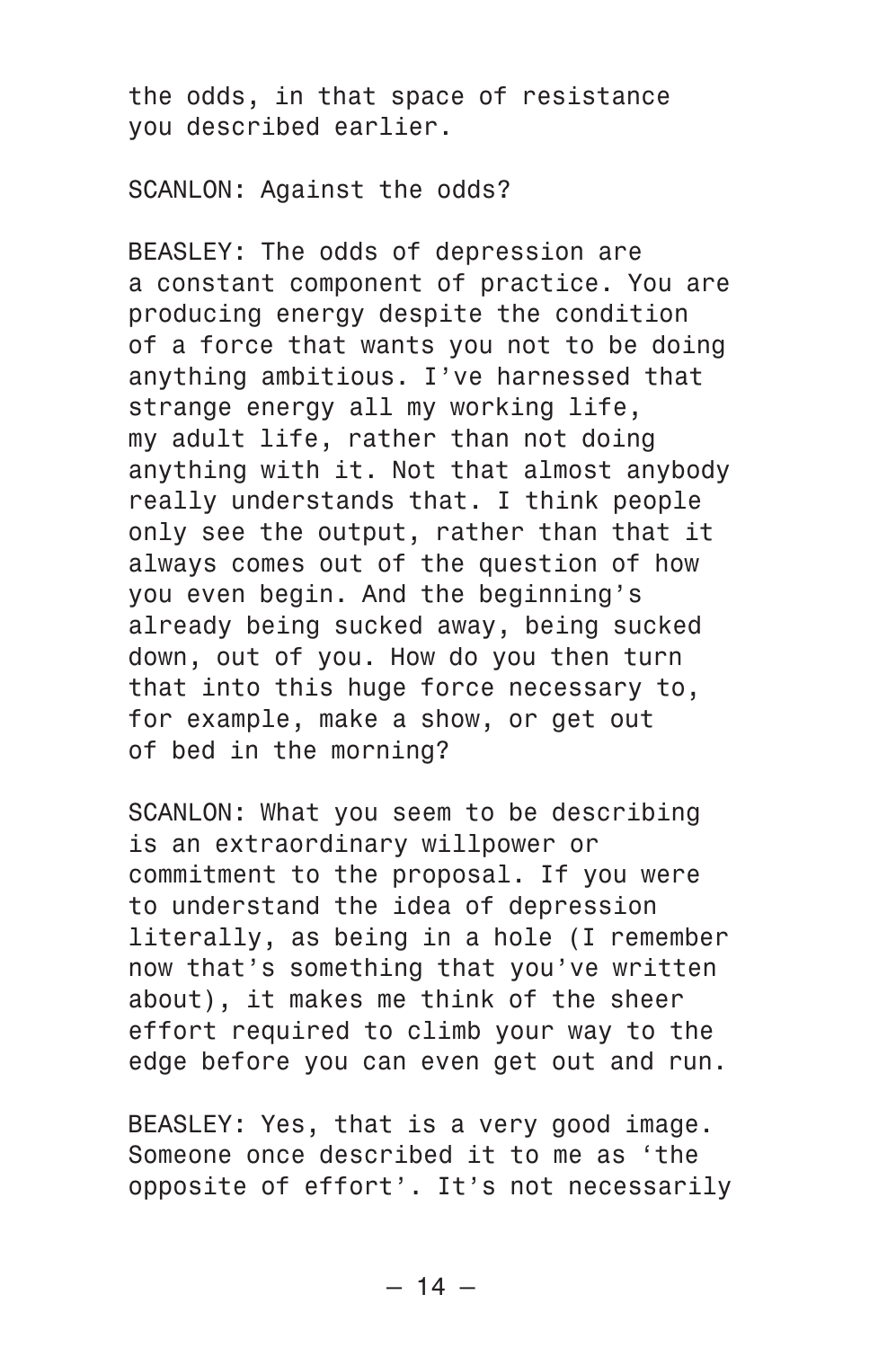the odds, in that space of resistance you described earlier.

SCANLON: Against the odds?

BEASLEY: The odds of depression are a constant component of practice. You are producing energy despite the condition of a force that wants you not to be doing anything ambitious. I've harnessed that strange energy all my working life, my adult life, rather than not doing anything with it. Not that almost anybody really understands that. I think people only see the output, rather than that it always comes out of the question of how you even begin. And the beginning's already being sucked away, being sucked down, out of you. How do you then turn that into this huge force necessary to, for example, make a show, or get out of bed in the morning?

SCANLON: What you seem to be describing is an extraordinary willpower or commitment to the proposal. If you were to understand the idea of depression literally, as being in a hole (I remember now that's something that you've written about), it makes me think of the sheer effort required to climb your way to the edge before you can even get out and run.

BEASLEY: Yes, that is a very good image. Someone once described it to me as 'the opposite of effort'. It's not necessarily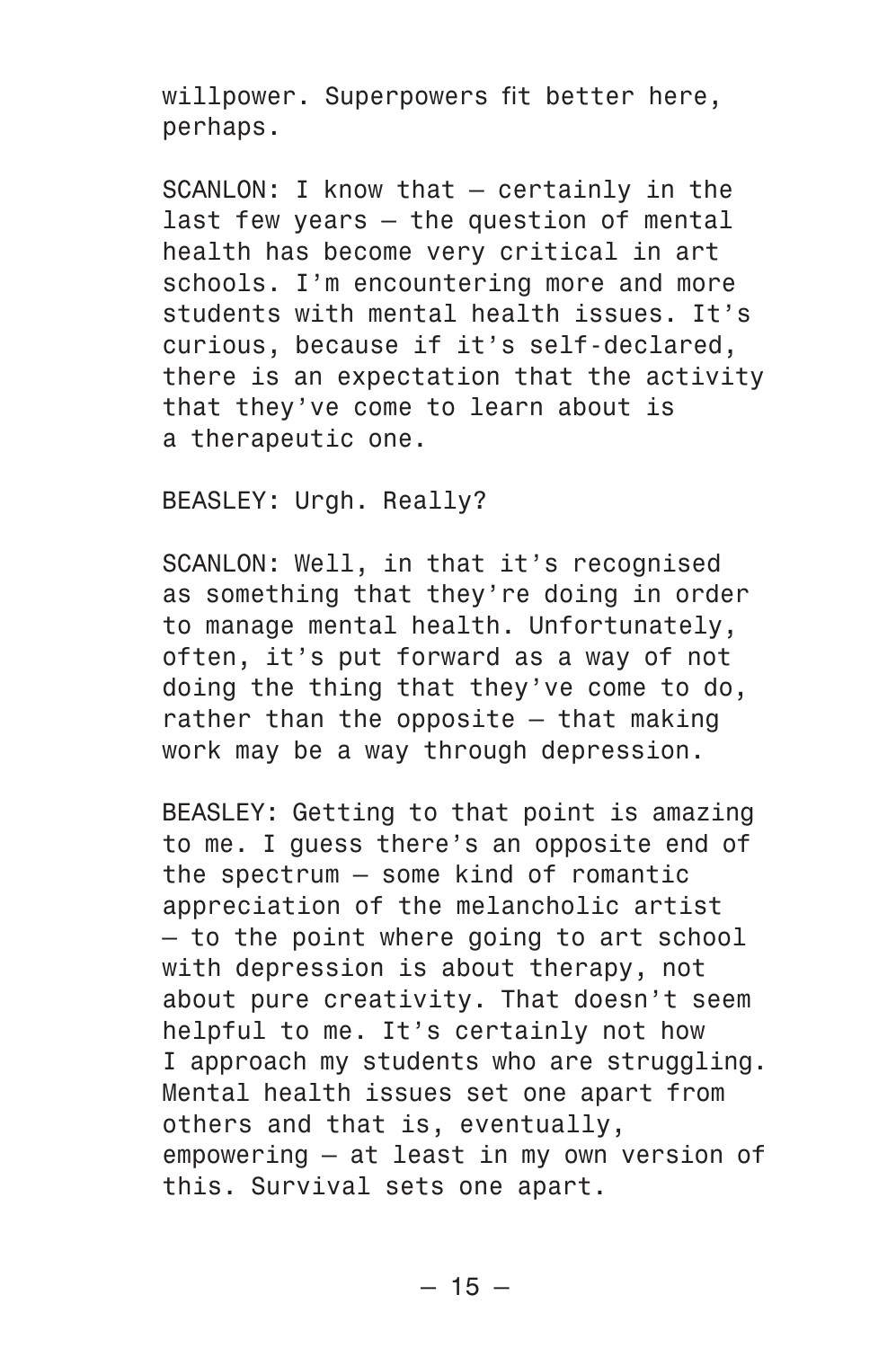willpower. Superpowers fit better here, perhaps.

SCANLON: I know that — certainly in the last few years — the question of mental health has become very critical in art schools. I'm encountering more and more students with mental health issues. It's curious, because if it's self-declared, there is an expectation that the activity that they've come to learn about is a therapeutic one.

BEASLEY: Urgh. Really?

SCANLON: Well, in that it's recognised as something that they're doing in order to manage mental health. Unfortunately, often, it's put forward as a way of not doing the thing that they've come to do, rather than the opposite — that making work may be a way through depression.

BEASLEY: Getting to that point is amazing to me. I guess there's an opposite end of the spectrum — some kind of romantic appreciation of the melancholic artist — to the point where going to art school with depression is about therapy, not about pure creativity. That doesn't seem helpful to me. It's certainly not how I approach my students who are struggling. Mental health issues set one apart from others and that is, eventually, empowering — at least in my own version of this. Survival sets one apart.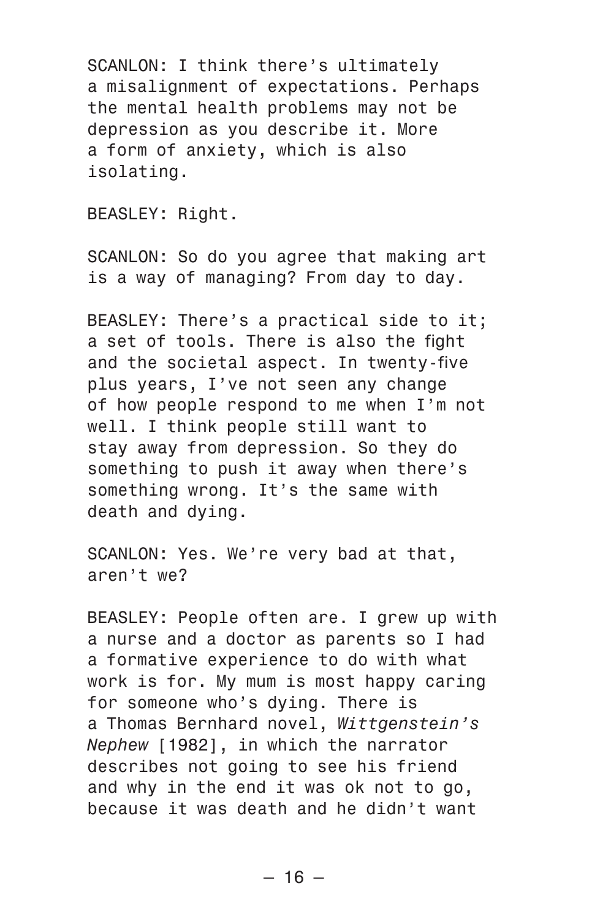SCANLON: I think there's ultimately a misalignment of expectations. Perhaps the mental health problems may not be depression as you describe it. More a form of anxiety, which is also isolating.

BEASLEY: Right.

SCANLON: So do you agree that making art is a way of managing? From day to day.

BEASLEY: There's a practical side to it; a set of tools. There is also the fight and the societal aspect. In twenty-five plus years, I've not seen any change of how people respond to me when I'm not well. I think people still want to stay away from depression. So they do something to push it away when there's something wrong. It's the same with death and dying.

SCANLON: Yes. We're very bad at that, aren't we?

BEASLEY: People often are. I grew up with a nurse and a doctor as parents so I had a formative experience to do with what work is for. My mum is most happy caring for someone who's dying. There is a Thomas Bernhard novel, *Wittgenstein's Nephew* [1982], in which the narrator describes not going to see his friend and why in the end it was ok not to go, because it was death and he didn't want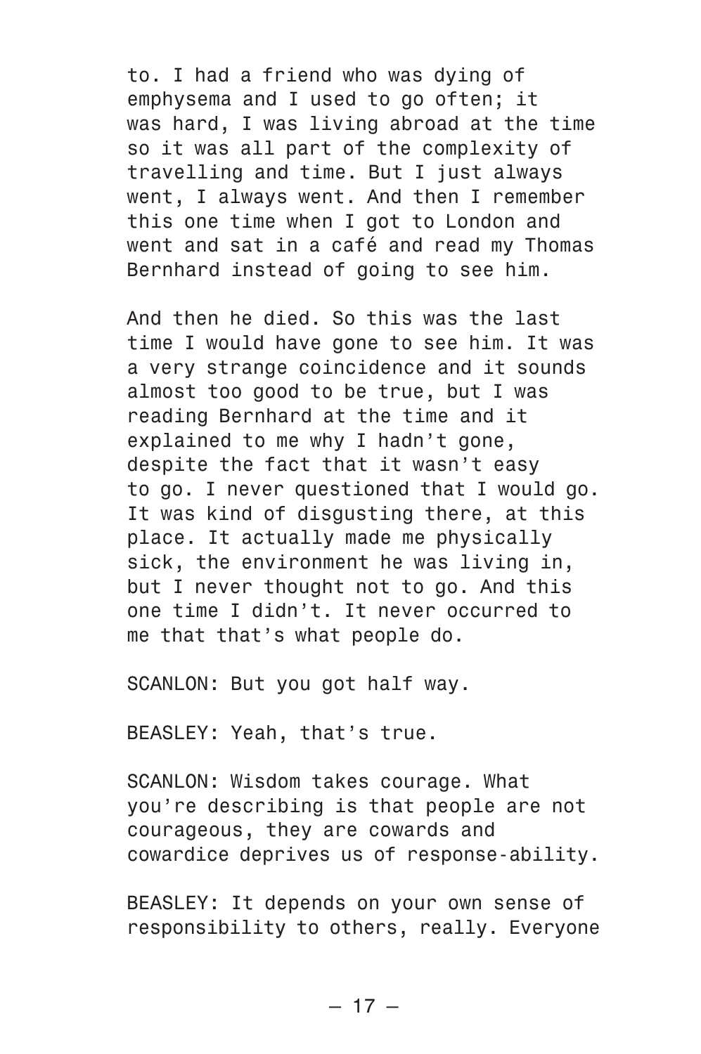to. I had a friend who was dying of emphysema and I used to go often; it was hard, I was living abroad at the time so it was all part of the complexity of travelling and time. But I just always went, I always went. And then I remember this one time when I got to London and went and sat in a café and read my Thomas Bernhard instead of going to see him.

And then he died. So this was the last time I would have gone to see him. It was a very strange coincidence and it sounds almost too good to be true, but I was reading Bernhard at the time and it explained to me why I hadn't gone, despite the fact that it wasn't easy to go. I never questioned that I would go. It was kind of disgusting there, at this place. It actually made me physically sick, the environment he was living in, but I never thought not to go. And this one time I didn't. It never occurred to me that that's what people do.

SCANLON: But you got half way.

BEASLEY: Yeah, that's true.

SCANLON: Wisdom takes courage. What you're describing is that people are not courageous, they are cowards and cowardice deprives us of response-ability.

BEASLEY: It depends on your own sense of responsibility to others, really. Everyone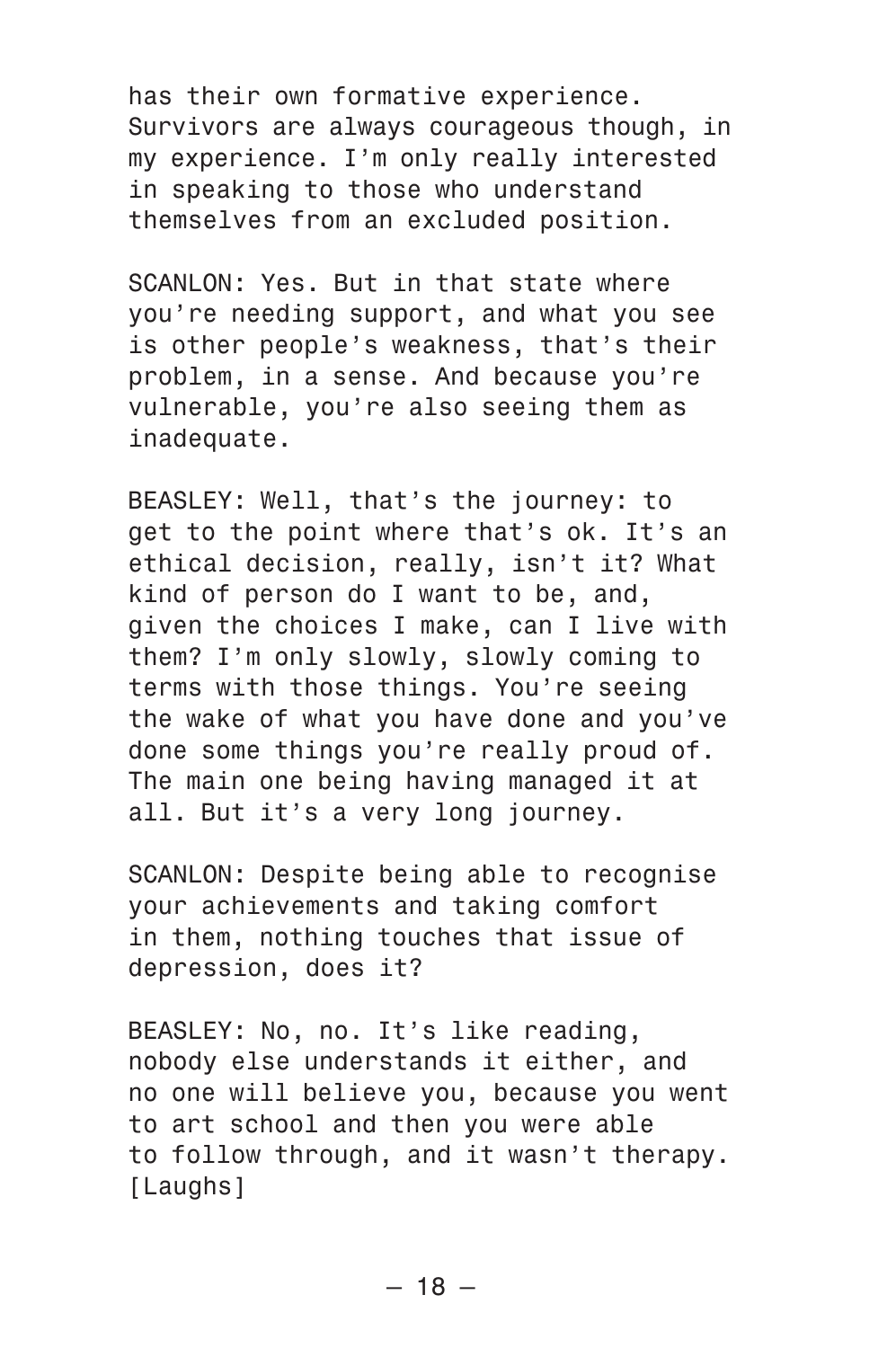has their own formative experience. Survivors are always courageous though, in my experience. I'm only really interested in speaking to those who understand themselves from an excluded position.

SCANLON: Yes. But in that state where you're needing support, and what you see is other people's weakness, that's their problem, in a sense. And because you're vulnerable, you're also seeing them as inadequate.

BEASLEY: Well, that's the journey: to get to the point where that's ok. It's an ethical decision, really, isn't it? What kind of person do I want to be, and, given the choices I make, can I live with them? I'm only slowly, slowly coming to terms with those things. You're seeing the wake of what you have done and you've done some things you're really proud of. The main one being having managed it at all. But it's a very long journey.

SCANLON: Despite being able to recognise your achievements and taking comfort in them, nothing touches that issue of depression, does it?

BEASLEY: No, no. It's like reading, nobody else understands it either, and no one will believe you, because you went to art school and then you were able to follow through, and it wasn't therapy. [Laughs]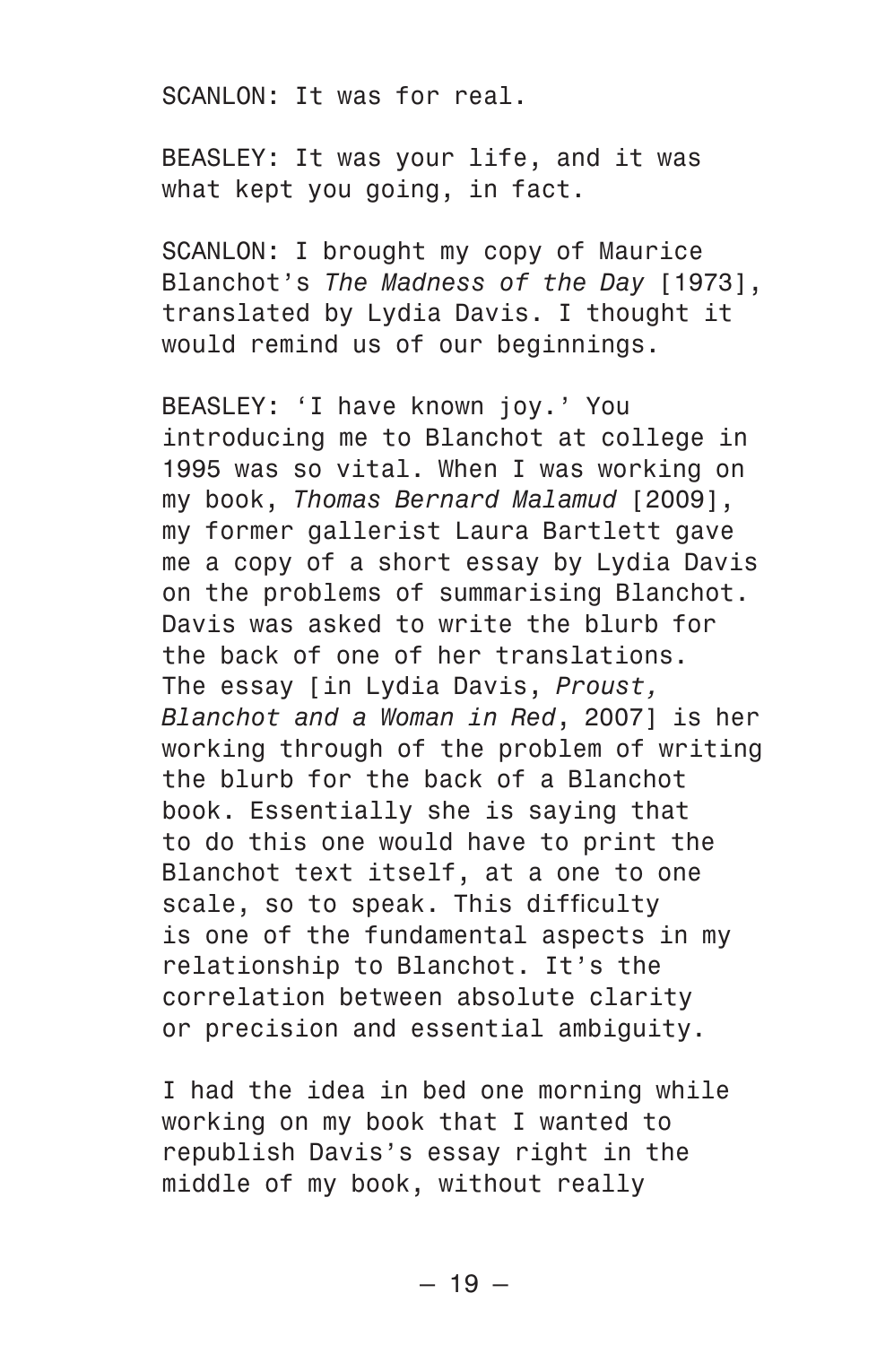SCANLON: It was for real.

BEASLEY: It was your life, and it was what kept you going, in fact.

SCANLON: I brought my copy of Maurice Blanchot's *The Madness of the Day* [1973], translated by Lydia Davis. I thought it would remind us of our beginnings.

BEASLEY: 'I have known joy.' You introducing me to Blanchot at college in 1995 was so vital. When I was working on my book, *Thomas Bernard Malamud* [2009], my former gallerist Laura Bartlett gave me a copy of a short essay by Lydia Davis on the problems of summarising Blanchot. Davis was asked to write the blurb for the back of one of her translations. The essay [in Lydia Davis, *Proust, Blanchot and a Woman in Red*, 2007] is her working through of the problem of writing the blurb for the back of a Blanchot book. Essentially she is saying that to do this one would have to print the Blanchot text itself, at a one to one scale, so to speak. This difficulty is one of the fundamental aspects in my relationship to Blanchot. It's the correlation between absolute clarity or precision and essential ambiguity.

I had the idea in bed one morning while working on my book that I wanted to republish Davis's essay right in the middle of my book, without really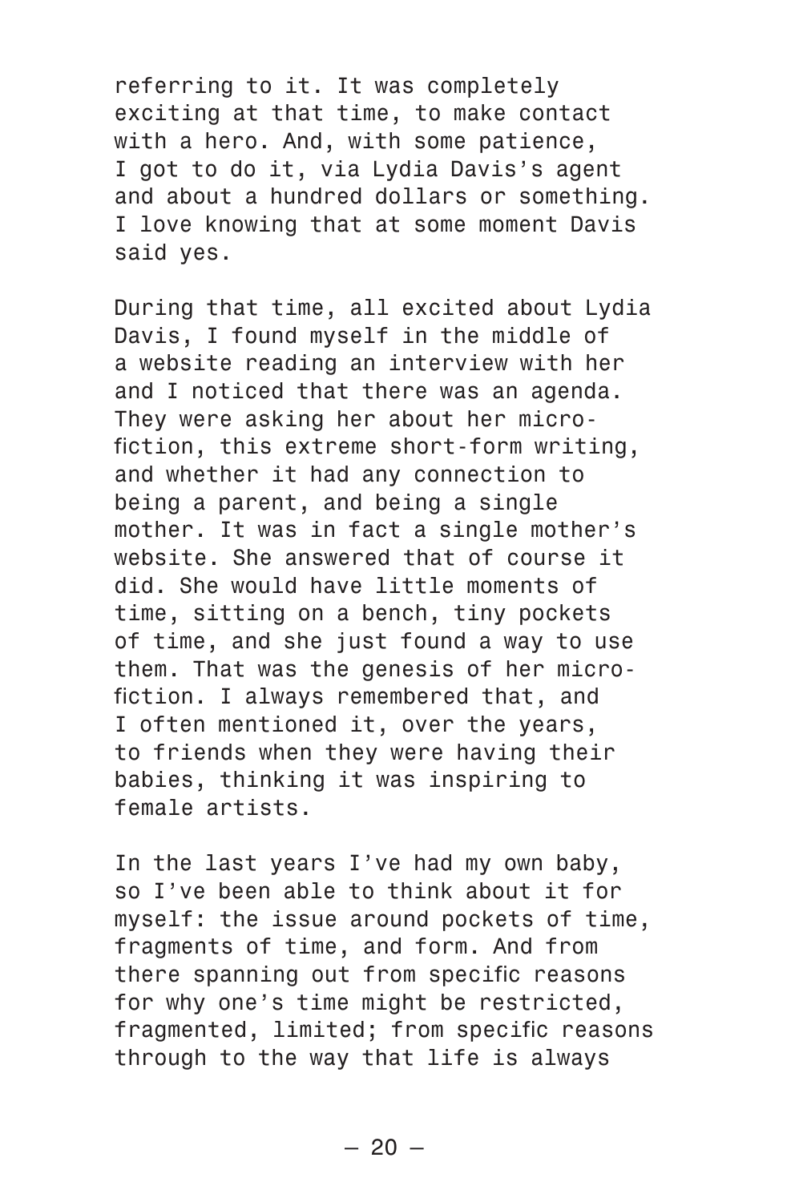referring to it. It was completely exciting at that time, to make contact with a hero. And, with some patience, I got to do it, via Lydia Davis's agent and about a hundred dollars or something. I love knowing that at some moment Davis said yes.

During that time, all excited about Lydia Davis, I found myself in the middle of a website reading an interview with her and I noticed that there was an agenda. They were asking her about her micro-fiction, this extreme short-form writing, and whether it had any connection to being a parent, and being a single mother. It was in fact a single mother's website. She answered that of course it did. She would have little moments of time, sitting on a bench, tiny pockets of time, and she just found a way to use them. That was the genesis of her micro-fiction. I always remembered that, and I often mentioned it, over the years, to friends when they were having their babies, thinking it was inspiring to female artists.

In the last years I've had my own baby, so I've been able to think about it for myself: the issue around pockets of time, fragments of time, and form. And from there spanning out from specific reasons for why one's time might be restricted, fragmented, limited; from specific reasons through to the way that life is always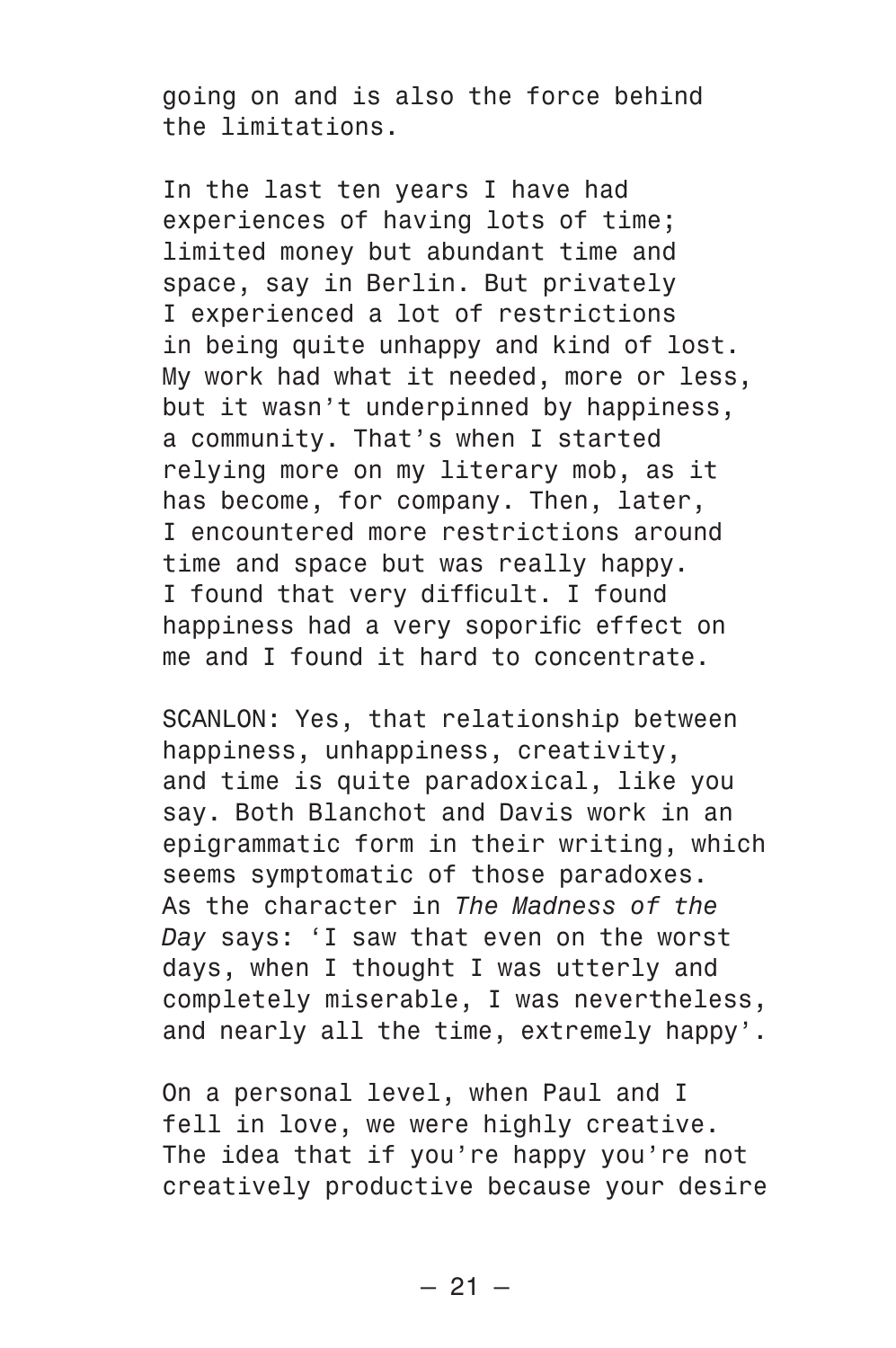going on and is also the force behind the limitations.

In the last ten years I have had experiences of having lots of time; limited money but abundant time and space, say in Berlin. But privately I experienced a lot of restrictions in being quite unhappy and kind of lost. My work had what it needed, more or less, but it wasn't underpinned by happiness, a community. That's when I started relying more on my literary mob, as it has become, for company. Then, later, I encountered more restrictions around time and space but was really happy. I found that very difficult. I found happiness had a very soporific effect on me and I found it hard to concentrate.

SCANLON: Yes, that relationship between happiness, unhappiness, creativity, and time is quite paradoxical, like you say. Both Blanchot and Davis work in an epigrammatic form in their writing, which seems symptomatic of those paradoxes. As the character in *The Madness of the Day* says: 'I saw that even on the worst days, when I thought I was utterly and completely miserable, I was nevertheless, and nearly all the time, extremely happy'.

On a personal level, when Paul and I fell in love, we were highly creative. The idea that if you're happy you're not creatively productive because your desire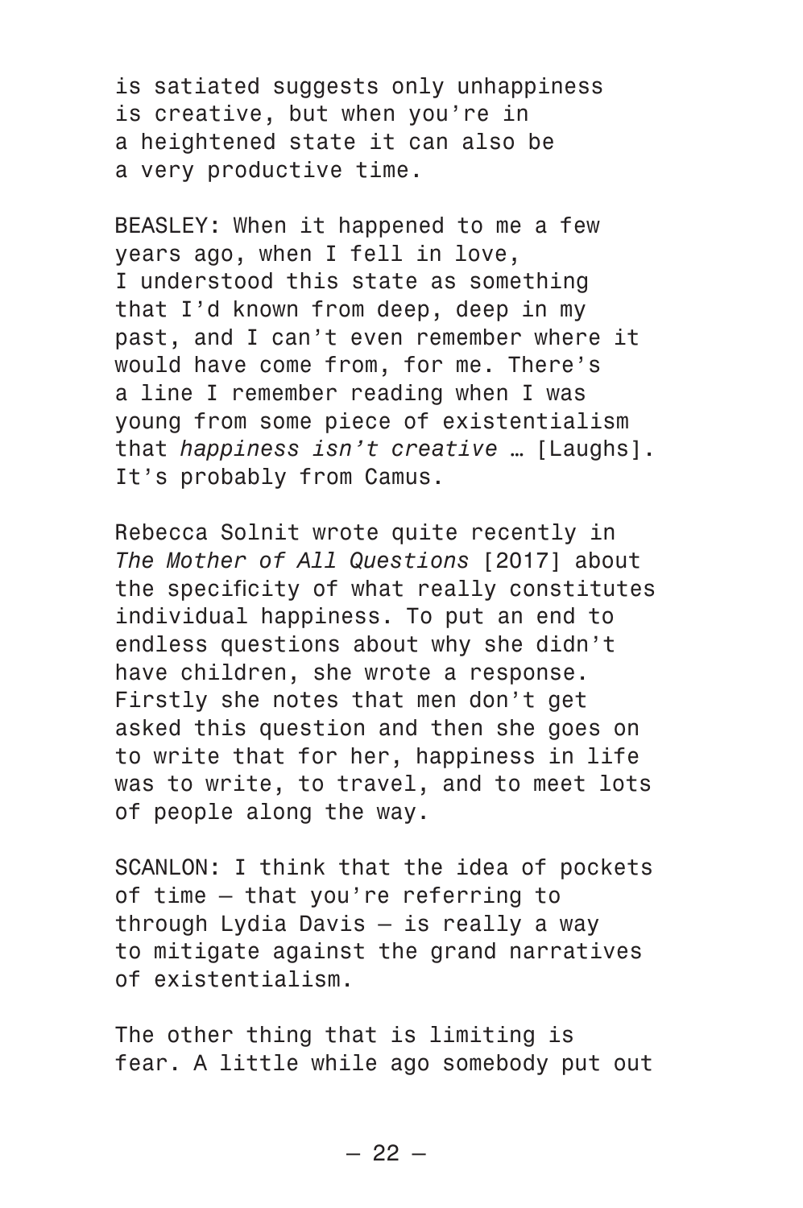is satiated suggests only unhappiness is creative, but when you're in a heightened state it can also be a very productive time.

BEASLEY: When it happened to me a few years ago, when I fell in love, I understood this state as something that I'd known from deep, deep in my past, and I can't even remember where it would have come from, for me. There's a line I remember reading when I was young from some piece of existentialism that *happiness isn't creative* … [Laughs]. It's probably from Camus.

Rebecca Solnit wrote quite recently in *The Mother of All Questions* [2017] about the specificity of what really constitutes individual happiness. To put an end to endless questions about why she didn't have children, she wrote a response. Firstly she notes that men don't get asked this question and then she goes on to write that for her, happiness in life was to write, to travel, and to meet lots of people along the way.

SCANLON: I think that the idea of pockets of time – that you're referring to through Lydia Davis – is really a way to mitigate against the grand narratives of existentialism.

The other thing that is limiting is fear. A little while ago somebody put out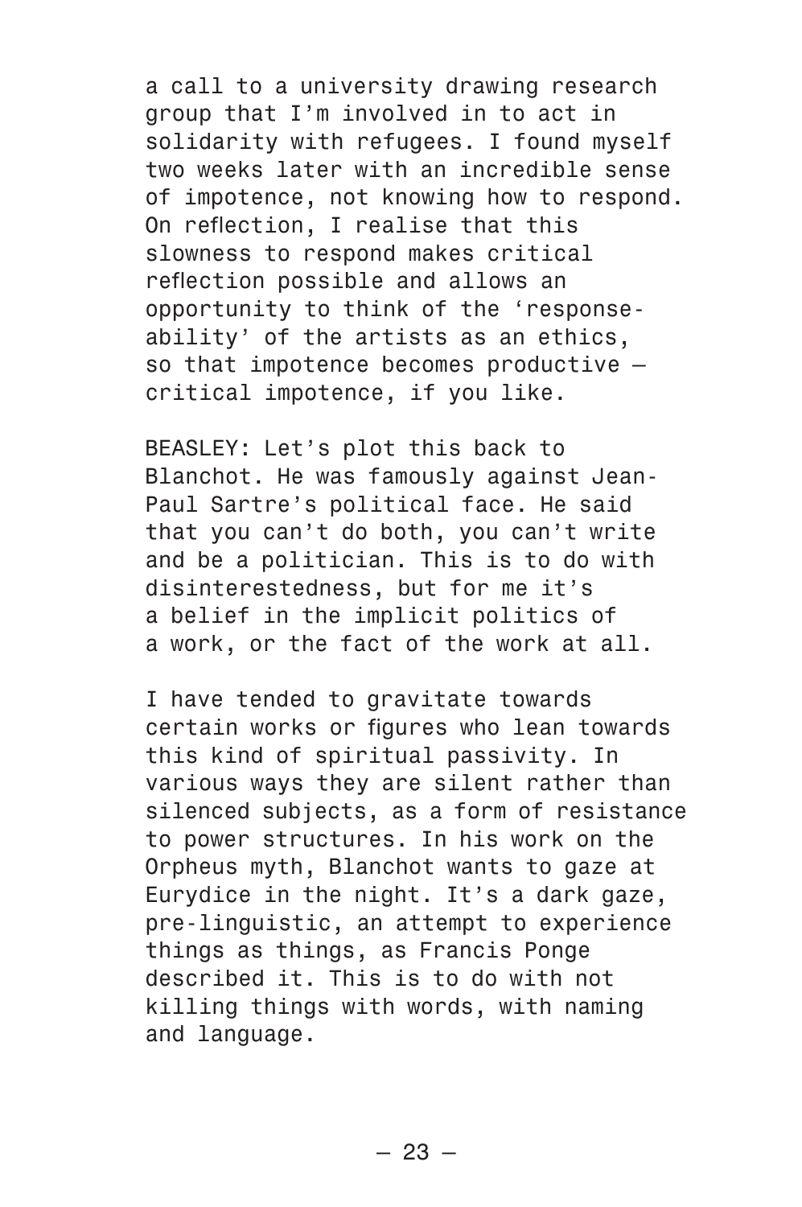a call to a university drawing research group that I'm involved in to act in solidarity with refugees. I found myself two weeks later with an incredible sense of impotence, not knowing how to respond. On reflection, I realise that this slowness to respond makes critical reflection possible and allows an opportunity to think of the 'response-ability' of the artists as an ethics, so that impotence becomes productive — critical impotence, if you like.

BEASLEY: Let's plot this back to Blanchot. He was famously against Jean-Paul Sartre's political face. He said that you can't do both, you can't write and be a politician. This is to do with disinterestedness, but for me it's a belief in the implicit politics of a work, or the fact of the work at all.

I have tended to gravitate towards certain works or figures who lean towards this kind of spiritual passivity. In various ways they are silent rather than silenced subjects, as a form of resistance to power structures. In his work on the Orpheus myth, Blanchot wants to gaze at Eurydice in the night. It's a dark gaze, pre-linguistic, an attempt to experience things as things, as Francis Ponge described it. This is to do with not killing things with words, with naming and language.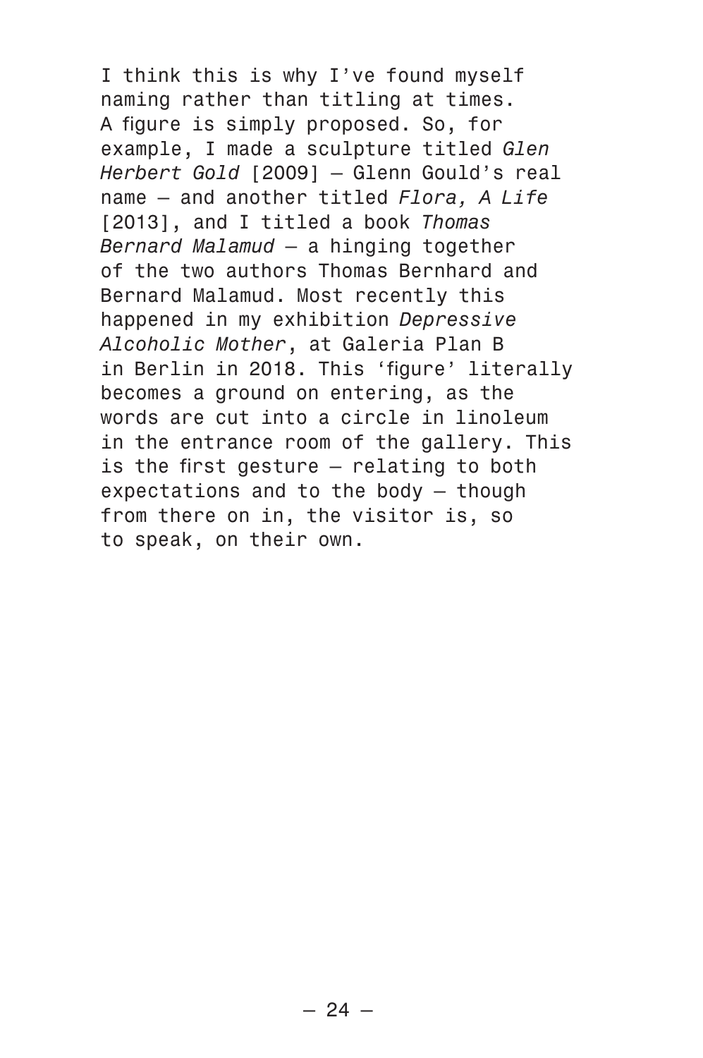I think this is why I've found myself naming rather than titling at times. A figure is simply proposed. So, for example, I made a sculpture titled *Glen Herbert Gold* [2009] – Glenn Gould's real name – and another titled *Flora, A Life* [2013], and I titled a book *Thomas Bernard Malamud* – a hinging together of the two authors Thomas Bernhard and Bernard Malamud. Most recently this happened in my exhibition *Depressive Alcoholic Mother*, at Galeria Plan B in Berlin in 2018. This 'figure' literally becomes a ground on entering, as the words are cut into a circle in linoleum in the entrance room of the gallery. This is the first gesture – relating to both expectations and to the body – though from there on in, the visitor is, so to speak, on their own.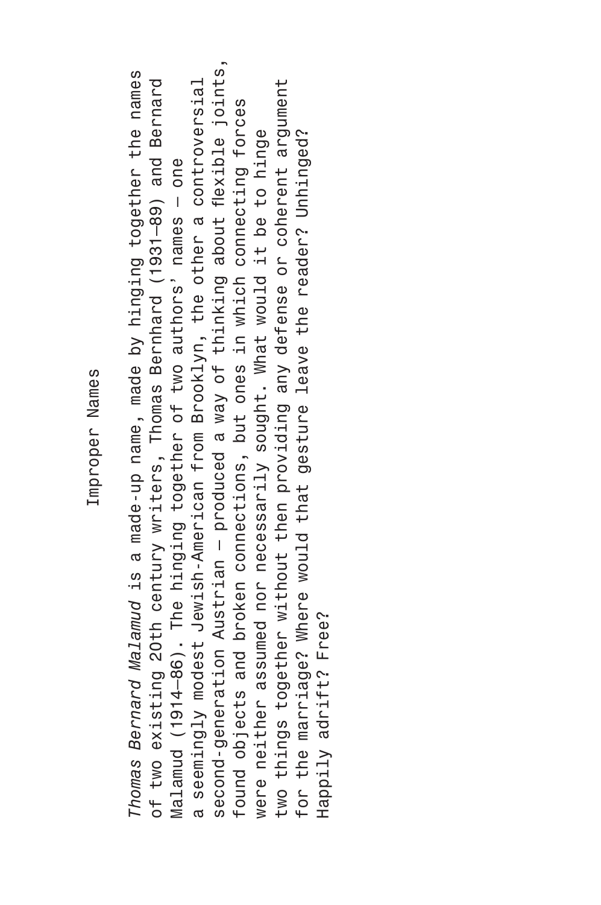# Improper Names

*Thomas Bernard Malamud* is a made-up name, made by hinging together the names of two existing 20th century writers, Thomas Bernhard (1931–89) and Bernard Malamud (1914–86). The hinging together of two authors' names – one a seemingly modest Jewish-American from Brooklyn, the other a controversial second-generation Austrian – produced a way of thinking about flexible joints, found objects and broken connections, but ones in which connecting forces were neither assumed nor necessarily sought. What would it be to hinge two things together without then providing any defense or coherent argument for the marriage? Where would that gesture leave the reader? Unhinged? Happily adrift? Free?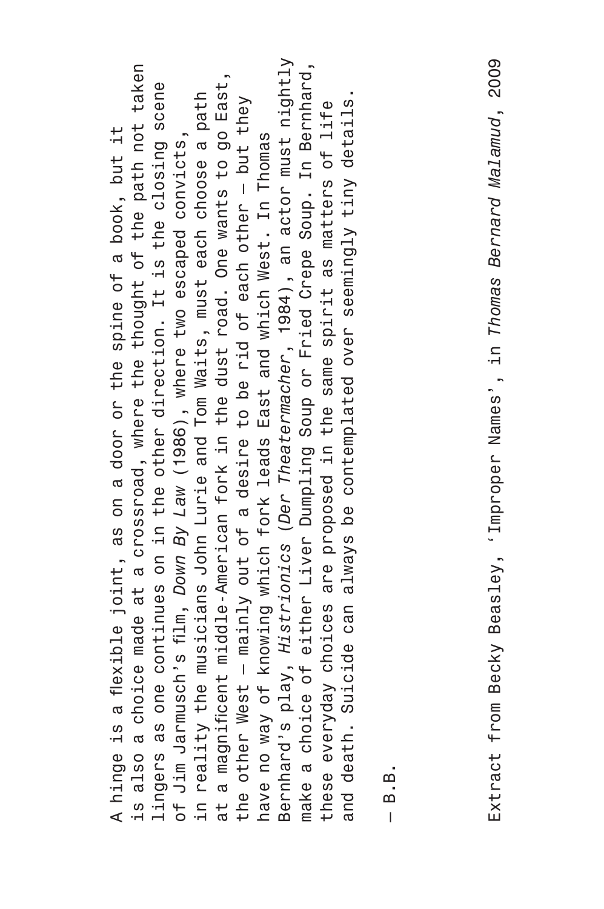A hinge is a flexible joint, as on a door or the spine of a book, but it is also a choice made at a crossroad, where the thought of the path not taken lingers as one continues on in the other direction. It is the closing scene of Jim Jarmusch's film, *Down By Law* (1986), where two escaped convicts, in reality the musicians John Lurie and Tom Waits, must each choose a path at a magnificent middle-American fork in the dust road. One wants to go East, the other West – mainly out of a desire to be rid of each other – but they have no way of knowing which fork leads East and which West. In Thomas Bernhard's play, *Histrionics* (*Der Theatermacher*, 1984), an actor must nightly make a choice of either Liver Dumpling Soup or Fried Crepe Soup. In Bernhard, these everyday choices are proposed in the same spirit as matters of life and death. Suicide can always be contemplated over seemingly tiny details.

– B.B.

Extract from Becky Beasley, 'Improper Names', in *Thomas Bernard Malamud*, 2009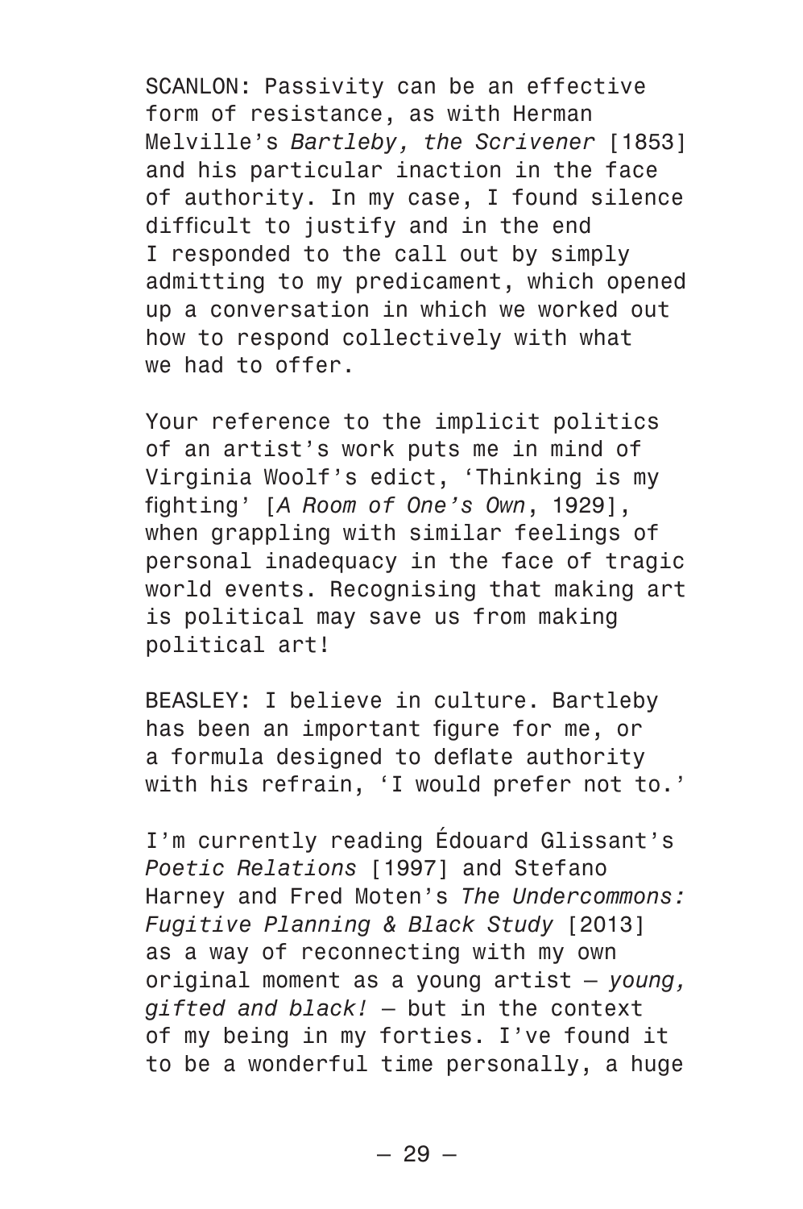SCANLON: Passivity can be an effective form of resistance, as with Herman Melville's *Bartleby, the Scrivener* [1853] and his particular inaction in the face of authority. In my case, I found silence difficult to justify and in the end I responded to the call out by simply admitting to my predicament, which opened up a conversation in which we worked out how to respond collectively with what we had to offer.

Your reference to the implicit politics of an artist's work puts me in mind of Virginia Woolf's edict, 'Thinking is my fighting' [*A Room of One's Own*, 1929], when grappling with similar feelings of personal inadequacy in the face of tragic world events. Recognising that making art is political may save us from making political art!

BEASLEY: I believe in culture. Bartleby has been an important figure for me, or a formula designed to deflate authority with his refrain, 'I would prefer not to.'

I'm currently reading Édouard Glissant's *Poetic Relations* [1997] and Stefano Harney and Fred Moten's *The Undercommons: Fugitive Planning & Black Study* [2013] as a way of reconnecting with my own original moment as a young artist – *young, gifted and black!* – but in the context of my being in my forties. I've found it to be a wonderful time personally, a huge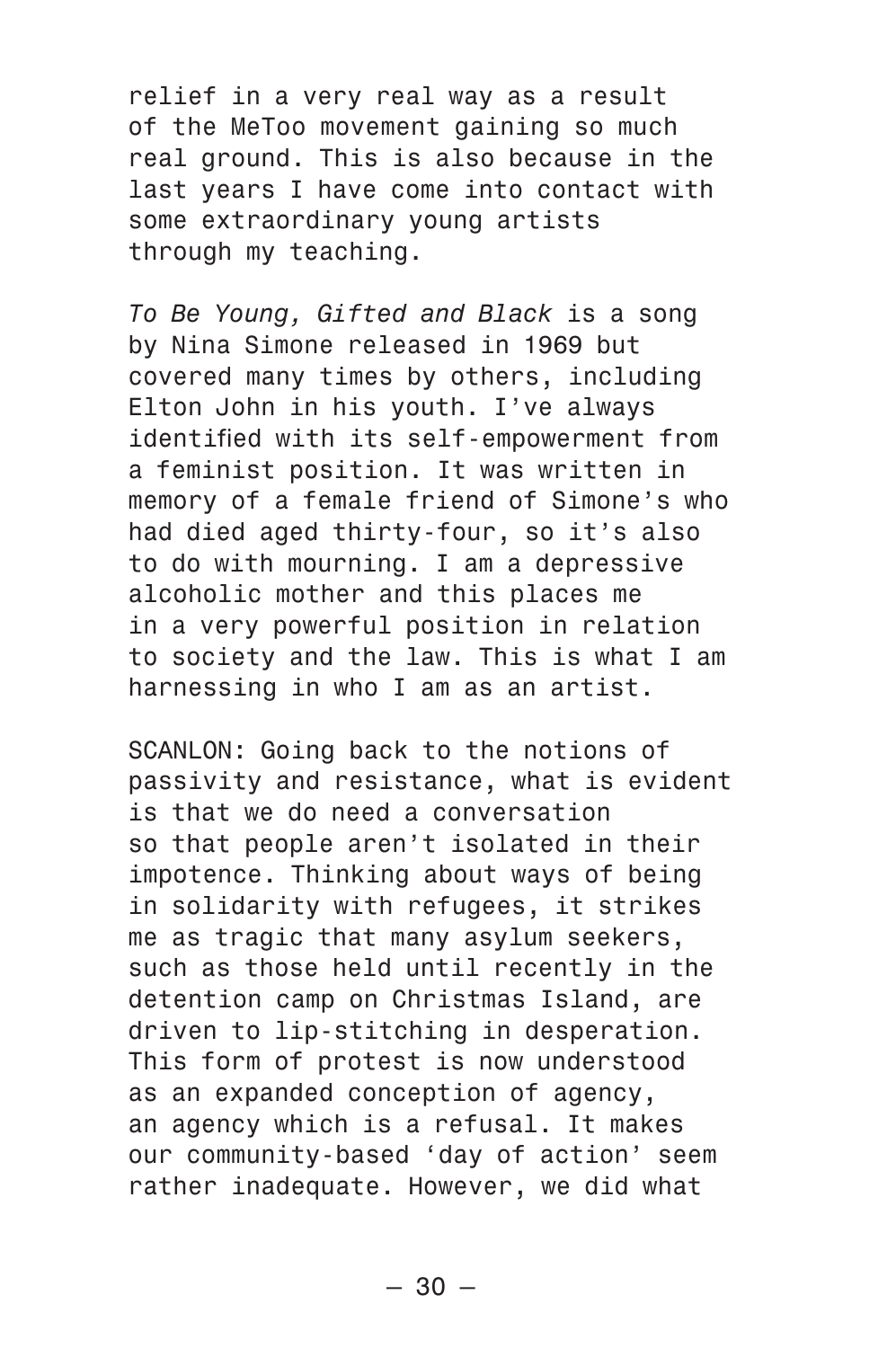relief in a very real way as a result of the MeToo movement gaining so much real ground. This is also because in the last years I have come into contact with some extraordinary young artists through my teaching.

*To Be Young, Gifted and Black* is a song by Nina Simone released in 1969 but covered many times by others, including Elton John in his youth. I've always identified with its self-empowerment from a feminist position. It was written in memory of a female friend of Simone's who had died aged thirty-four, so it's also to do with mourning. I am a depressive alcoholic mother and this places me in a very powerful position in relation to society and the law. This is what I am harnessing in who I am as an artist.

SCANLON: Going back to the notions of passivity and resistance, what is evident is that we do need a conversation so that people aren't isolated in their impotence. Thinking about ways of being in solidarity with refugees, it strikes me as tragic that many asylum seekers, such as those held until recently in the detention camp on Christmas Island, are driven to lip-stitching in desperation. This form of protest is now understood as an expanded conception of agency, an agency which is a refusal. It makes our community-based 'day of action' seem rather inadequate. However, we did what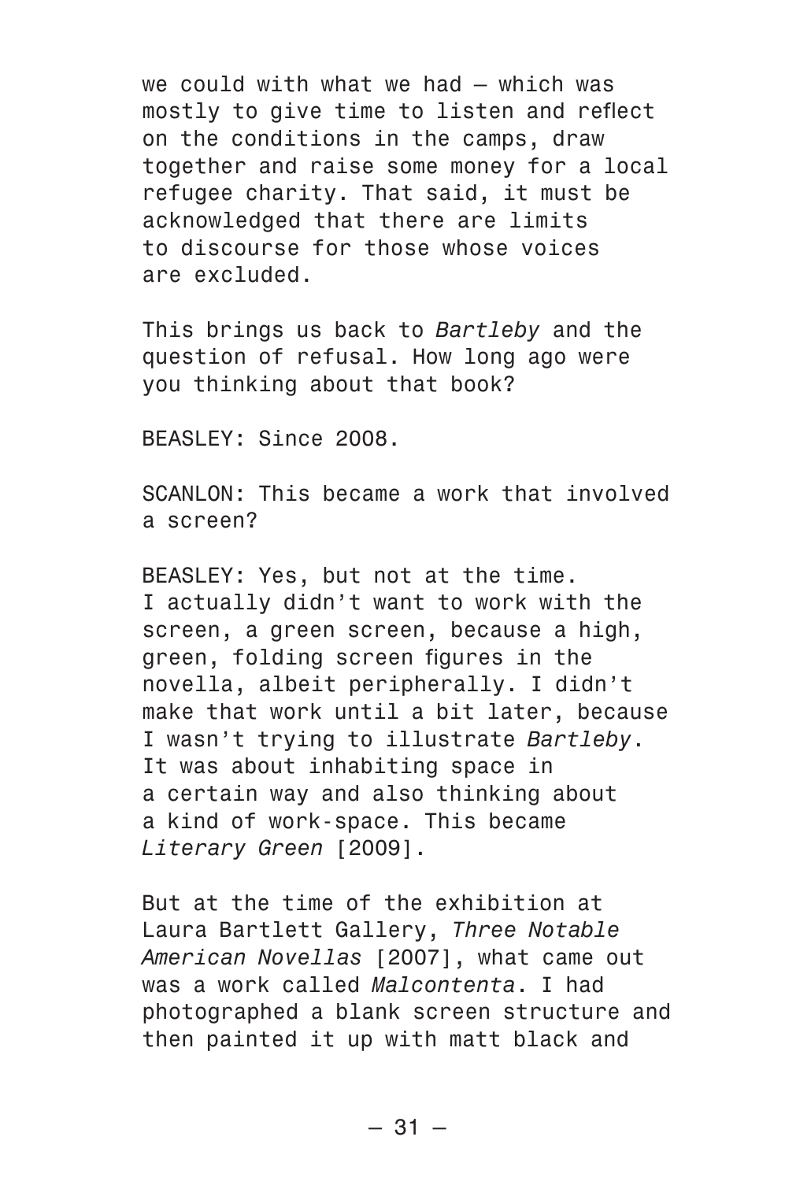we could with what we had — which was mostly to give time to listen and reflect on the conditions in the camps, draw together and raise some money for a local refugee charity. That said, it must be acknowledged that there are limits to discourse for those whose voices are excluded.

This brings us back to *Bartleby* and the question of refusal. How long ago were you thinking about that book?

BEASLEY: Since 2008.

SCANLON: This became a work that involved a screen?

BEASLEY: Yes, but not at the time. I actually didn't want to work with the screen, a green screen, because a high, green, folding screen figures in the novella, albeit peripherally. I didn't make that work until a bit later, because I wasn't trying to illustrate *Bartleby*. It was about inhabiting space in a certain way and also thinking about a kind of work-space. This became *Literary Green* [2009].

But at the time of the exhibition at Laura Bartlett Gallery, *Three Notable American Novellas* [2007], what came out was a work called *Malcontenta*. I had photographed a blank screen structure and then painted it up with matt black and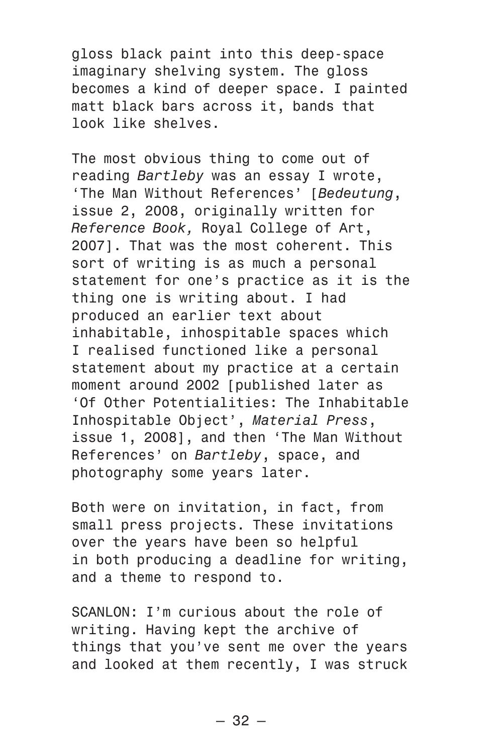gloss black paint into this deep-space imaginary shelving system. The gloss becomes a kind of deeper space. I painted matt black bars across it, bands that look like shelves.

The most obvious thing to come out of reading *Bartleby* was an essay I wrote, 'The Man Without References' [*Bedeutung*, issue 2, 2008, originally written for *Reference Book,* Royal College of Art, 2007]. That was the most coherent. This sort of writing is as much a personal statement for one's practice as it is the thing one is writing about. I had produced an earlier text about inhabitable, inhospitable spaces which I realised functioned like a personal statement about my practice at a certain moment around 2002 [published later as 'Of Other Potentialities: The Inhabitable Inhospitable Object', *Material Press*, issue 1, 2008], and then 'The Man Without References' on *Bartleby*, space, and photography some years later.

Both were on invitation, in fact, from small press projects. These invitations over the years have been so helpful in both producing a deadline for writing, and a theme to respond to.

SCANLON: I'm curious about the role of writing. Having kept the archive of things that you've sent me over the years and looked at them recently, I was struck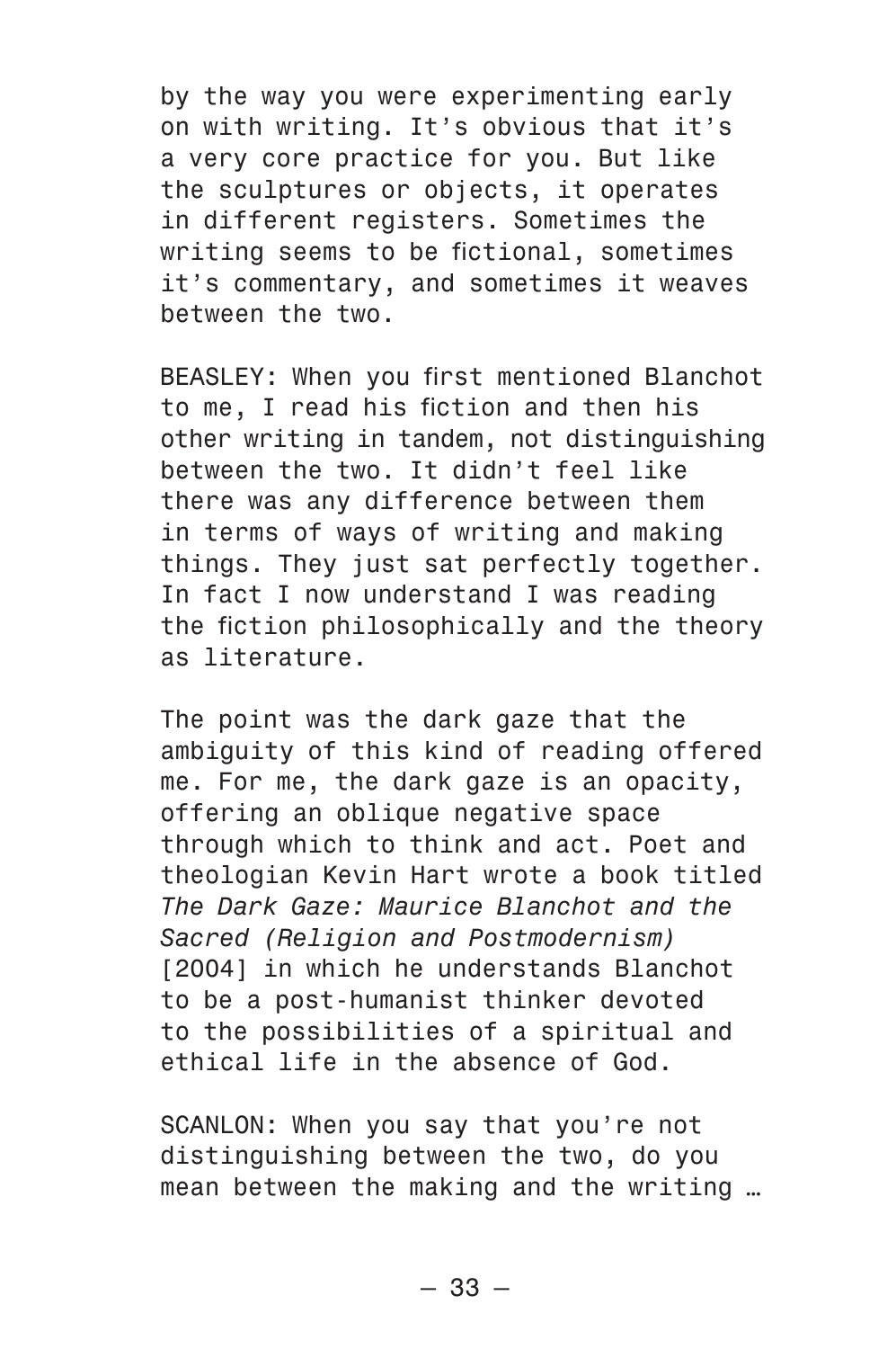by the way you were experimenting early on with writing. It's obvious that it's a very core practice for you. But like the sculptures or objects, it operates in different registers. Sometimes the writing seems to be fictional, sometimes it's commentary, and sometimes it weaves between the two.

BEASLEY: When you first mentioned Blanchot to me, I read his fiction and then his other writing in tandem, not distinguishing between the two. It didn't feel like there was any difference between them in terms of ways of writing and making things. They just sat perfectly together. In fact I now understand I was reading the fiction philosophically and the theory as literature.

The point was the dark gaze that the ambiguity of this kind of reading offered me. For me, the dark gaze is an opacity, offering an oblique negative space through which to think and act. Poet and theologian Kevin Hart wrote a book titled *The Dark Gaze: Maurice Blanchot and the Sacred (Religion and Postmodernism)* [2004] in which he understands Blanchot to be a post-humanist thinker devoted to the possibilities of a spiritual and ethical life in the absence of God.

SCANLON: When you say that you're not distinguishing between the two, do you mean between the making and the writing …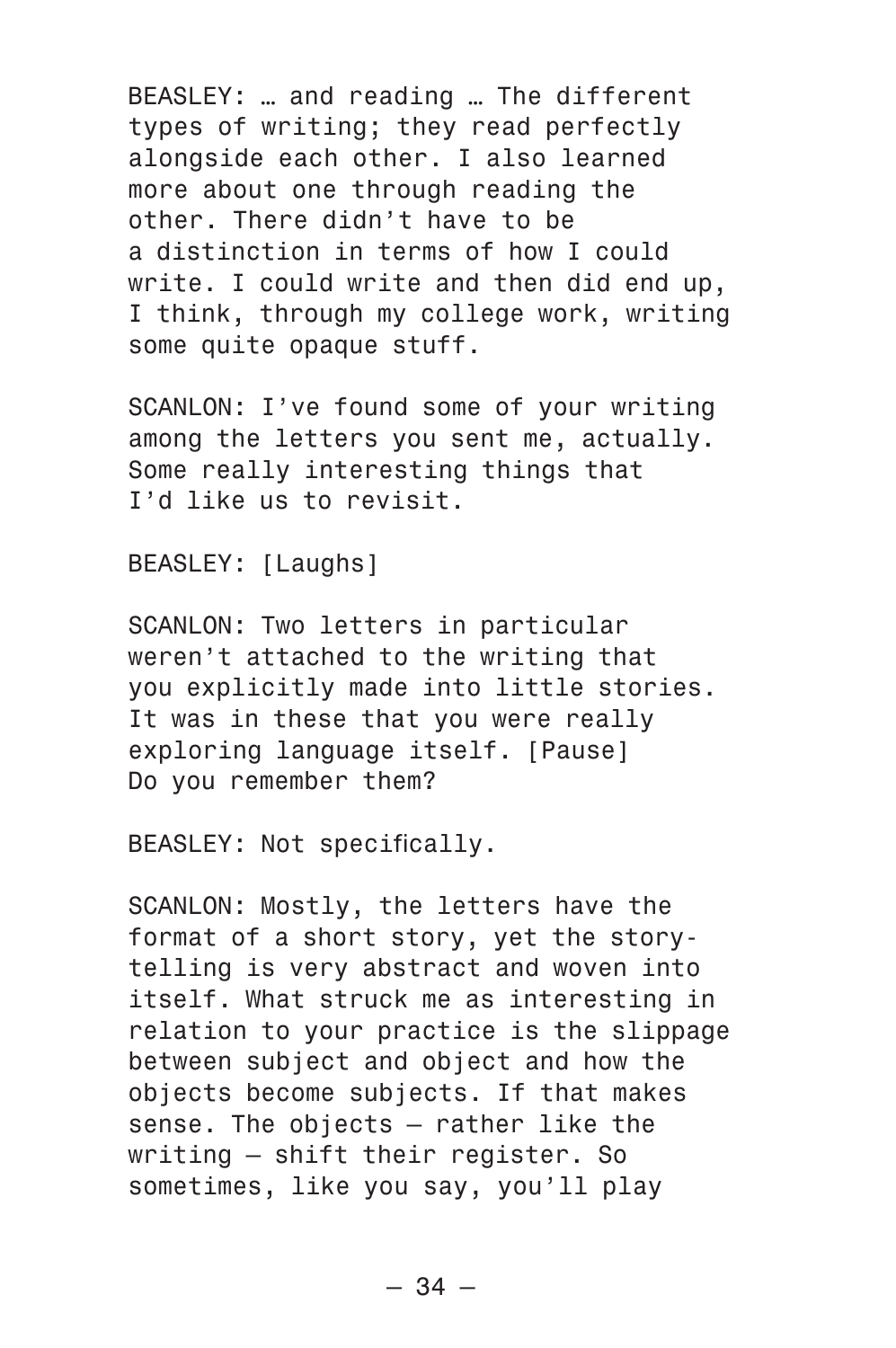BEASLEY: … and reading … The different types of writing; they read perfectly alongside each other. I also learned more about one through reading the other. There didn't have to be a distinction in terms of how I could write. I could write and then did end up, I think, through my college work, writing some quite opaque stuff.

SCANLON: I've found some of your writing among the letters you sent me, actually. Some really interesting things that I'd like us to revisit.

BEASLEY: [Laughs]

SCANLON: Two letters in particular weren't attached to the writing that you explicitly made into little stories. It was in these that you were really exploring language itself. [Pause] Do you remember them?

BEASLEY: Not specifically.

SCANLON: Mostly, the letters have the format of a short story, yet the storytelling is very abstract and woven into itself. What struck me as interesting in relation to your practice is the slippage between subject and object and how the objects become subjects. If that makes sense. The objects – rather like the writing – shift their register. So sometimes, like you say, you'll play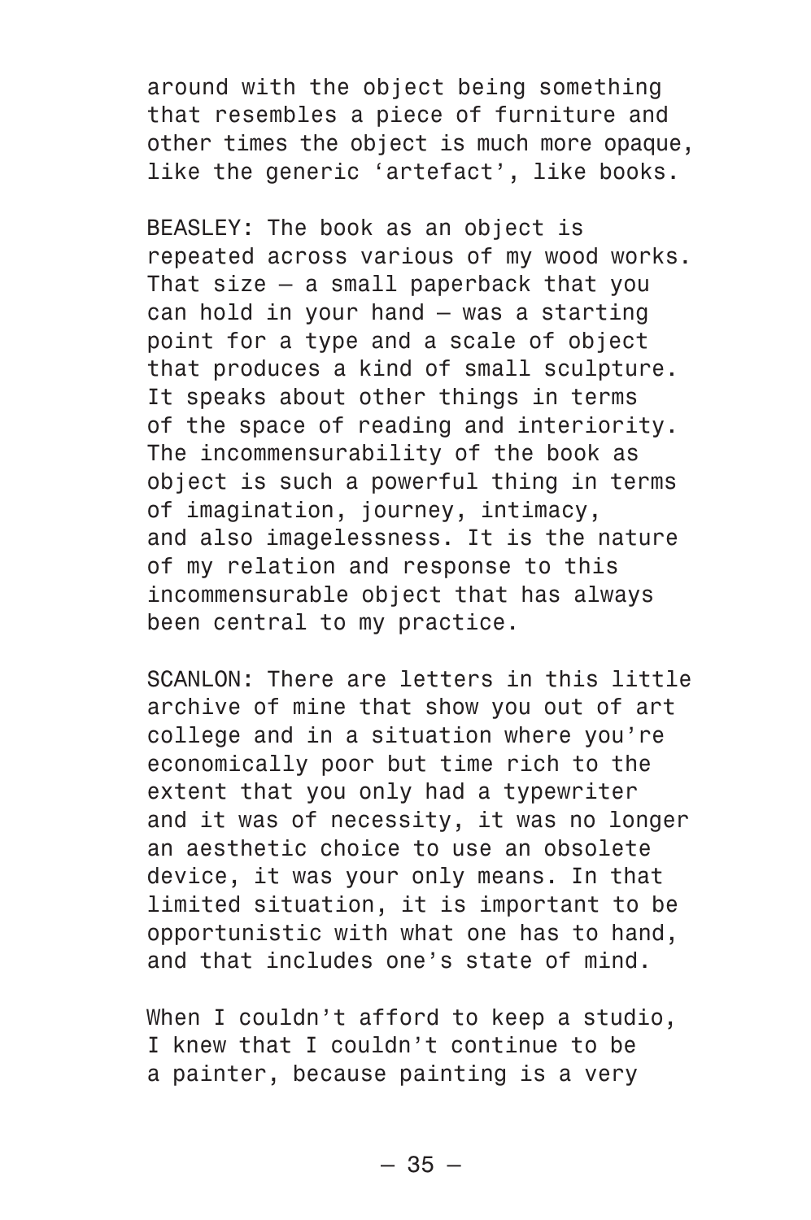around with the object being something that resembles a piece of furniture and other times the object is much more opaque, like the generic ‘artefact’, like books.

BEASLEY: The book as an object is repeated across various of my wood works. That size – a small paperback that you can hold in your hand – was a starting point for a type and a scale of object that produces a kind of small sculpture. It speaks about other things in terms of the space of reading and interiority. The incommensurability of the book as object is such a powerful thing in terms of imagination, journey, intimacy, and also imagelessness. It is the nature of my relation and response to this incommensurable object that has always been central to my practice.

SCANLON: There are letters in this little archive of mine that show you out of art college and in a situation where you’re economically poor but time rich to the extent that you only had a typewriter and it was of necessity, it was no longer an aesthetic choice to use an obsolete device, it was your only means. In that limited situation, it is important to be opportunistic with what one has to hand, and that includes one’s state of mind.

When I couldn’t afford to keep a studio, I knew that I couldn’t continue to be a painter, because painting is a very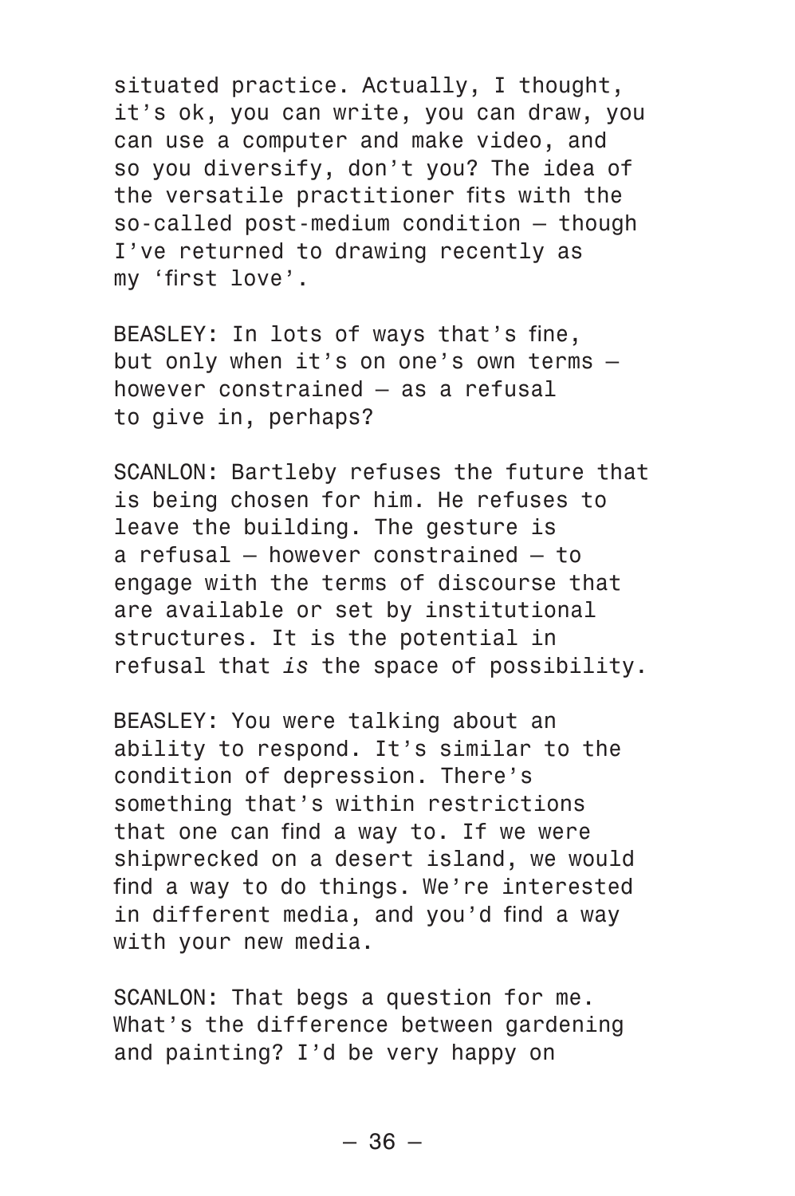situated practice. Actually, I thought, it's ok, you can write, you can draw, you can use a computer and make video, and so you diversify, don't you? The idea of the versatile practitioner fits with the so-called post-medium condition – though I've returned to drawing recently as my 'first love'.

BEASLEY: In lots of ways that's fine, but only when it's on one's own terms – however constrained – as a refusal to give in, perhaps?

SCANLON: Bartleby refuses the future that is being chosen for him. He refuses to leave the building. The gesture is a refusal – however constrained – to engage with the terms of discourse that are available or set by institutional structures. It is the potential in refusal that *is* the space of possibility.

BEASLEY: You were talking about an ability to respond. It's similar to the condition of depression. There's something that's within restrictions that one can find a way to. If we were shipwrecked on a desert island, we would find a way to do things. We're interested in different media, and you'd find a way with your new media.

SCANLON: That begs a question for me. What's the difference between gardening and painting? I'd be very happy on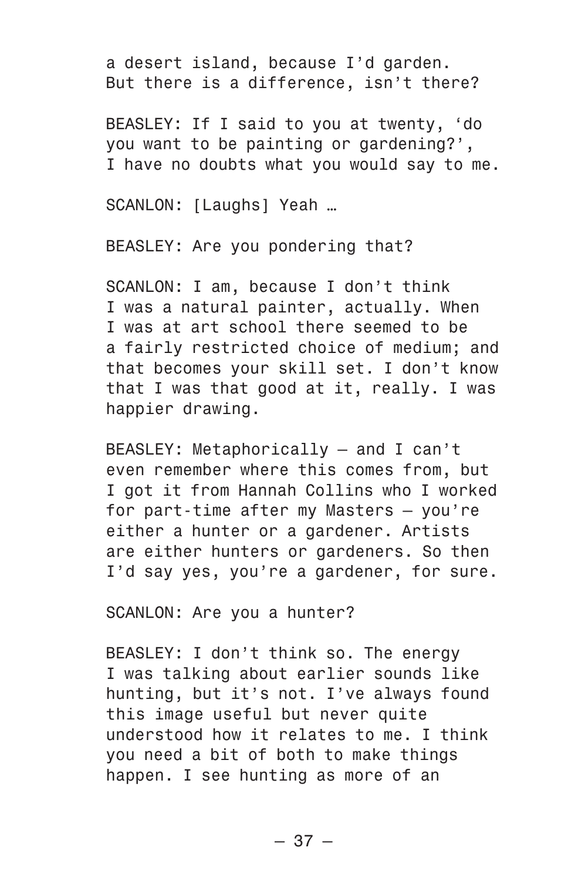a desert island, because I'd garden. But there is a difference, isn't there?

BEASLEY: If I said to you at twenty, 'do you want to be painting or gardening?', I have no doubts what you would say to me.

SCANLON: [Laughs] Yeah …

BEASLEY: Are you pondering that?

SCANLON: I am, because I don't think I was a natural painter, actually. When I was at art school there seemed to be a fairly restricted choice of medium; and that becomes your skill set. I don't know that I was that good at it, really. I was happier drawing.

BEASLEY: Metaphorically – and I can't even remember where this comes from, but I got it from Hannah Collins who I worked for part-time after my Masters – you're either a hunter or a gardener. Artists are either hunters or gardeners. So then I'd say yes, you're a gardener, for sure.

SCANLON: Are you a hunter?

BEASLEY: I don't think so. The energy I was talking about earlier sounds like hunting, but it's not. I've always found this image useful but never quite understood how it relates to me. I think you need a bit of both to make things happen. I see hunting as more of an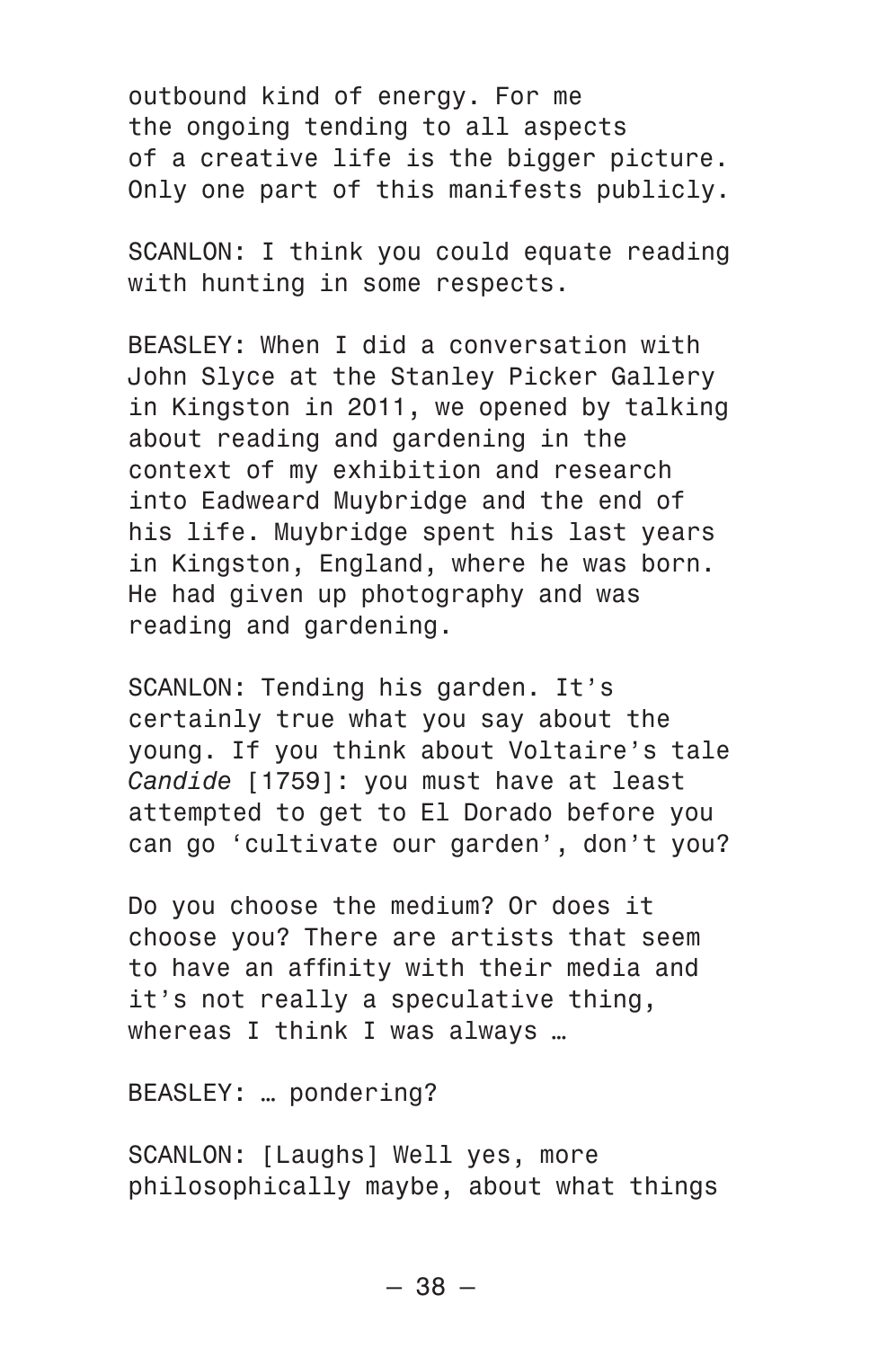outbound kind of energy. For me the ongoing tending to all aspects of a creative life is the bigger picture. Only one part of this manifests publicly.

SCANLON: I think you could equate reading with hunting in some respects.

BEASLEY: When I did a conversation with John Slyce at the Stanley Picker Gallery in Kingston in 2011, we opened by talking about reading and gardening in the context of my exhibition and research into Eadweard Muybridge and the end of his life. Muybridge spent his last years in Kingston, England, where he was born. He had given up photography and was reading and gardening.

SCANLON: Tending his garden. It's certainly true what you say about the young. If you think about Voltaire's tale *Candide* [1759]: you must have at least attempted to get to El Dorado before you can go 'cultivate our garden', don't you?

Do you choose the medium? Or does it choose you? There are artists that seem to have an affinity with their media and it's not really a speculative thing, whereas I think I was always …

BEASLEY: … pondering?

SCANLON: [Laughs] Well yes, more philosophically maybe, about what things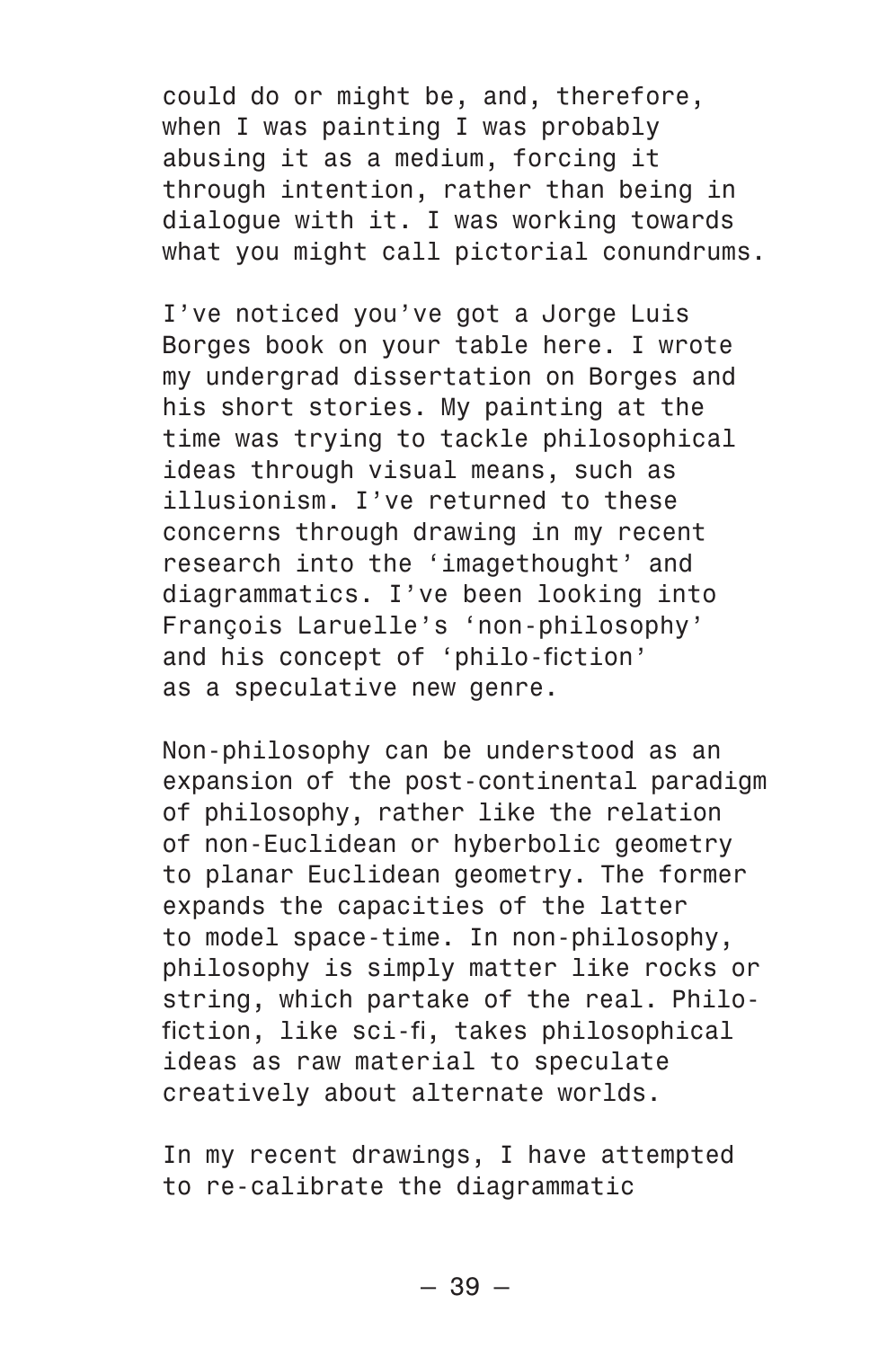could do or might be, and, therefore, when I was painting I was probably abusing it as a medium, forcing it through intention, rather than being in dialogue with it. I was working towards what you might call pictorial conundrums.

I've noticed you've got a Jorge Luis Borges book on your table here. I wrote my undergrad dissertation on Borges and his short stories. My painting at the time was trying to tackle philosophical ideas through visual means, such as illusionism. I've returned to these concerns through drawing in my recent research into the 'imagethought' and diagrammatics. I've been looking into François Laruelle's 'non-philosophy' and his concept of 'philo-fiction' as a speculative new genre.

Non-philosophy can be understood as an expansion of the post-continental paradigm of philosophy, rather like the relation of non-Euclidean or hyberbolic geometry to planar Euclidean geometry. The former expands the capacities of the latter to model space-time. In non-philosophy, philosophy is simply matter like rocks or string, which partake of the real. Philo-fiction, like sci-fi, takes philosophical ideas as raw material to speculate creatively about alternate worlds.

In my recent drawings, I have attempted to re-calibrate the diagrammatic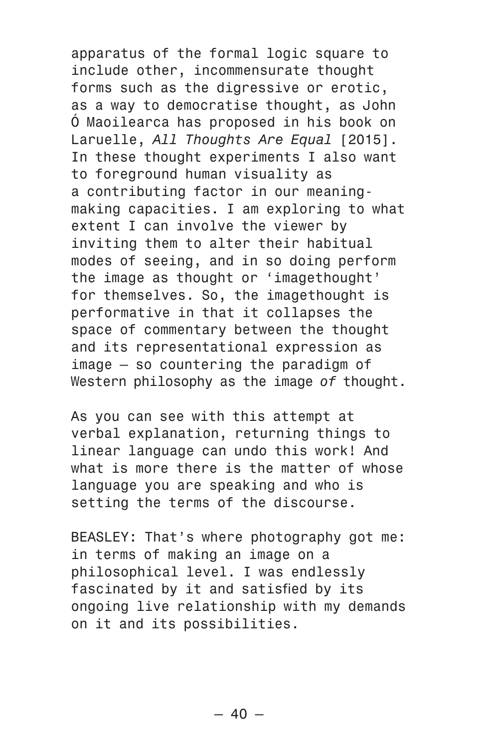apparatus of the formal logic square to include other, incommensurate thought forms such as the digressive or erotic, as a way to democratise thought, as John Ó Maoilearca has proposed in his book on Laruelle, *All Thoughts Are Equal* [2015]. In these thought experiments I also want to foreground human visuality as a contributing factor in our meaning-making capacities. I am exploring to what extent I can involve the viewer by inviting them to alter their habitual modes of seeing, and in so doing perform the image as thought or 'imagethought' for themselves. So, the imagethought is performative in that it collapses the space of commentary between the thought and its representational expression as image — so countering the paradigm of Western philosophy as the image *of* thought.

As you can see with this attempt at verbal explanation, returning things to linear language can undo this work! And what is more there is the matter of whose language you are speaking and who is setting the terms of the discourse.

BEASLEY: That's where photography got me: in terms of making an image on a philosophical level. I was endlessly fascinated by it and satisfied by its ongoing live relationship with my demands on it and its possibilities.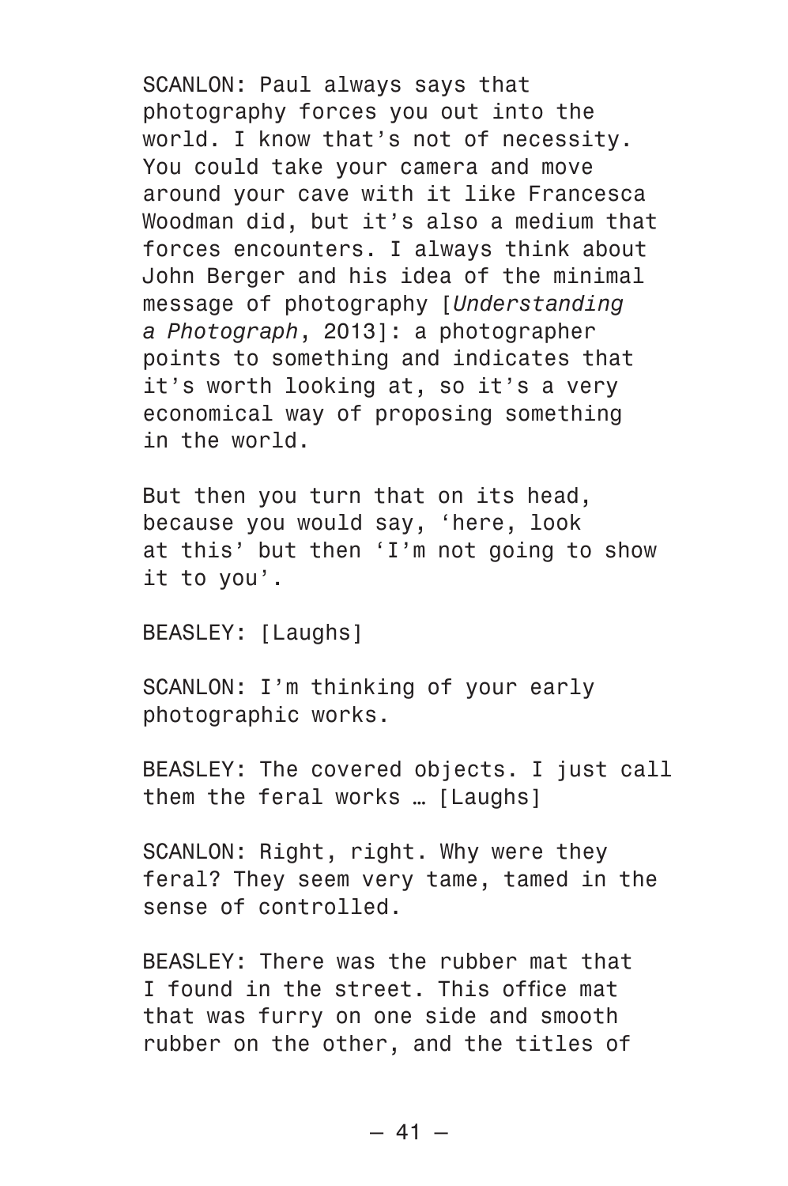SCANLON: Paul always says that photography forces you out into the world. I know that's not of necessity. You could take your camera and move around your cave with it like Francesca Woodman did, but it's also a medium that forces encounters. I always think about John Berger and his idea of the minimal message of photography [*Understanding a Photograph*, 2013]: a photographer points to something and indicates that it's worth looking at, so it's a very economical way of proposing something in the world.

But then you turn that on its head, because you would say, 'here, look at this' but then 'I'm not going to show it to you'.

BEASLEY: [Laughs]

SCANLON: I'm thinking of your early photographic works.

BEASLEY: The covered objects. I just call them the feral works … [Laughs]

SCANLON: Right, right. Why were they feral? They seem very tame, tamed in the sense of controlled.

BEASLEY: There was the rubber mat that I found in the street. This office mat that was furry on one side and smooth rubber on the other, and the titles of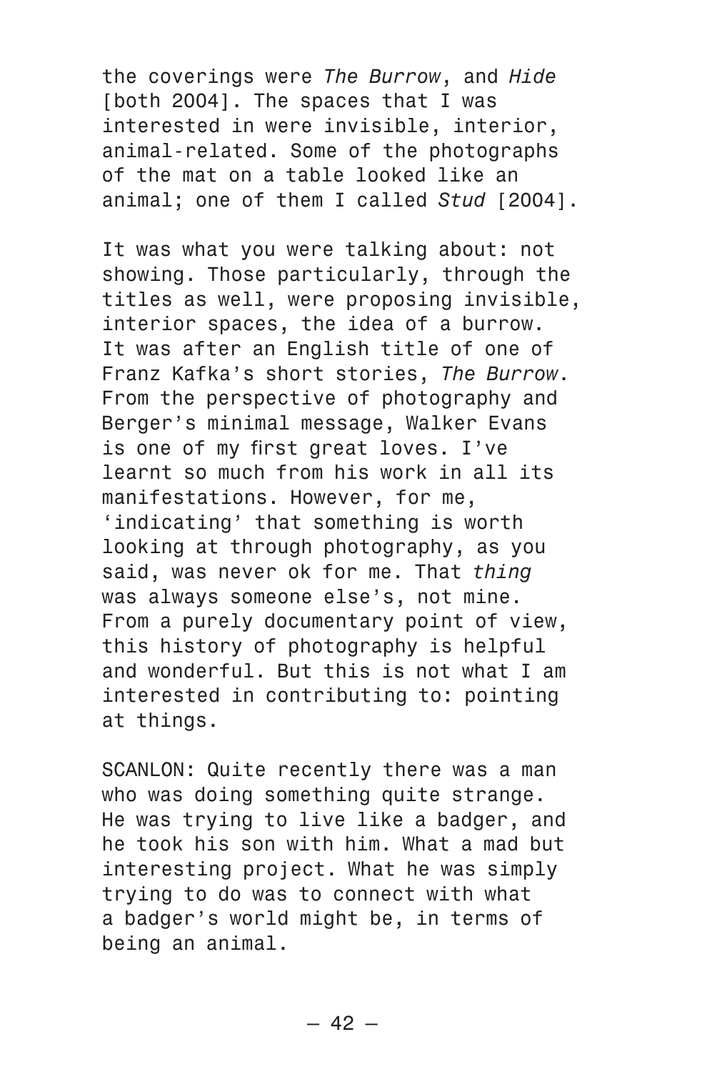the coverings were *The Burrow*, and *Hide* [both 2004]. The spaces that I was interested in were invisible, interior, animal-related. Some of the photographs of the mat on a table looked like an animal; one of them I called *Stud* [2004].

It was what you were talking about: not showing. Those particularly, through the titles as well, were proposing invisible, interior spaces, the idea of a burrow. It was after an English title of one of Franz Kafka's short stories, *The Burrow*. From the perspective of photography and Berger's minimal message, Walker Evans is one of my first great loves. I've learnt so much from his work in all its manifestations. However, for me, 'indicating' that something is worth looking at through photography, as you said, was never ok for me. That *thing* was always someone else's, not mine. From a purely documentary point of view, this history of photography is helpful and wonderful. But this is not what I am interested in contributing to: pointing at things.

SCANLON: Quite recently there was a man who was doing something quite strange. He was trying to live like a badger, and he took his son with him. What a mad but interesting project. What he was simply trying to do was to connect with what a badger's world might be, in terms of being an animal.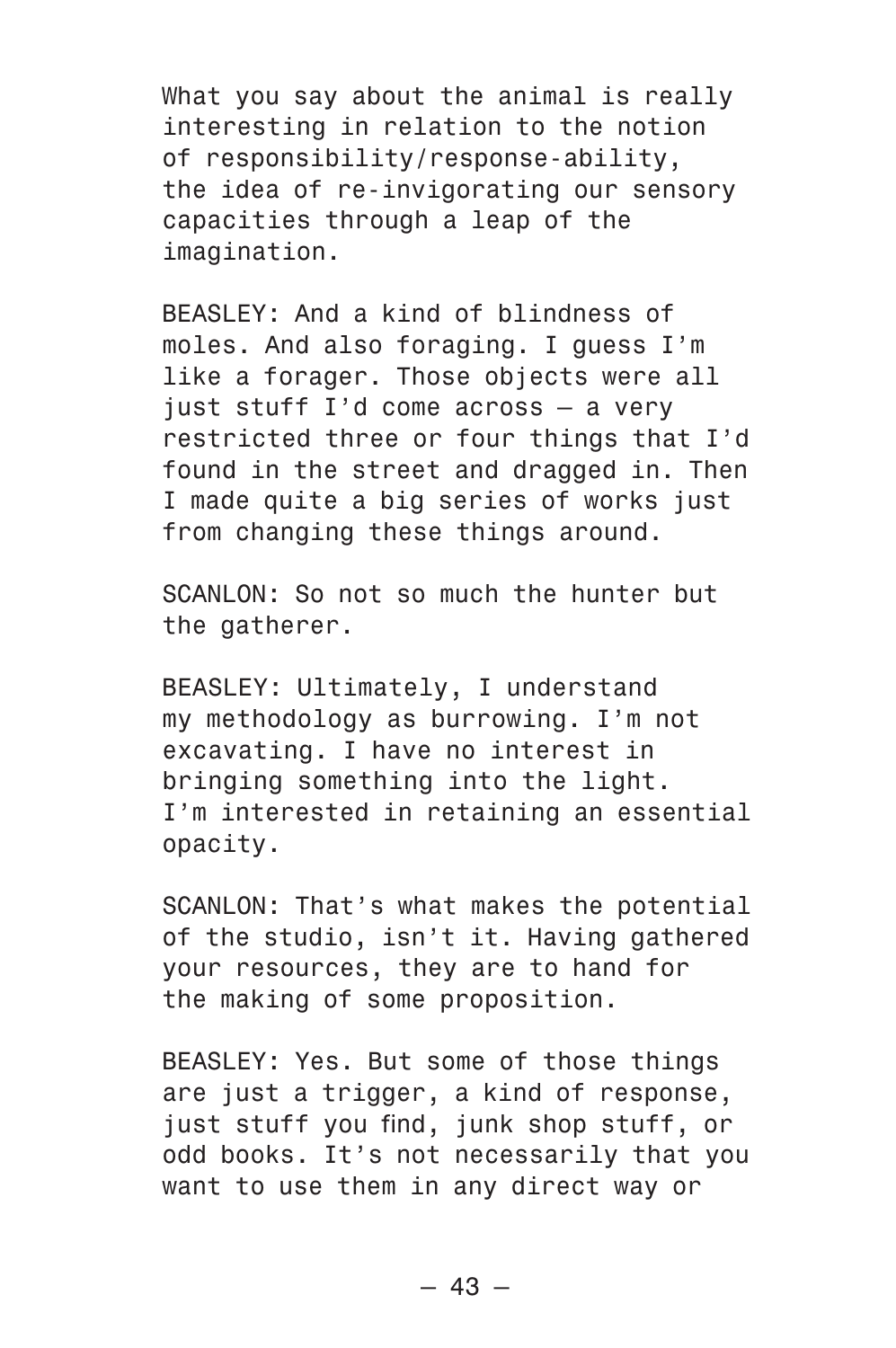What you say about the animal is really interesting in relation to the notion of responsibility/response-ability, the idea of re-invigorating our sensory capacities through a leap of the imagination.

BEASLEY: And a kind of blindness of moles. And also foraging. I guess I'm like a forager. Those objects were all just stuff I'd come across — a very restricted three or four things that I'd found in the street and dragged in. Then I made quite a big series of works just from changing these things around.

SCANLON: So not so much the hunter but the gatherer.

BEASLEY: Ultimately, I understand my methodology as burrowing. I'm not excavating. I have no interest in bringing something into the light. I'm interested in retaining an essential opacity.

SCANLON: That's what makes the potential of the studio, isn't it. Having gathered your resources, they are to hand for the making of some proposition.

BEASLEY: Yes. But some of those things are just a trigger, a kind of response, just stuff you find, junk shop stuff, or odd books. It's not necessarily that you want to use them in any direct way or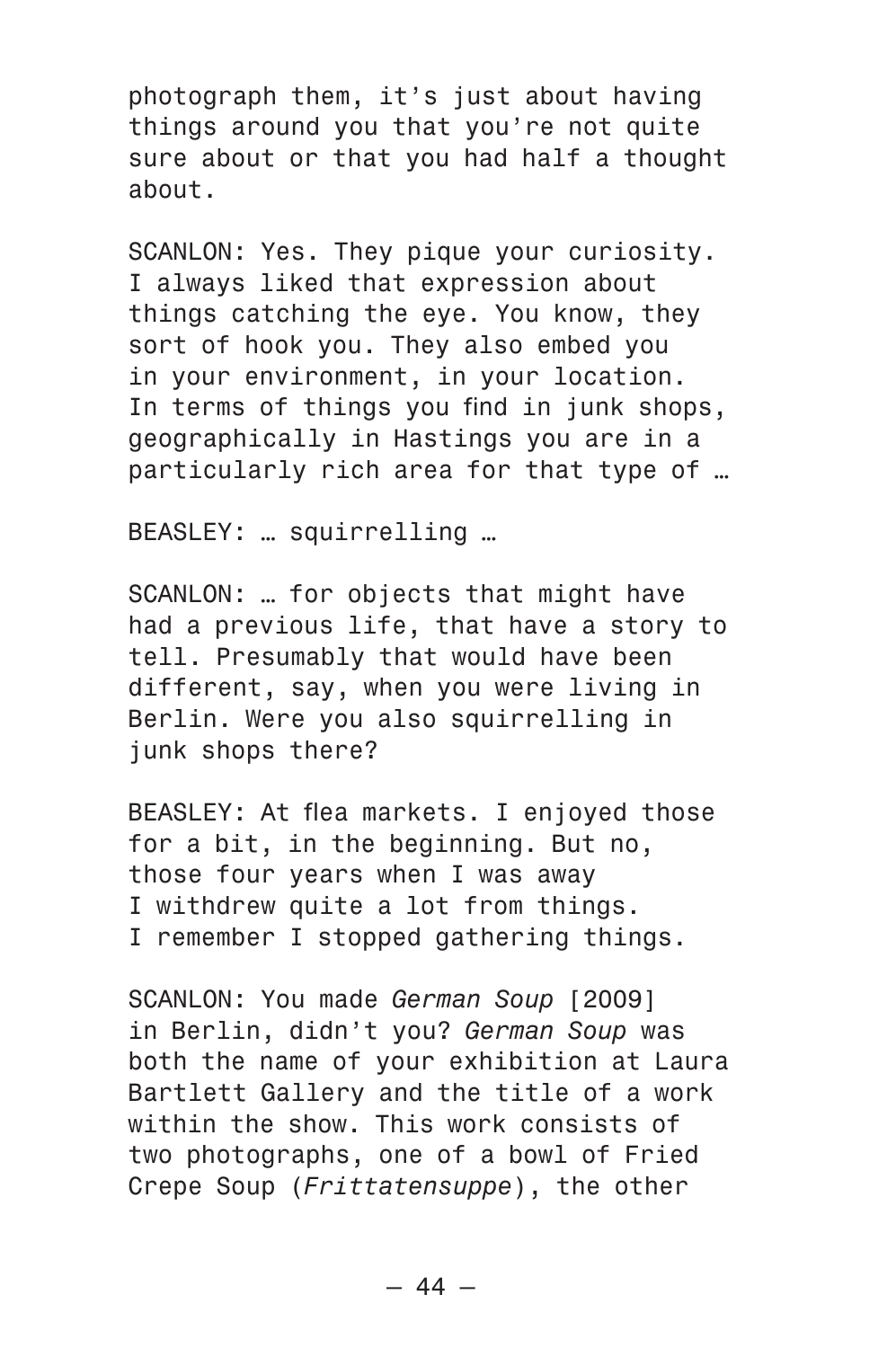photograph them, it's just about having things around you that you're not quite sure about or that you had half a thought about.

SCANLON: Yes. They pique your curiosity. I always liked that expression about things catching the eye. You know, they sort of hook you. They also embed you in your environment, in your location. In terms of things you find in junk shops, geographically in Hastings you are in a particularly rich area for that type of …

BEASLEY: … squirrelling …

SCANLON: … for objects that might have had a previous life, that have a story to tell. Presumably that would have been different, say, when you were living in Berlin. Were you also squirrelling in junk shops there?

BEASLEY: At flea markets. I enjoyed those for a bit, in the beginning. But no, those four years when I was away I withdrew quite a lot from things. I remember I stopped gathering things.

SCANLON: You made *German Soup* [2009] in Berlin, didn't you? *German Soup* was both the name of your exhibition at Laura Bartlett Gallery and the title of a work within the show. This work consists of two photographs, one of a bowl of Fried Crepe Soup (*Frittatensuppe*), the other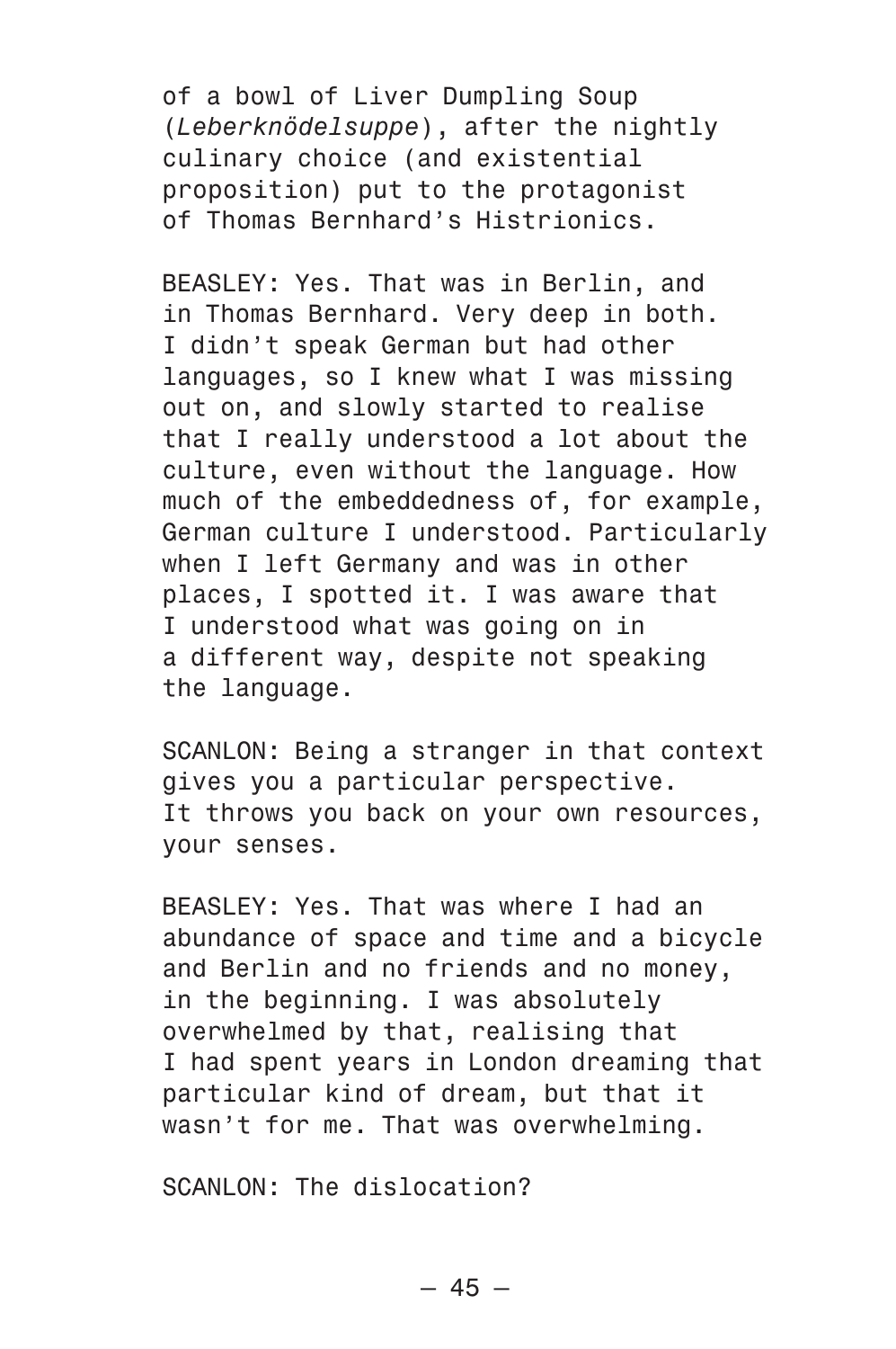of a bowl of Liver Dumpling Soup (*Leberknödelsuppe*), after the nightly culinary choice (and existential proposition) put to the protagonist of Thomas Bernhard's Histrionics.

BEASLEY: Yes. That was in Berlin, and in Thomas Bernhard. Very deep in both. I didn't speak German but had other languages, so I knew what I was missing out on, and slowly started to realise that I really understood a lot about the culture, even without the language. How much of the embeddedness of, for example, German culture I understood. Particularly when I left Germany and was in other places, I spotted it. I was aware that I understood what was going on in a different way, despite not speaking the language.

SCANLON: Being a stranger in that context gives you a particular perspective. It throws you back on your own resources, your senses.

BEASLEY: Yes. That was where I had an abundance of space and time and a bicycle and Berlin and no friends and no money, in the beginning. I was absolutely overwhelmed by that, realising that I had spent years in London dreaming that particular kind of dream, but that it wasn't for me. That was overwhelming.

SCANLON: The dislocation?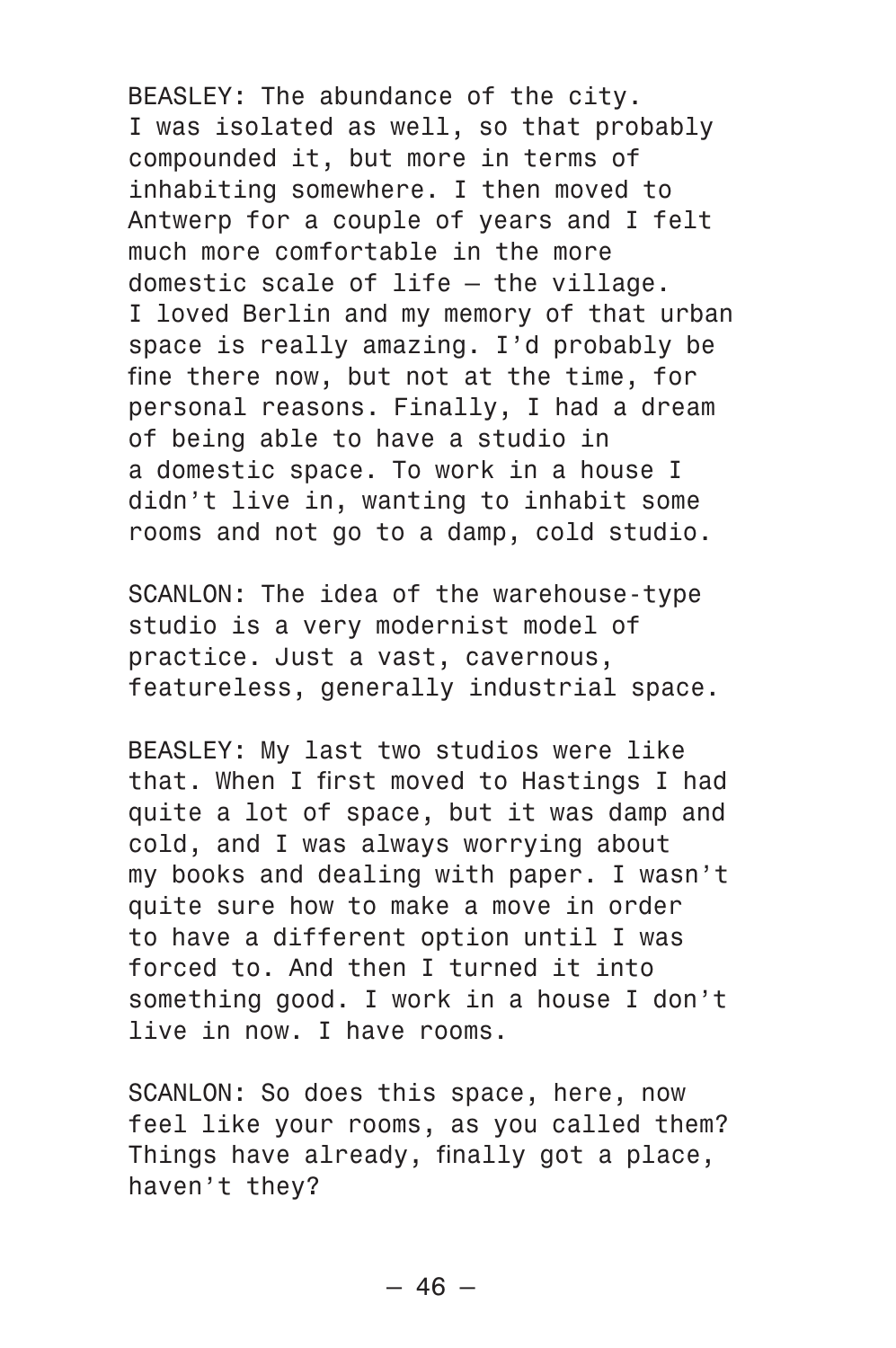BEASLEY: The abundance of the city. I was isolated as well, so that probably compounded it, but more in terms of inhabiting somewhere. I then moved to Antwerp for a couple of years and I felt much more comfortable in the more domestic scale of life — the village. I loved Berlin and my memory of that urban space is really amazing. I'd probably be fine there now, but not at the time, for personal reasons. Finally, I had a dream of being able to have a studio in a domestic space. To work in a house I didn't live in, wanting to inhabit some rooms and not go to a damp, cold studio.

SCANLON: The idea of the warehouse-type studio is a very modernist model of practice. Just a vast, cavernous, featureless, generally industrial space.

BEASLEY: My last two studios were like that. When I first moved to Hastings I had quite a lot of space, but it was damp and cold, and I was always worrying about my books and dealing with paper. I wasn't quite sure how to make a move in order to have a different option until I was forced to. And then I turned it into something good. I work in a house I don't live in now. I have rooms.

SCANLON: So does this space, here, now feel like your rooms, as you called them? Things have already, finally got a place, haven't they?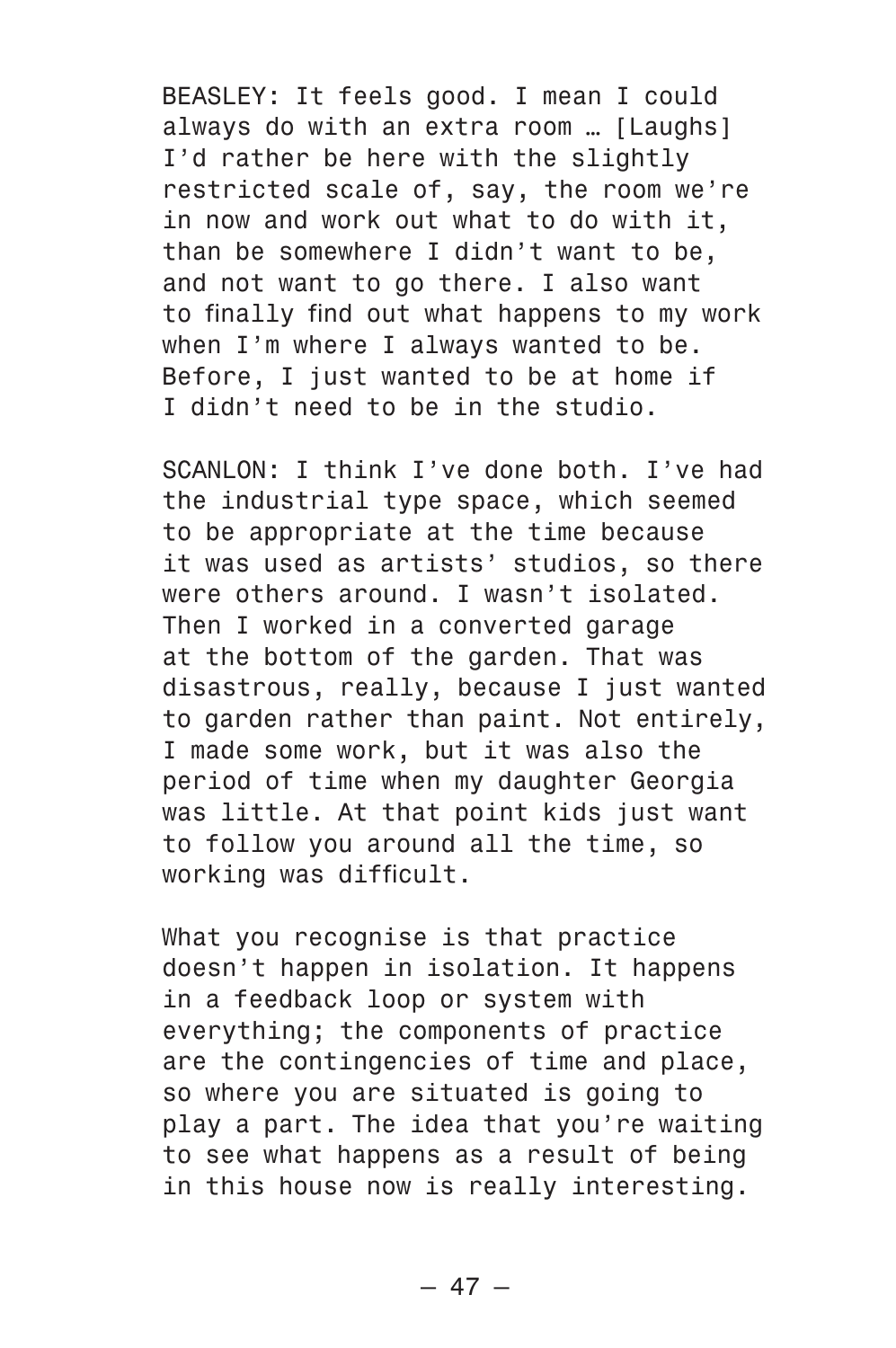BEASLEY: It feels good. I mean I could always do with an extra room … [Laughs] I'd rather be here with the slightly restricted scale of, say, the room we're in now and work out what to do with it, than be somewhere I didn't want to be, and not want to go there. I also want to finally find out what happens to my work when I'm where I always wanted to be. Before, I just wanted to be at home if I didn't need to be in the studio.

SCANLON: I think I've done both. I've had the industrial type space, which seemed to be appropriate at the time because it was used as artists' studios, so there were others around. I wasn't isolated. Then I worked in a converted garage at the bottom of the garden. That was disastrous, really, because I just wanted to garden rather than paint. Not entirely, I made some work, but it was also the period of time when my daughter Georgia was little. At that point kids just want to follow you around all the time, so working was difficult.

What you recognise is that practice doesn't happen in isolation. It happens in a feedback loop or system with everything; the components of practice are the contingencies of time and place, so where you are situated is going to play a part. The idea that you're waiting to see what happens as a result of being in this house now is really interesting.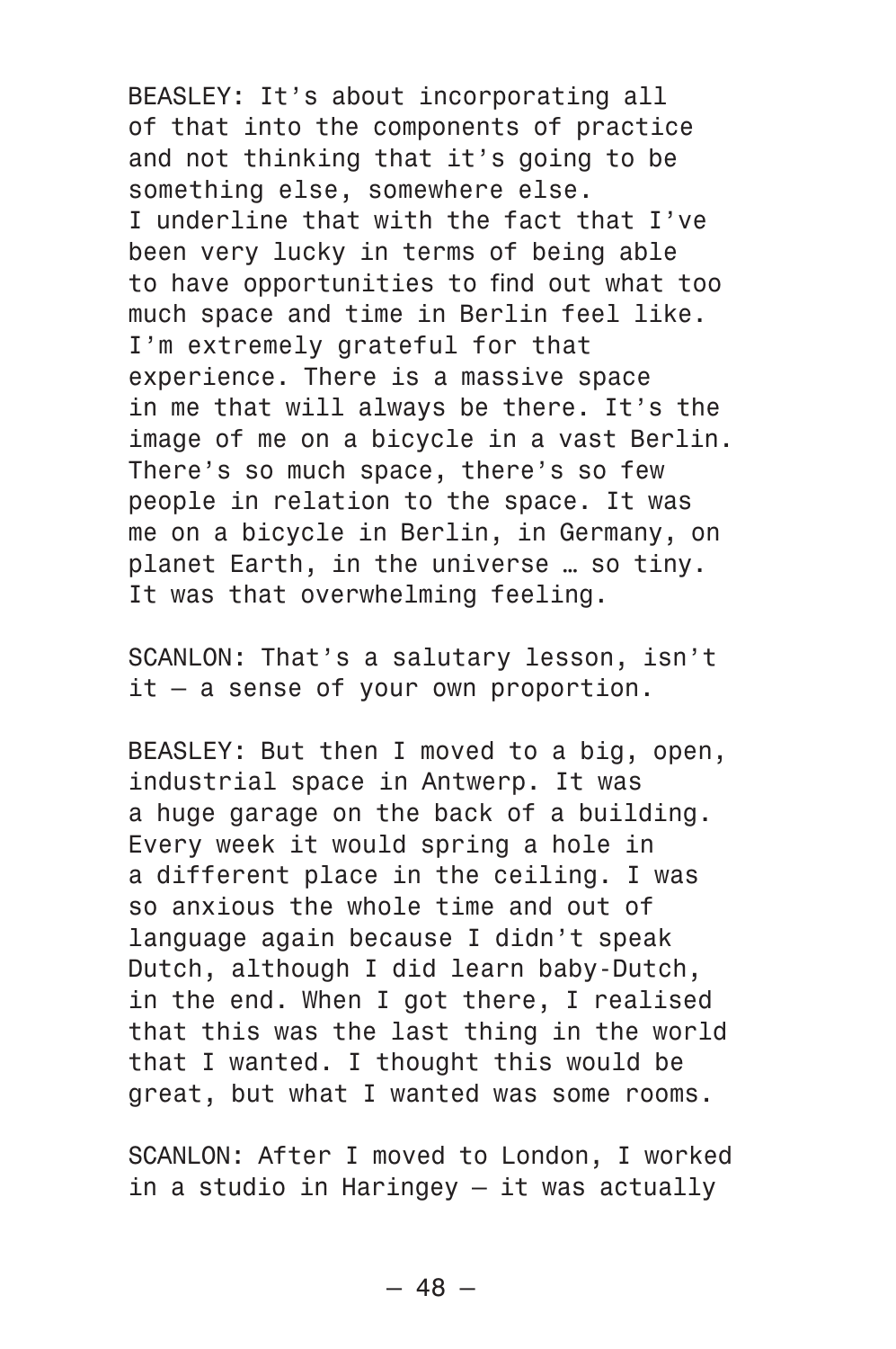BEASLEY: It's about incorporating all of that into the components of practice and not thinking that it's going to be something else, somewhere else. I underline that with the fact that I've been very lucky in terms of being able to have opportunities to find out what too much space and time in Berlin feel like. I'm extremely grateful for that experience. There is a massive space in me that will always be there. It's the image of me on a bicycle in a vast Berlin. There's so much space, there's so few people in relation to the space. It was me on a bicycle in Berlin, in Germany, on planet Earth, in the universe … so tiny. It was that overwhelming feeling.

SCANLON: That's a salutary lesson, isn't it – a sense of your own proportion.

BEASLEY: But then I moved to a big, open, industrial space in Antwerp. It was a huge garage on the back of a building. Every week it would spring a hole in a different place in the ceiling. I was so anxious the whole time and out of language again because I didn't speak Dutch, although I did learn baby-Dutch, in the end. When I got there, I realised that this was the last thing in the world that I wanted. I thought this would be great, but what I wanted was some rooms.

SCANLON: After I moved to London, I worked in a studio in Haringey – it was actually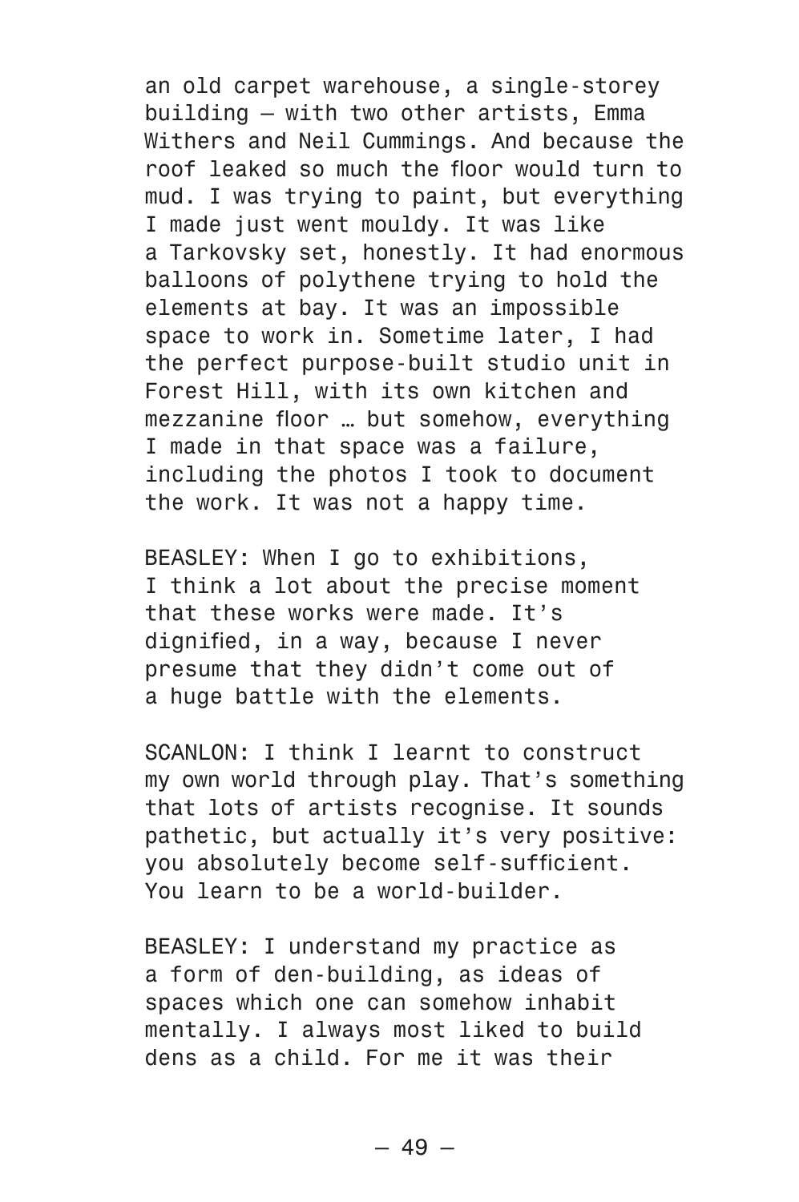an old carpet warehouse, a single-storey building – with two other artists, Emma Withers and Neil Cummings. And because the roof leaked so much the floor would turn to mud. I was trying to paint, but everything I made just went mouldy. It was like a Tarkovsky set, honestly. It had enormous balloons of polythene trying to hold the elements at bay. It was an impossible space to work in. Sometime later, I had the perfect purpose-built studio unit in Forest Hill, with its own kitchen and mezzanine floor … but somehow, everything I made in that space was a failure, including the photos I took to document the work. It was not a happy time.

BEASLEY: When I go to exhibitions, I think a lot about the precise moment that these works were made. It's dignified, in a way, because I never presume that they didn't come out of a huge battle with the elements.

SCANLON: I think I learnt to construct my own world through play. That's something that lots of artists recognise. It sounds pathetic, but actually it's very positive: you absolutely become self-sufficient. You learn to be a world-builder.

BEASLEY: I understand my practice as a form of den-building, as ideas of spaces which one can somehow inhabit mentally. I always most liked to build dens as a child. For me it was their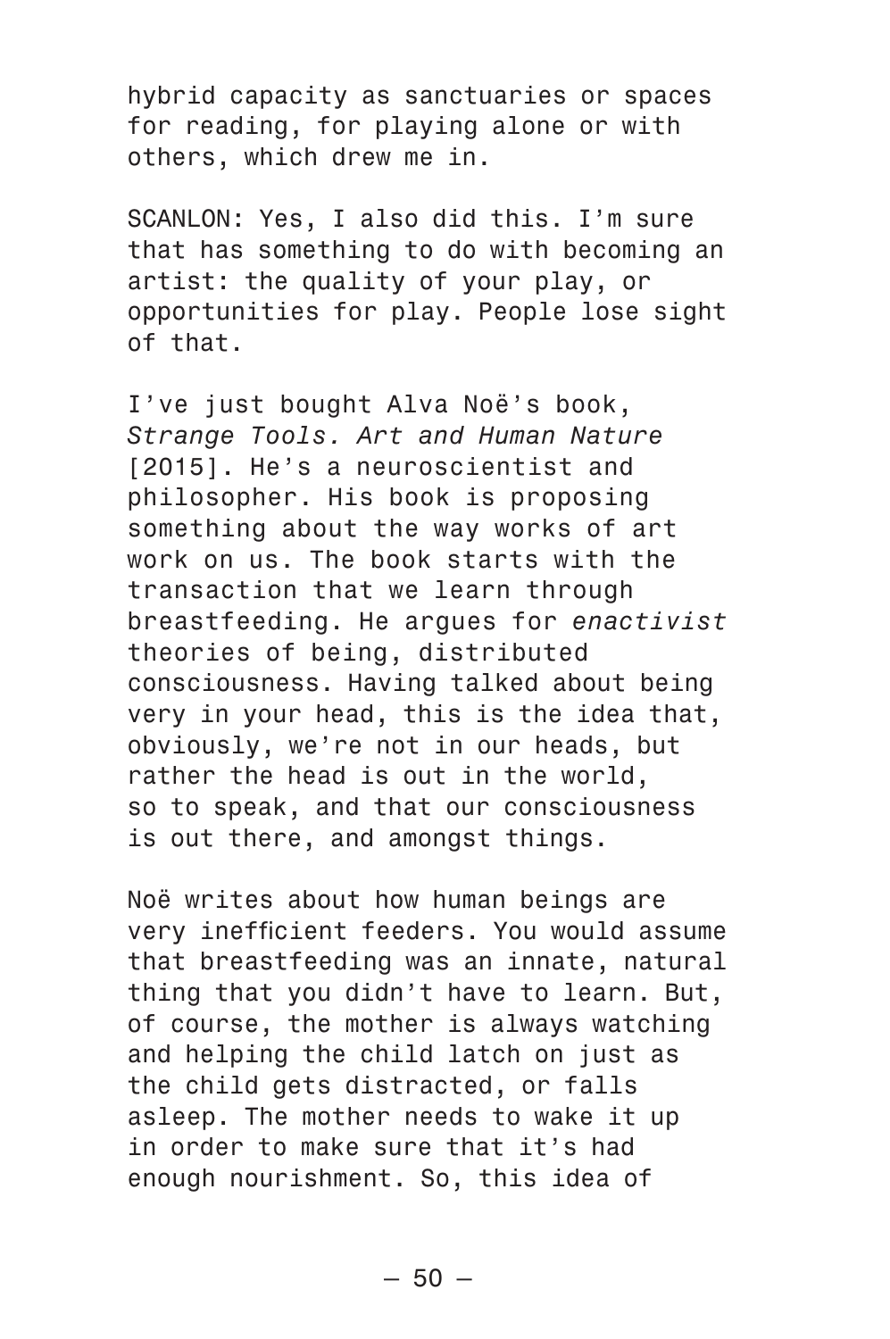hybrid capacity as sanctuaries or spaces for reading, for playing alone or with others, which drew me in.

SCANLON: Yes, I also did this. I'm sure that has something to do with becoming an artist: the quality of your play, or opportunities for play. People lose sight of that.

I've just bought Alva Noë's book, *Strange Tools. Art and Human Nature* [2015]. He's a neuroscientist and philosopher. His book is proposing something about the way works of art work on us. The book starts with the transaction that we learn through breastfeeding. He argues for *enactivist* theories of being, distributed consciousness. Having talked about being very in your head, this is the idea that, obviously, we're not in our heads, but rather the head is out in the world, so to speak, and that our consciousness is out there, and amongst things.

Noë writes about how human beings are very inefficient feeders. You would assume that breastfeeding was an innate, natural thing that you didn't have to learn. But, of course, the mother is always watching and helping the child latch on just as the child gets distracted, or falls asleep. The mother needs to wake it up in order to make sure that it's had enough nourishment. So, this idea of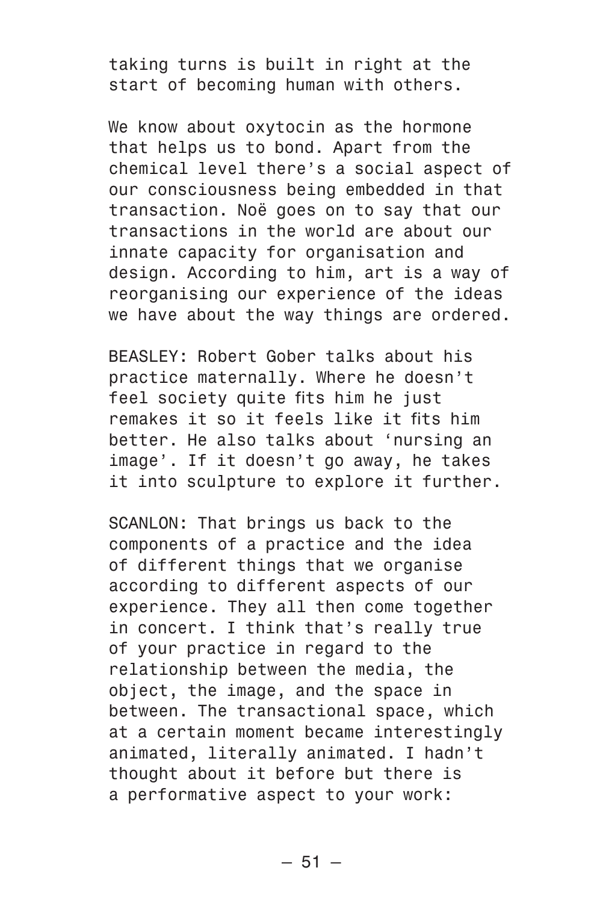taking turns is built in right at the start of becoming human with others.

We know about oxytocin as the hormone that helps us to bond. Apart from the chemical level there's a social aspect of our consciousness being embedded in that transaction. Noë goes on to say that our transactions in the world are about our innate capacity for organisation and design. According to him, art is a way of reorganising our experience of the ideas we have about the way things are ordered.

BEASLEY: Robert Gober talks about his practice maternally. Where he doesn't feel society quite fits him he just remakes it so it feels like it fits him better. He also talks about 'nursing an image'. If it doesn't go away, he takes it into sculpture to explore it further.

SCANLON: That brings us back to the components of a practice and the idea of different things that we organise according to different aspects of our experience. They all then come together in concert. I think that's really true of your practice in regard to the relationship between the media, the object, the image, and the space in between. The transactional space, which at a certain moment became interestingly animated, literally animated. I hadn't thought about it before but there is a performative aspect to your work: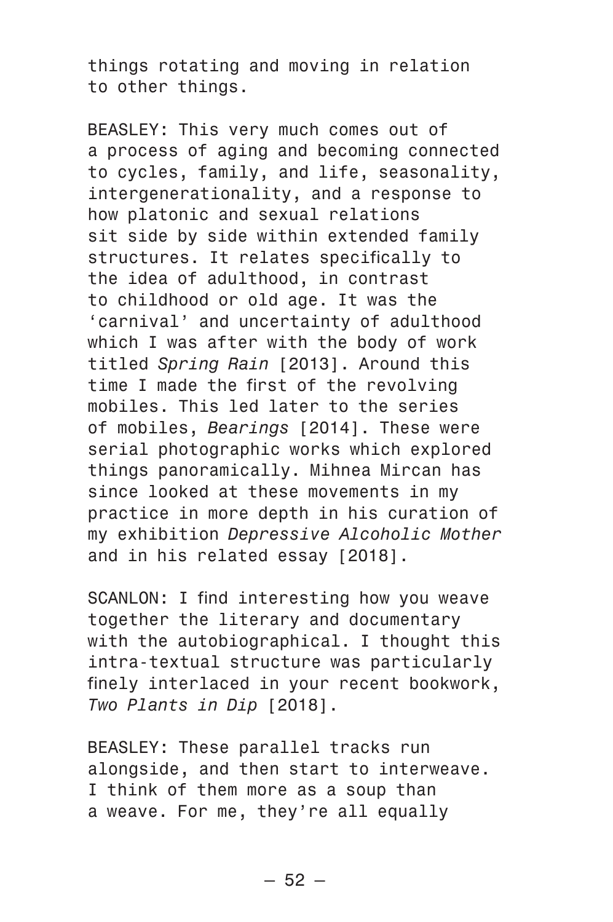things rotating and moving in relation to other things.

BEASLEY: This very much comes out of a process of aging and becoming connected to cycles, family, and life, seasonality, intergenerationality, and a response to how platonic and sexual relations sit side by side within extended family structures. It relates specifically to the idea of adulthood, in contrast to childhood or old age. It was the 'carnival' and uncertainty of adulthood which I was after with the body of work titled *Spring Rain* [2013]. Around this time I made the first of the revolving mobiles. This led later to the series of mobiles, *Bearings* [2014]. These were serial photographic works which explored things panoramically. Mihnea Mircan has since looked at these movements in my practice in more depth in his curation of my exhibition *Depressive Alcoholic Mother* and in his related essay [2018].

SCANLON: I find interesting how you weave together the literary and documentary with the autobiographical. I thought this intra-textual structure was particularly finely interlaced in your recent bookwork, *Two Plants in Dip* [2018].

BEASLEY: These parallel tracks run alongside, and then start to interweave. I think of them more as a soup than a weave. For me, they're all equally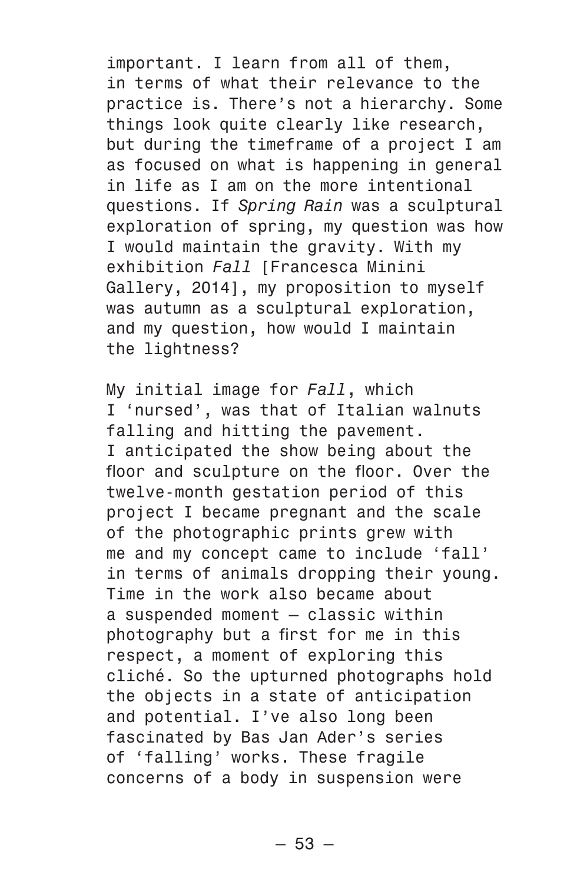important. I learn from all of them, in terms of what their relevance to the practice is. There's not a hierarchy. Some things look quite clearly like research, but during the timeframe of a project I am as focused on what is happening in general in life as I am on the more intentional questions. If *Spring Rain* was a sculptural exploration of spring, my question was how I would maintain the gravity. With my exhibition *Fall* [Francesca Minini Gallery, 2014], my proposition to myself was autumn as a sculptural exploration, and my question, how would I maintain the lightness?

My initial image for *Fall*, which I 'nursed', was that of Italian walnuts falling and hitting the pavement. I anticipated the show being about the floor and sculpture on the floor. Over the twelve-month gestation period of this project I became pregnant and the scale of the photographic prints grew with me and my concept came to include 'fall' in terms of animals dropping their young. Time in the work also became about a suspended moment – classic within photography but a first for me in this respect, a moment of exploring this cliché. So the upturned photographs hold the objects in a state of anticipation and potential. I've also long been fascinated by Bas Jan Ader's series of 'falling' works. These fragile concerns of a body in suspension were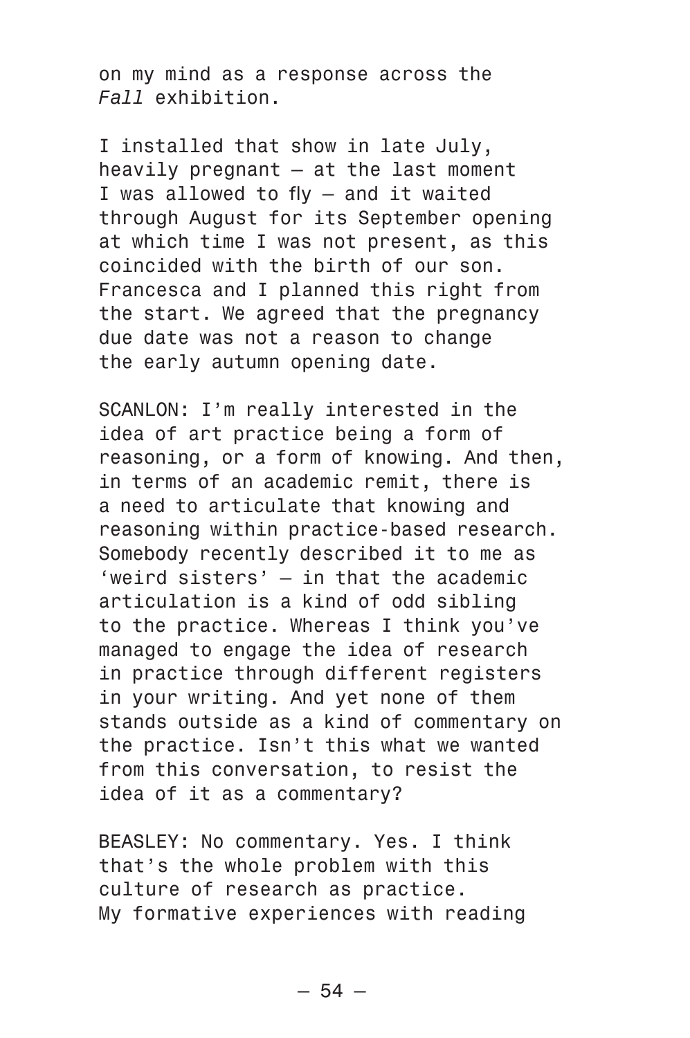on my mind as a response across the *Fall* exhibition.

I installed that show in late July, heavily pregnant – at the last moment I was allowed to fly – and it waited through August for its September opening at which time I was not present, as this coincided with the birth of our son. Francesca and I planned this right from the start. We agreed that the pregnancy due date was not a reason to change the early autumn opening date.

SCANLON: I'm really interested in the idea of art practice being a form of reasoning, or a form of knowing. And then, in terms of an academic remit, there is a need to articulate that knowing and reasoning within practice-based research. Somebody recently described it to me as 'weird sisters' – in that the academic articulation is a kind of odd sibling to the practice. Whereas I think you've managed to engage the idea of research in practice through different registers in your writing. And yet none of them stands outside as a kind of commentary on the practice. Isn't this what we wanted from this conversation, to resist the idea of it as a commentary?

BEASLEY: No commentary. Yes. I think that's the whole problem with this culture of research as practice. My formative experiences with reading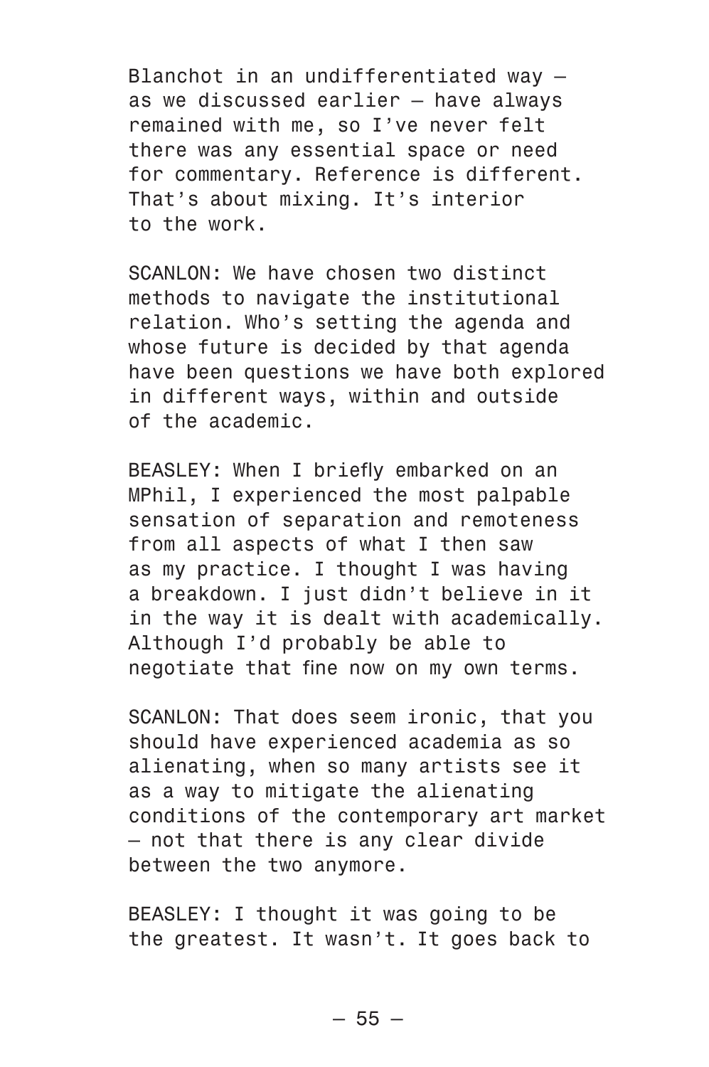Blanchot in an undifferentiated way — as we discussed earlier — have always remained with me, so I've never felt there was any essential space or need for commentary. Reference is different. That's about mixing. It's interior to the work.

SCANLON: We have chosen two distinct methods to navigate the institutional relation. Who's setting the agenda and whose future is decided by that agenda have been questions we have both explored in different ways, within and outside of the academic.

BEASLEY: When I briefly embarked on an MPhil, I experienced the most palpable sensation of separation and remoteness from all aspects of what I then saw as my practice. I thought I was having a breakdown. I just didn't believe in it in the way it is dealt with academically. Although I'd probably be able to negotiate that fine now on my own terms.

SCANLON: That does seem ironic, that you should have experienced academia as so alienating, when so many artists see it as a way to mitigate the alienating conditions of the contemporary art market — not that there is any clear divide between the two anymore.

BEASLEY: I thought it was going to be the greatest. It wasn't. It goes back to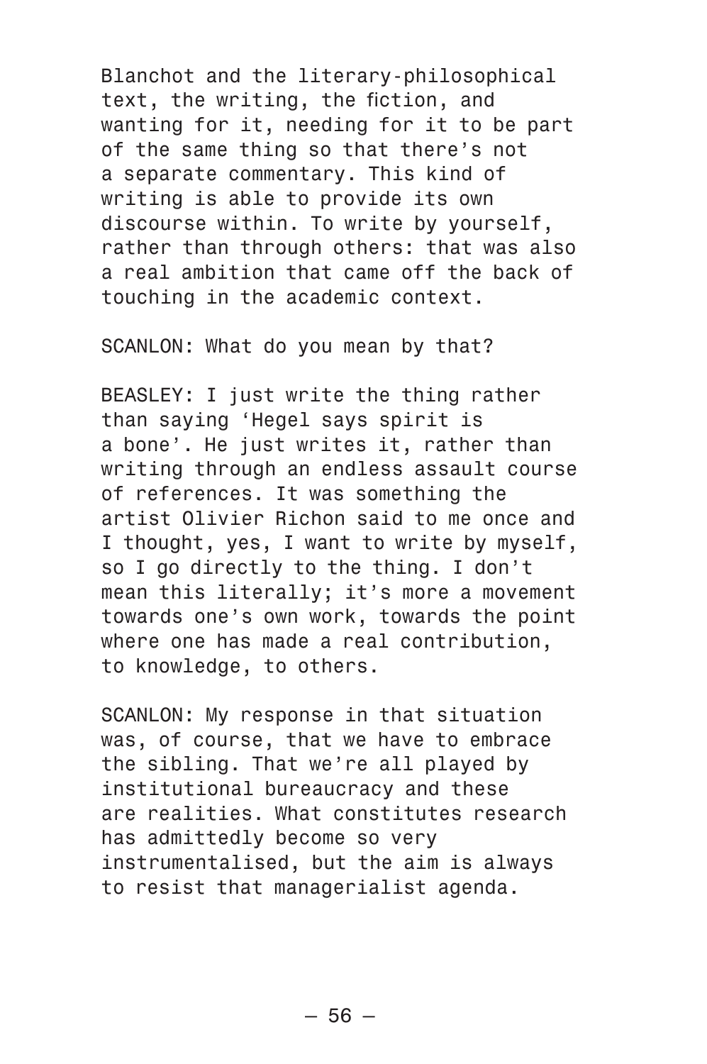Blanchot and the literary-philosophical text, the writing, the fiction, and wanting for it, needing for it to be part of the same thing so that there's not a separate commentary. This kind of writing is able to provide its own discourse within. To write by yourself, rather than through others: that was also a real ambition that came off the back of touching in the academic context.

SCANLON: What do you mean by that?

BEASLEY: I just write the thing rather than saying 'Hegel says spirit is a bone'. He just writes it, rather than writing through an endless assault course of references. It was something the artist Olivier Richon said to me once and I thought, yes, I want to write by myself, so I go directly to the thing. I don't mean this literally; it's more a movement towards one's own work, towards the point where one has made a real contribution, to knowledge, to others.

SCANLON: My response in that situation was, of course, that we have to embrace the sibling. That we're all played by institutional bureaucracy and these are realities. What constitutes research has admittedly become so very instrumentalised, but the aim is always to resist that managerialist agenda.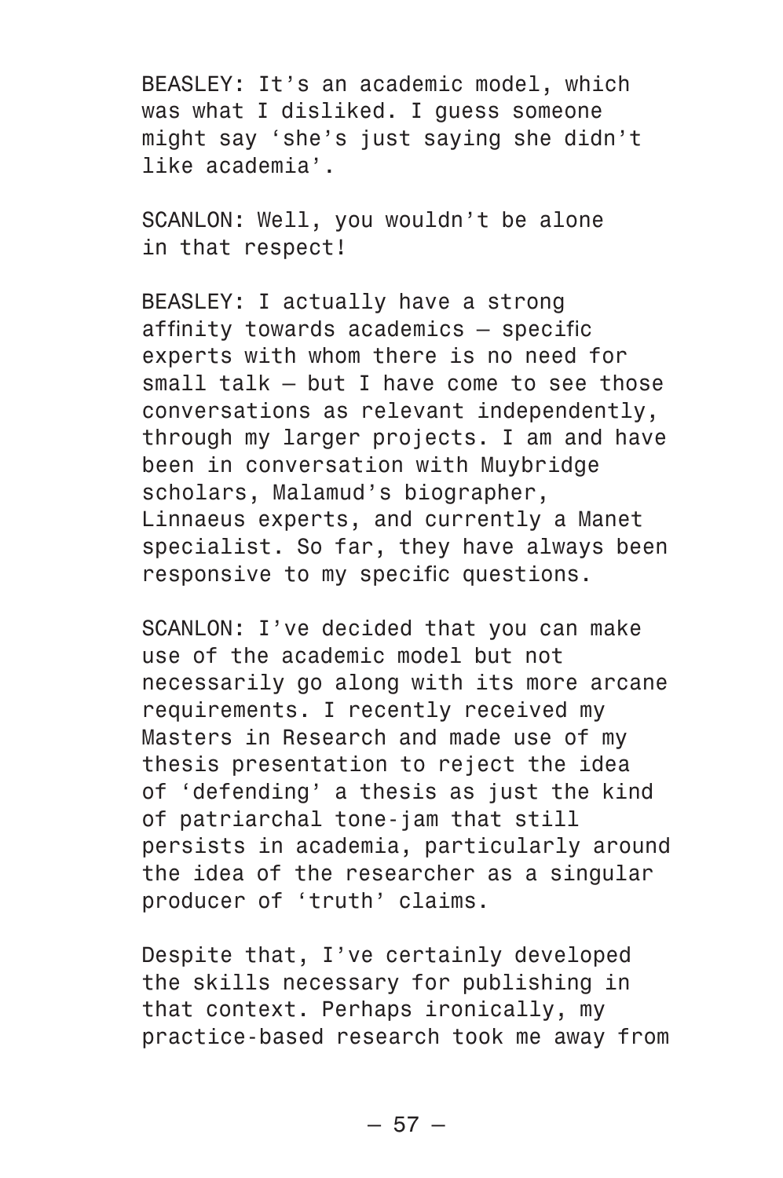BEASLEY: It's an academic model, which was what I disliked. I guess someone might say 'she's just saying she didn't like academia'.

SCANLON: Well, you wouldn't be alone in that respect!

BEASLEY: I actually have a strong affinity towards academics — specific experts with whom there is no need for small talk — but I have come to see those conversations as relevant independently, through my larger projects. I am and have been in conversation with Muybridge scholars, Malamud's biographer, Linnaeus experts, and currently a Manet specialist. So far, they have always been responsive to my specific questions.

SCANLON: I've decided that you can make use of the academic model but not necessarily go along with its more arcane requirements. I recently received my Masters in Research and made use of my thesis presentation to reject the idea of 'defending' a thesis as just the kind of patriarchal tone-jam that still persists in academia, particularly around the idea of the researcher as a singular producer of 'truth' claims.

Despite that, I've certainly developed the skills necessary for publishing in that context. Perhaps ironically, my practice-based research took me away from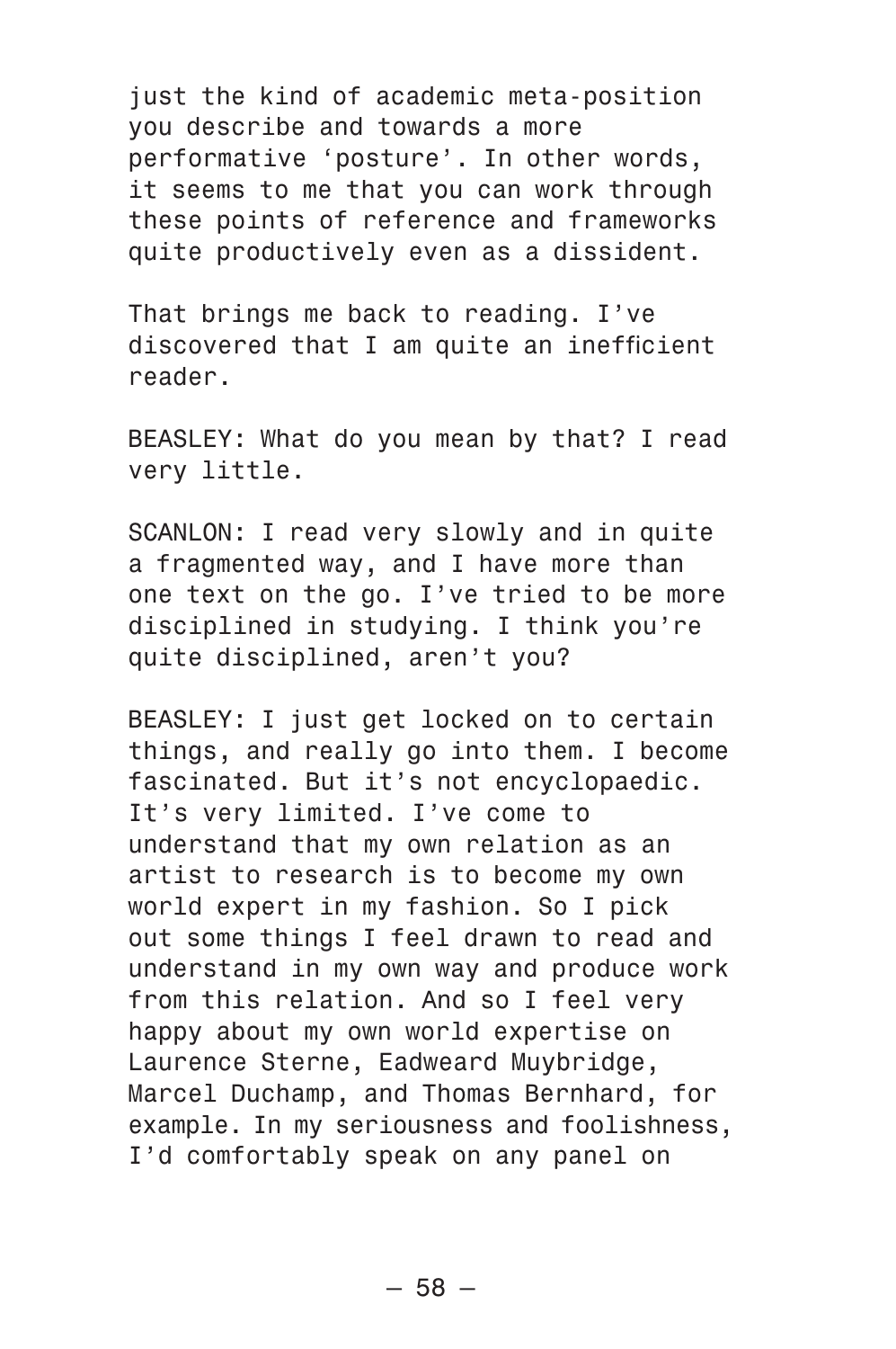just the kind of academic meta-position you describe and towards a more performative 'posture'. In other words, it seems to me that you can work through these points of reference and frameworks quite productively even as a dissident.

That brings me back to reading. I've discovered that I am quite an inefficient reader.

BEASLEY: What do you mean by that? I read very little.

SCANLON: I read very slowly and in quite a fragmented way, and I have more than one text on the go. I've tried to be more disciplined in studying. I think you're quite disciplined, aren't you?

BEASLEY: I just get locked on to certain things, and really go into them. I become fascinated. But it's not encyclopaedic. It's very limited. I've come to understand that my own relation as an artist to research is to become my own world expert in my fashion. So I pick out some things I feel drawn to read and understand in my own way and produce work from this relation. And so I feel very happy about my own world expertise on Laurence Sterne, Eadweard Muybridge, Marcel Duchamp, and Thomas Bernhard, for example. In my seriousness and foolishness, I'd comfortably speak on any panel on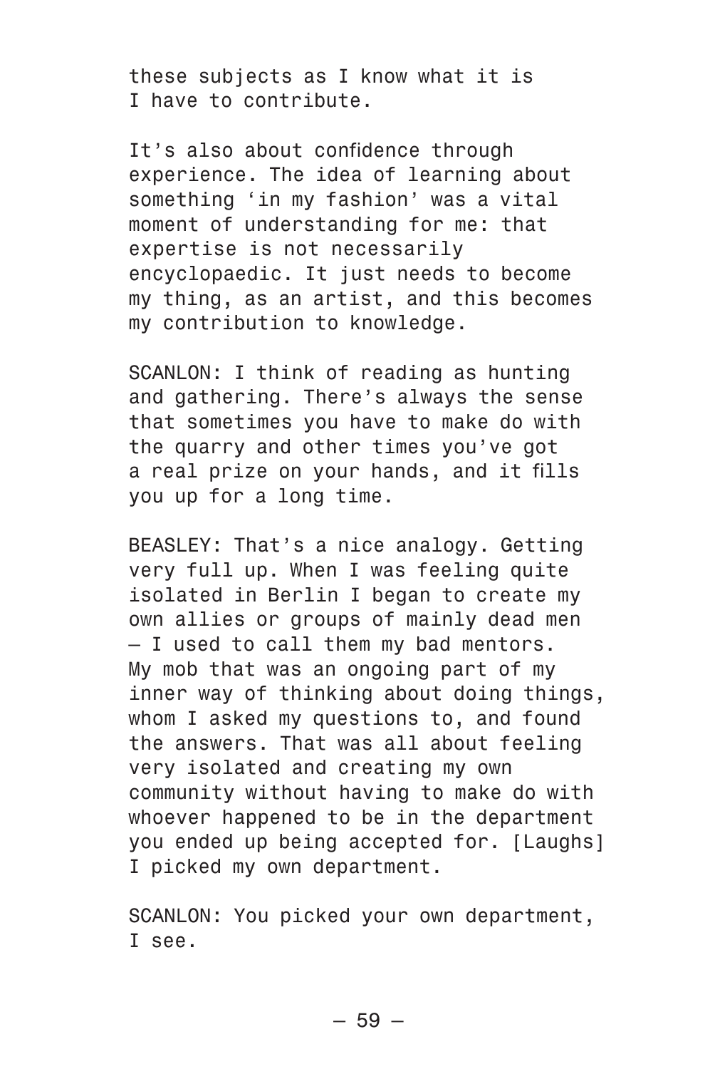these subjects as I know what it is I have to contribute.

It's also about confidence through experience. The idea of learning about something 'in my fashion' was a vital moment of understanding for me: that expertise is not necessarily encyclopaedic. It just needs to become my thing, as an artist, and this becomes my contribution to knowledge.

SCANLON: I think of reading as hunting and gathering. There's always the sense that sometimes you have to make do with the quarry and other times you've got a real prize on your hands, and it fills you up for a long time.

BEASLEY: That's a nice analogy. Getting very full up. When I was feeling quite isolated in Berlin I began to create my own allies or groups of mainly dead men — I used to call them my bad mentors. My mob that was an ongoing part of my inner way of thinking about doing things, whom I asked my questions to, and found the answers. That was all about feeling very isolated and creating my own community without having to make do with whoever happened to be in the department you ended up being accepted for. [Laughs] I picked my own department.

SCANLON: You picked your own department, I see.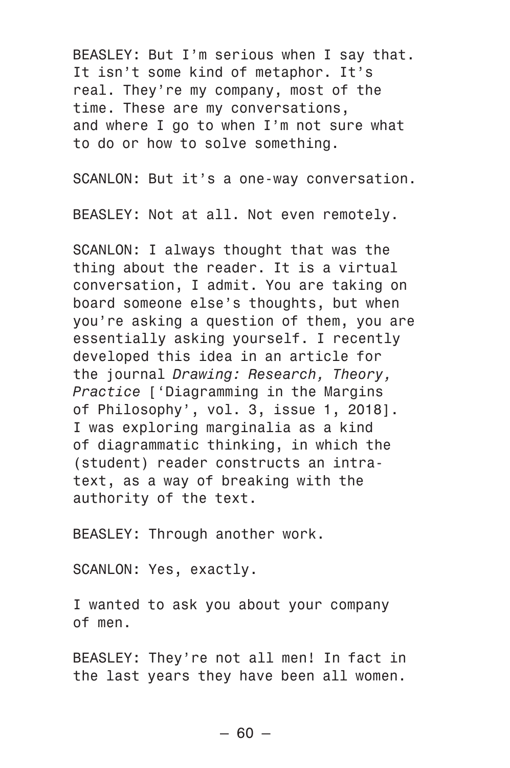BEASLEY: But I'm serious when I say that. It isn't some kind of metaphor. It's real. They're my company, most of the time. These are my conversations, and where I go to when I'm not sure what to do or how to solve something.

SCANLON: But it's a one-way conversation.

BEASLEY: Not at all. Not even remotely.

SCANLON: I always thought that was the thing about the reader. It is a virtual conversation, I admit. You are taking on board someone else's thoughts, but when you're asking a question of them, you are essentially asking yourself. I recently developed this idea in an article for the journal *Drawing: Research, Theory, Practice* ['Diagramming in the Margins of Philosophy', vol. 3, issue 1, 2018]. I was exploring marginalia as a kind of diagrammatic thinking, in which the (student) reader constructs an intra-text, as a way of breaking with the authority of the text.

BEASLEY: Through another work.

SCANLON: Yes, exactly.

I wanted to ask you about your company of men.

BEASLEY: They're not all men! In fact in the last years they have been all women.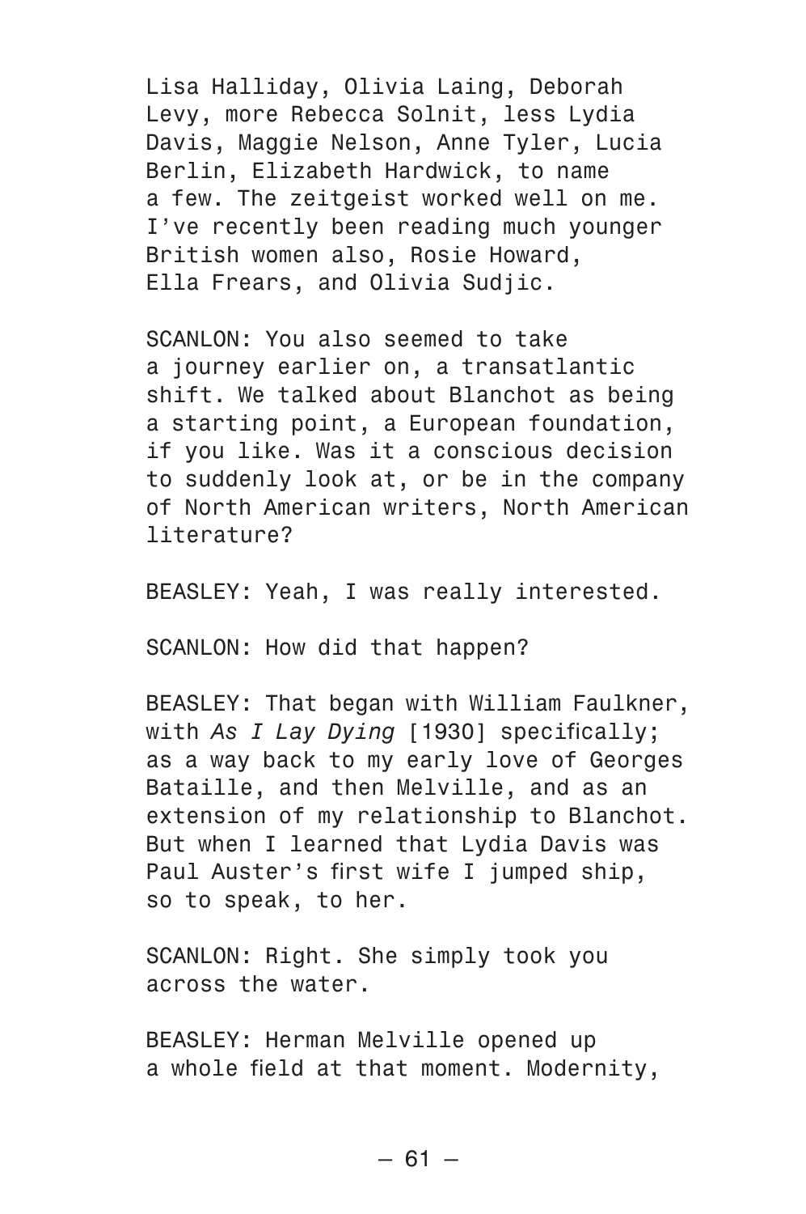Lisa Halliday, Olivia Laing, Deborah Levy, more Rebecca Solnit, less Lydia Davis, Maggie Nelson, Anne Tyler, Lucia Berlin, Elizabeth Hardwick, to name a few. The zeitgeist worked well on me. I've recently been reading much younger British women also, Rosie Howard, Ella Frears, and Olivia Sudjic.

SCANLON: You also seemed to take a journey earlier on, a transatlantic shift. We talked about Blanchot as being a starting point, a European foundation, if you like. Was it a conscious decision to suddenly look at, or be in the company of North American writers, North American literature?

BEASLEY: Yeah, I was really interested.

SCANLON: How did that happen?

BEASLEY: That began with William Faulkner, with *As I Lay Dying* [1930] specifically; as a way back to my early love of Georges Bataille, and then Melville, and as an extension of my relationship to Blanchot. But when I learned that Lydia Davis was Paul Auster's first wife I jumped ship, so to speak, to her.

SCANLON: Right. She simply took you across the water.

BEASLEY: Herman Melville opened up a whole field at that moment. Modernity,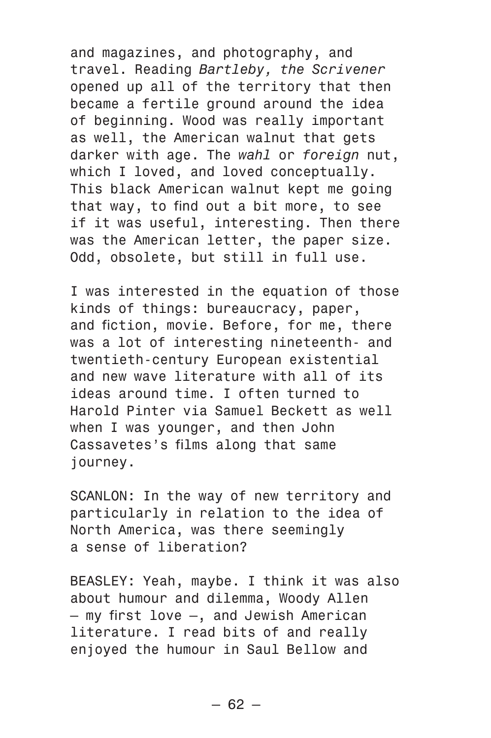and magazines, and photography, and travel. Reading *Bartleby, the Scrivener* opened up all of the territory that then became a fertile ground around the idea of beginning. Wood was really important as well, the American walnut that gets darker with age. The *wahl* or *foreign* nut, which I loved, and loved conceptually. This black American walnut kept me going that way, to find out a bit more, to see if it was useful, interesting. Then there was the American letter, the paper size. Odd, obsolete, but still in full use.

I was interested in the equation of those kinds of things: bureaucracy, paper, and fiction, movie. Before, for me, there was a lot of interesting nineteenth- and twentieth-century European existential and new wave literature with all of its ideas around time. I often turned to Harold Pinter via Samuel Beckett as well when I was younger, and then John Cassavetes's films along that same journey.

SCANLON: In the way of new territory and particularly in relation to the idea of North America, was there seemingly a sense of liberation?

BEASLEY: Yeah, maybe. I think it was also about humour and dilemma, Woody Allen — my first love —, and Jewish American literature. I read bits of and really enjoyed the humour in Saul Bellow and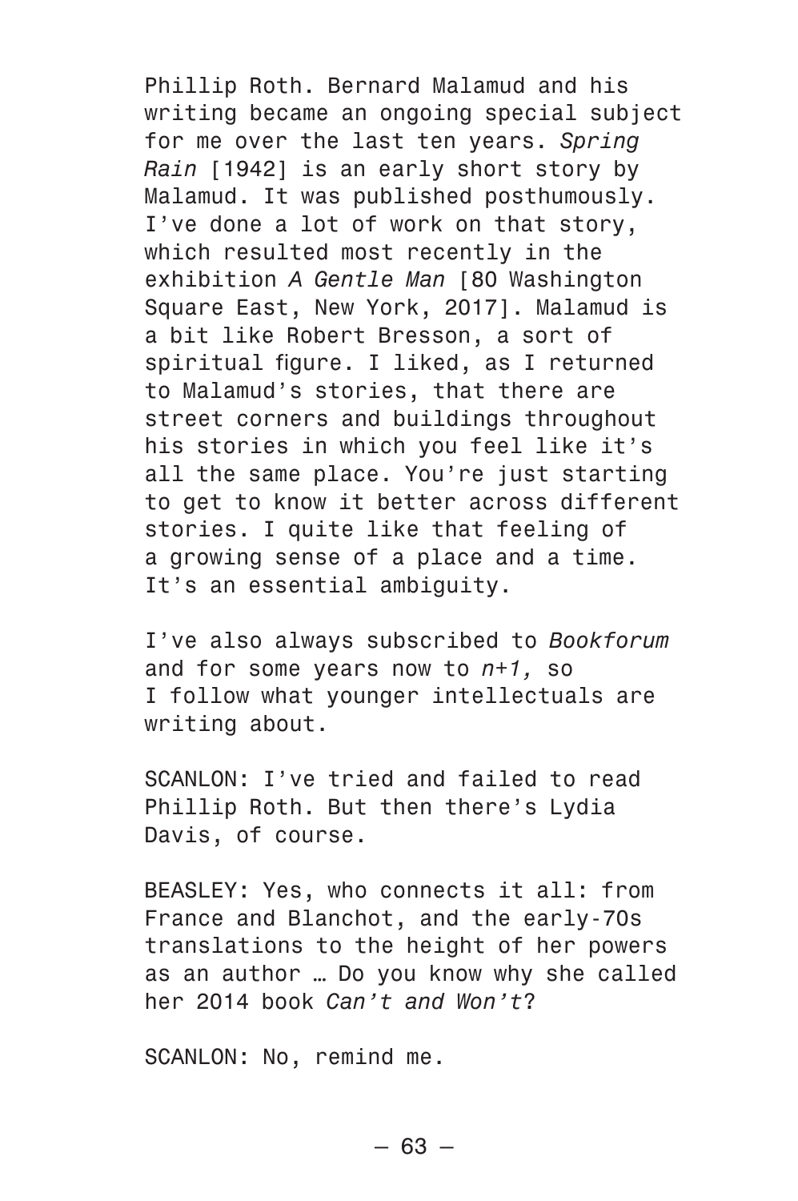Phillip Roth. Bernard Malamud and his writing became an ongoing special subject for me over the last ten years. *Spring Rain* [1942] is an early short story by Malamud. It was published posthumously. I've done a lot of work on that story, which resulted most recently in the exhibition *A Gentle Man* [80 Washington Square East, New York, 2017]. Malamud is a bit like Robert Bresson, a sort of spiritual figure. I liked, as I returned to Malamud's stories, that there are street corners and buildings throughout his stories in which you feel like it's all the same place. You're just starting to get to know it better across different stories. I quite like that feeling of a growing sense of a place and a time. It's an essential ambiguity.

I've also always subscribed to *Bookforum* and for some years now to *n+1,* so I follow what younger intellectuals are writing about.

SCANLON: I've tried and failed to read Phillip Roth. But then there's Lydia Davis, of course.

BEASLEY: Yes, who connects it all: from France and Blanchot, and the early-70s translations to the height of her powers as an author … Do you know why she called her 2014 book *Can't and Won't*?

SCANLON: No, remind me.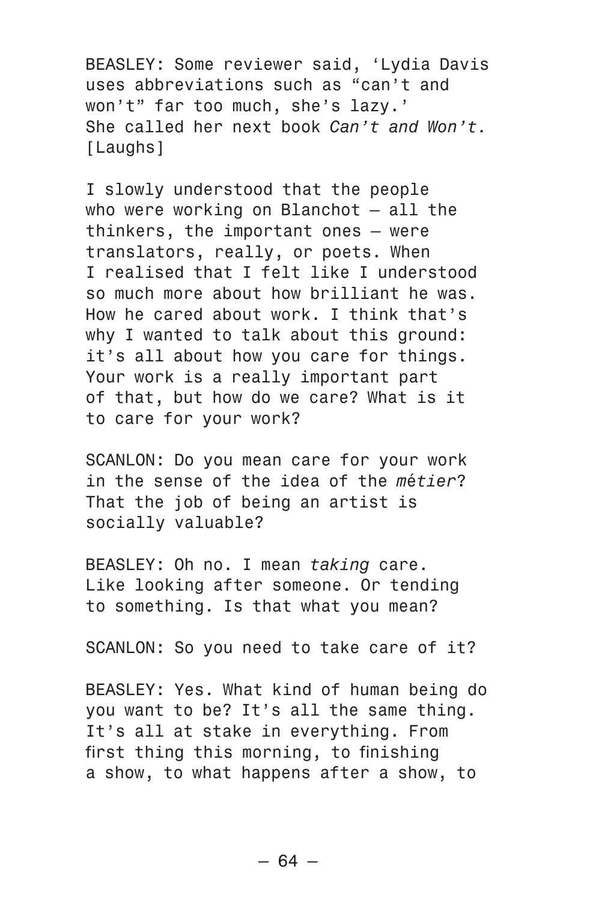BEASLEY: Some reviewer said, 'Lydia Davis uses abbreviations such as "can't and won't" far too much, she's lazy.' She called her next book *Can't and Won't.* [Laughs]

I slowly understood that the people who were working on Blanchot — all the thinkers, the important ones — were translators, really, or poets. When I realised that I felt like I understood so much more about how brilliant he was. How he cared about work. I think that's why I wanted to talk about this ground: it's all about how you care for things. Your work is a really important part of that, but how do we care? What is it to care for your work?

SCANLON: Do you mean care for your work in the sense of the idea of the *métier*? That the job of being an artist is socially valuable?

BEASLEY: Oh no. I mean *taking* care. Like looking after someone. Or tending to something. Is that what you mean?

SCANLON: So you need to take care of it?

BEASLEY: Yes. What kind of human being do you want to be? It's all the same thing. It's all at stake in everything. From first thing this morning, to finishing a show, to what happens after a show, to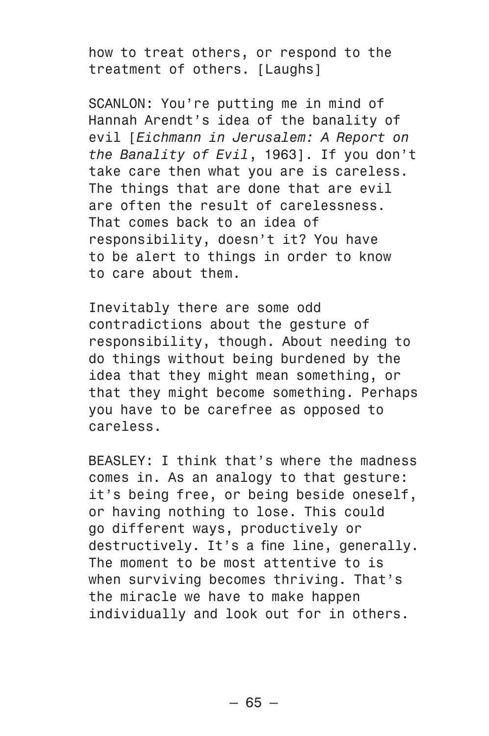how to treat others, or respond to the treatment of others. [Laughs]

SCANLON: You're putting me in mind of Hannah Arendt's idea of the banality of evil [*Eichmann in Jerusalem: A Report on the Banality of Evil*, 1963]. If you don't take care then what you are is careless. The things that are done that are evil are often the result of carelessness. That comes back to an idea of responsibility, doesn't it? You have to be alert to things in order to know to care about them.

Inevitably there are some odd contradictions about the gesture of responsibility, though. About needing to do things without being burdened by the idea that they might mean something, or that they might become something. Perhaps you have to be carefree as opposed to careless.

BEASLEY: I think that's where the madness comes in. As an analogy to that gesture: it's being free, or being beside oneself, or having nothing to lose. This could go different ways, productively or destructively. It's a fine line, generally. The moment to be most attentive to is when surviving becomes thriving. That's the miracle we have to make happen individually and look out for in others.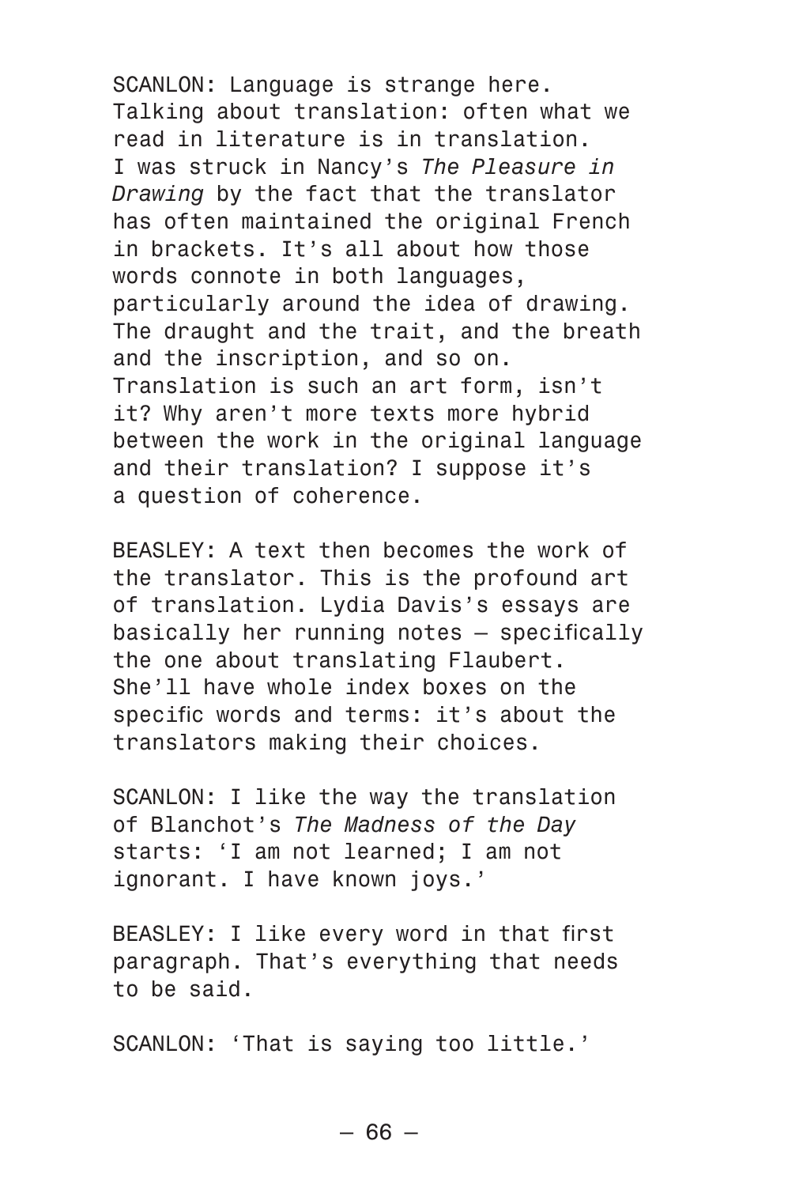SCANLON: Language is strange here. Talking about translation: often what we read in literature is in translation. I was struck in Nancy's *The Pleasure in Drawing* by the fact that the translator has often maintained the original French in brackets. It's all about how those words connote in both languages, particularly around the idea of drawing. The draught and the trait, and the breath and the inscription, and so on. Translation is such an art form, isn't it? Why aren't more texts more hybrid between the work in the original language and their translation? I suppose it's a question of coherence.

BEASLEY: A text then becomes the work of the translator. This is the profound art of translation. Lydia Davis's essays are basically her running notes – specifically the one about translating Flaubert. She'll have whole index boxes on the specific words and terms: it's about the translators making their choices.

SCANLON: I like the way the translation of Blanchot's *The Madness of the Day* starts: 'I am not learned; I am not ignorant. I have known joys.'

BEASLEY: I like every word in that first paragraph. That's everything that needs to be said.

SCANLON: 'That is saying too little.'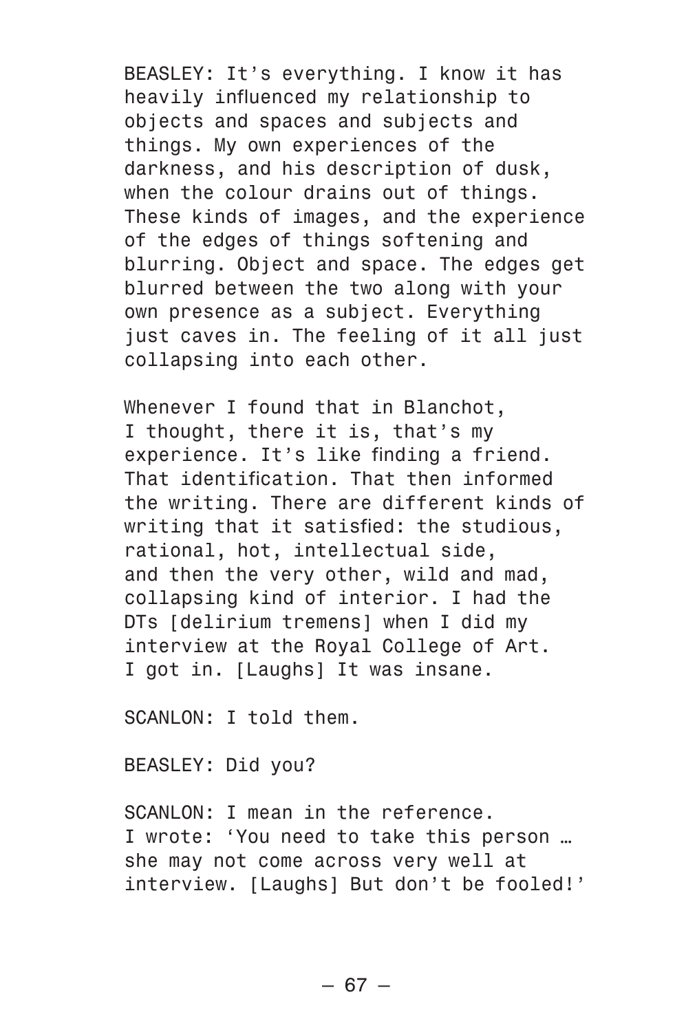BEASLEY: It's everything. I know it has heavily influenced my relationship to objects and spaces and subjects and things. My own experiences of the darkness, and his description of dusk, when the colour drains out of things. These kinds of images, and the experience of the edges of things softening and blurring. Object and space. The edges get blurred between the two along with your own presence as a subject. Everything just caves in. The feeling of it all just collapsing into each other.

Whenever I found that in Blanchot, I thought, there it is, that's my experience. It's like finding a friend. That identification. That then informed the writing. There are different kinds of writing that it satisfied: the studious, rational, hot, intellectual side, and then the very other, wild and mad, collapsing kind of interior. I had the DTs [delirium tremens] when I did my interview at the Royal College of Art. I got in. [Laughs] It was insane.

SCANLON: I told them.

BEASLEY: Did you?

SCANLON: I mean in the reference. I wrote: 'You need to take this person … she may not come across very well at interview. [Laughs] But don't be fooled!'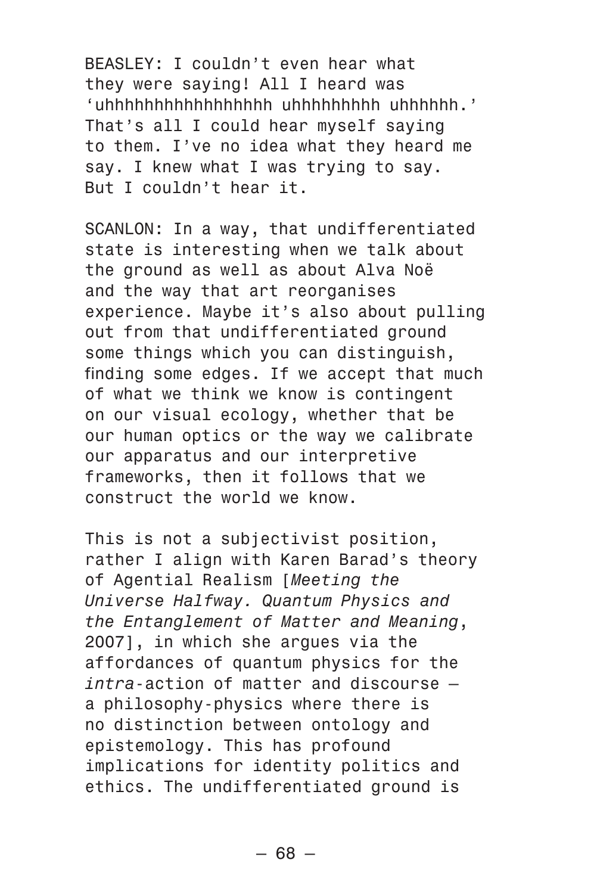BEASLEY: I couldn't even hear what they were saying! All I heard was 'uhhhhhhhhhhhhhhhhh uhhhhhhhhh uhhhhhh.' That's all I could hear myself saying to them. I've no idea what they heard me say. I knew what I was trying to say. But I couldn't hear it.

SCANLON: In a way, that undifferentiated state is interesting when we talk about the ground as well as about Alva Noë and the way that art reorganises experience. Maybe it's also about pulling out from that undifferentiated ground some things which you can distinguish, finding some edges. If we accept that much of what we think we know is contingent on our visual ecology, whether that be our human optics or the way we calibrate our apparatus and our interpretive frameworks, then it follows that we construct the world we know.

This is not a subjectivist position, rather I align with Karen Barad's theory of Agential Realism [*Meeting the Universe Halfway. Quantum Physics and the Entanglement of Matter and Meaning*, 2007], in which she argues via the affordances of quantum physics for the *intra*-action of matter and discourse — a philosophy-physics where there is no distinction between ontology and epistemology. This has profound implications for identity politics and ethics. The undifferentiated ground is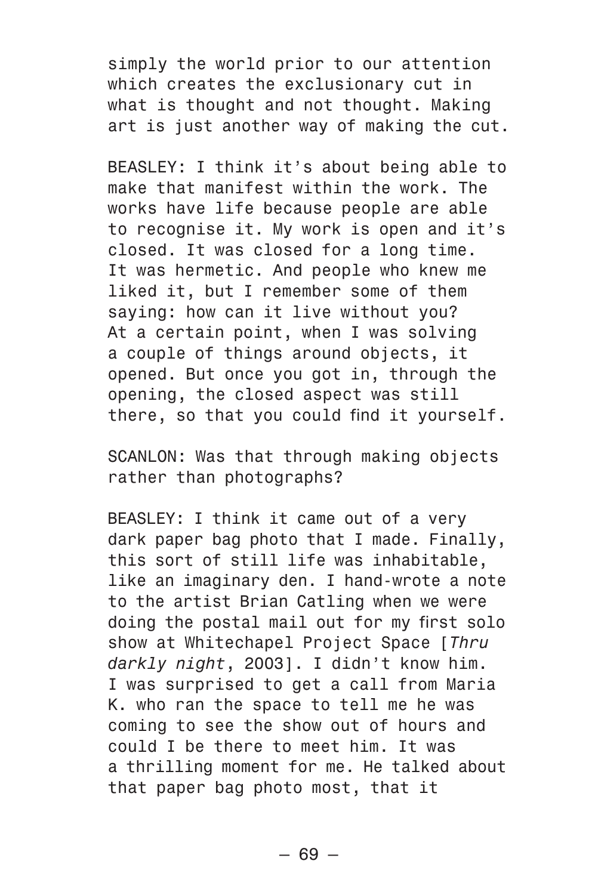simply the world prior to our attention which creates the exclusionary cut in what is thought and not thought. Making art is just another way of making the cut.

BEASLEY: I think it's about being able to make that manifest within the work. The works have life because people are able to recognise it. My work is open and it's closed. It was closed for a long time. It was hermetic. And people who knew me liked it, but I remember some of them saying: how can it live without you? At a certain point, when I was solving a couple of things around objects, it opened. But once you got in, through the opening, the closed aspect was still there, so that you could find it yourself.

SCANLON: Was that through making objects rather than photographs?

BEASLEY: I think it came out of a very dark paper bag photo that I made. Finally, this sort of still life was inhabitable, like an imaginary den. I hand-wrote a note to the artist Brian Catling when we were doing the postal mail out for my first solo show at Whitechapel Project Space [*Thru darkly night*, 2003]. I didn't know him. I was surprised to get a call from Maria K. who ran the space to tell me he was coming to see the show out of hours and could I be there to meet him. It was a thrilling moment for me. He talked about that paper bag photo most, that it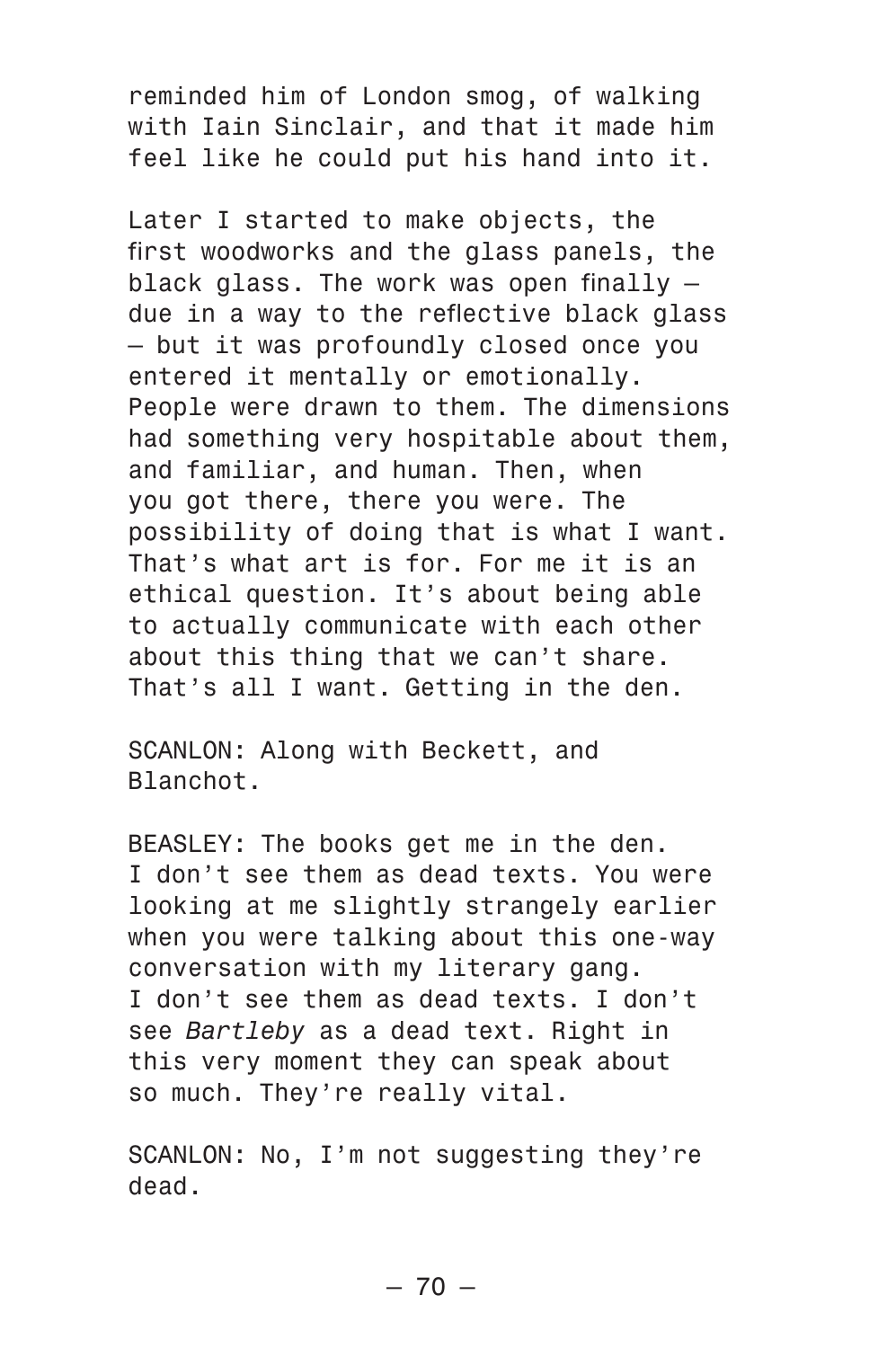reminded him of London smog, of walking with Iain Sinclair, and that it made him feel like he could put his hand into it.

Later I started to make objects, the first woodworks and the glass panels, the black glass. The work was open finally — due in a way to the reflective black glass — but it was profoundly closed once you entered it mentally or emotionally. People were drawn to them. The dimensions had something very hospitable about them, and familiar, and human. Then, when you got there, there you were. The possibility of doing that is what I want. That's what art is for. For me it is an ethical question. It's about being able to actually communicate with each other about this thing that we can't share. That's all I want. Getting in the den.

SCANLON: Along with Beckett, and Blanchot.

BEASLEY: The books get me in the den. I don't see them as dead texts. You were looking at me slightly strangely earlier when you were talking about this one-way conversation with my literary gang. I don't see them as dead texts. I don't see *Bartleby* as a dead text. Right in this very moment they can speak about so much. They're really vital.

SCANLON: No, I'm not suggesting they're dead.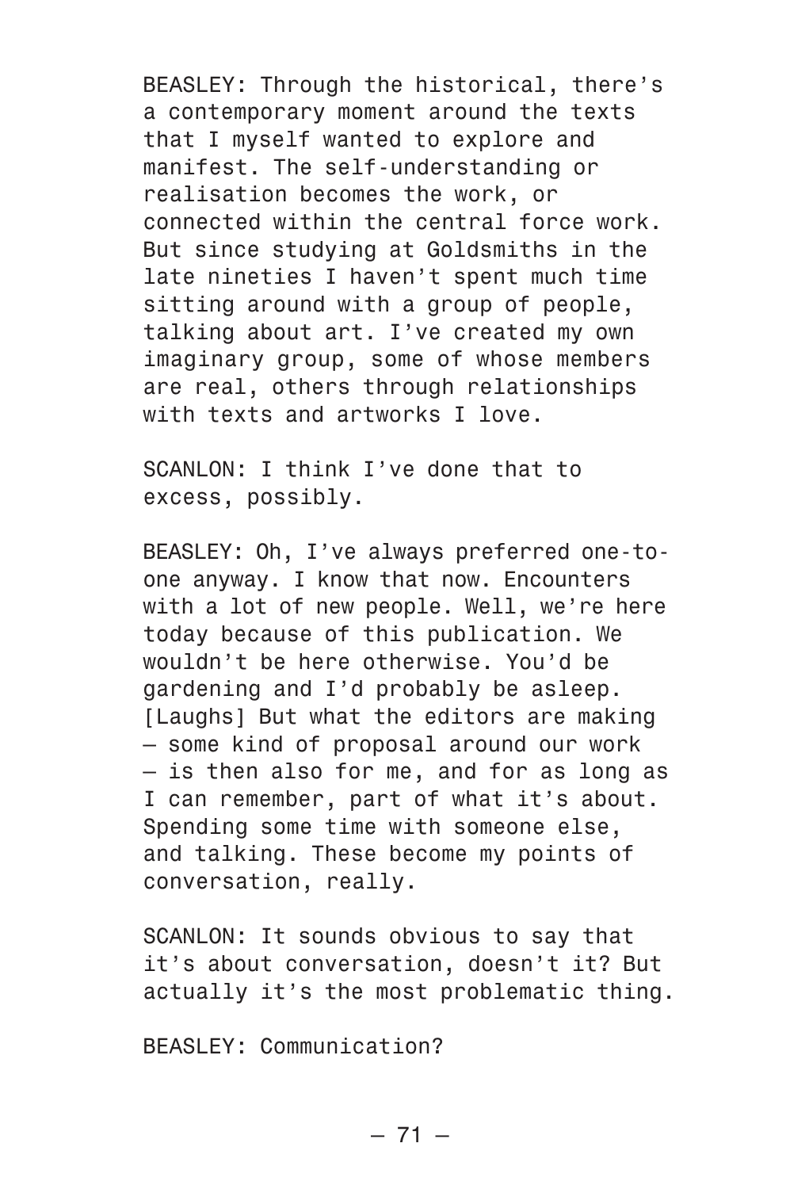BEASLEY: Through the historical, there's a contemporary moment around the texts that I myself wanted to explore and manifest. The self-understanding or realisation becomes the work, or connected within the central force work. But since studying at Goldsmiths in the late nineties I haven't spent much time sitting around with a group of people, talking about art. I've created my own imaginary group, some of whose members are real, others through relationships with texts and artworks I love.

SCANLON: I think I've done that to excess, possibly.

BEASLEY: Oh, I've always preferred one-to-one anyway. I know that now. Encounters with a lot of new people. Well, we're here today because of this publication. We wouldn't be here otherwise. You'd be gardening and I'd probably be asleep. [Laughs] But what the editors are making — some kind of proposal around our work — is then also for me, and for as long as I can remember, part of what it's about. Spending some time with someone else, and talking. These become my points of conversation, really.

SCANLON: It sounds obvious to say that it's about conversation, doesn't it? But actually it's the most problematic thing.

BEASLEY: Communication?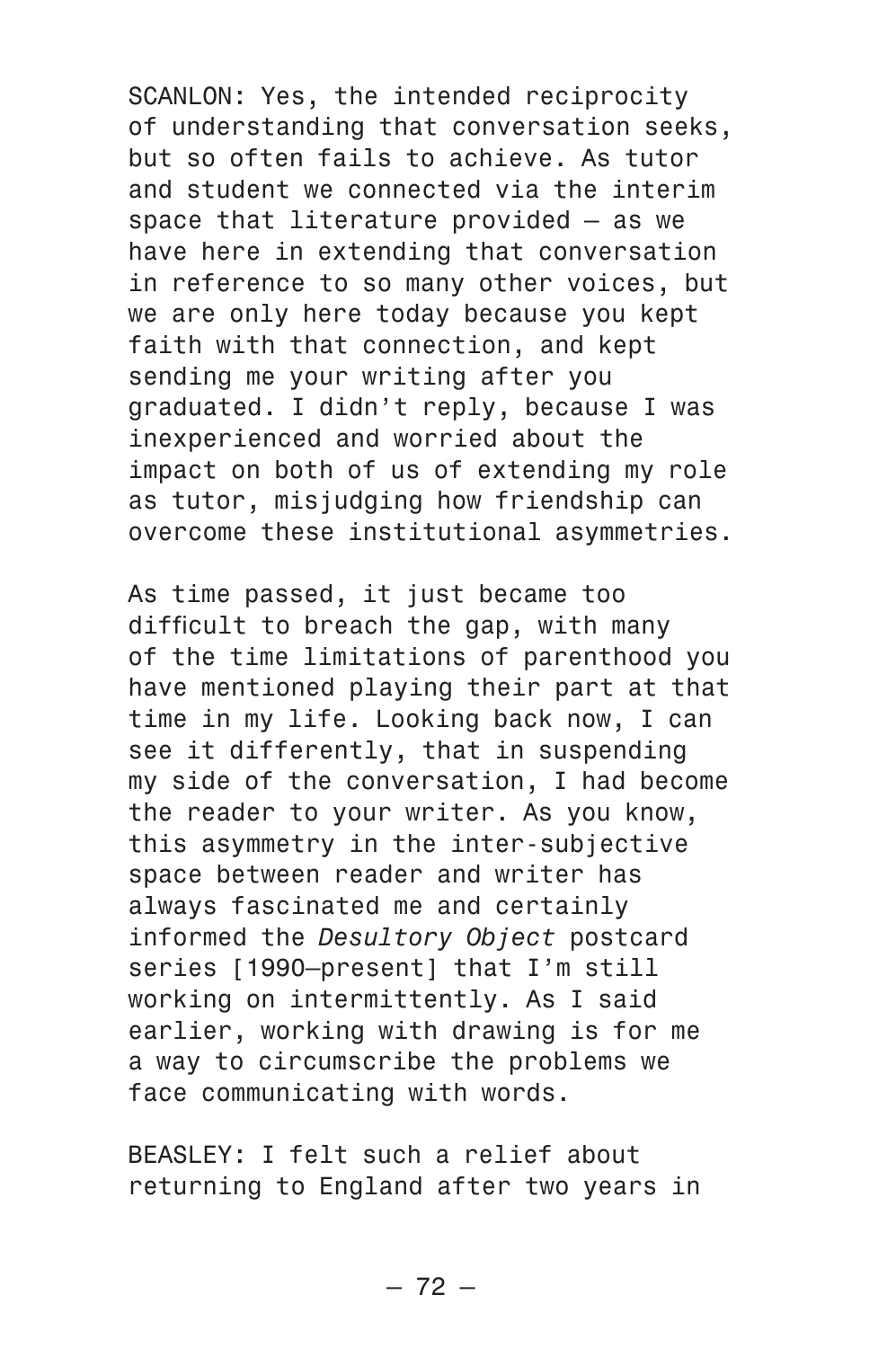SCANLON: Yes, the intended reciprocity of understanding that conversation seeks, but so often fails to achieve. As tutor and student we connected via the interim space that literature provided — as we have here in extending that conversation in reference to so many other voices, but we are only here today because you kept faith with that connection, and kept sending me your writing after you graduated. I didn't reply, because I was inexperienced and worried about the impact on both of us of extending my role as tutor, misjudging how friendship can overcome these institutional asymmetries.

As time passed, it just became too difficult to breach the gap, with many of the time limitations of parenthood you have mentioned playing their part at that time in my life. Looking back now, I can see it differently, that in suspending my side of the conversation, I had become the reader to your writer. As you know, this asymmetry in the inter-subjective space between reader and writer has always fascinated me and certainly informed the *Desultory Object* postcard series [1990–present] that I'm still working on intermittently. As I said earlier, working with drawing is for me a way to circumscribe the problems we face communicating with words.

BEASLEY: I felt such a relief about returning to England after two years in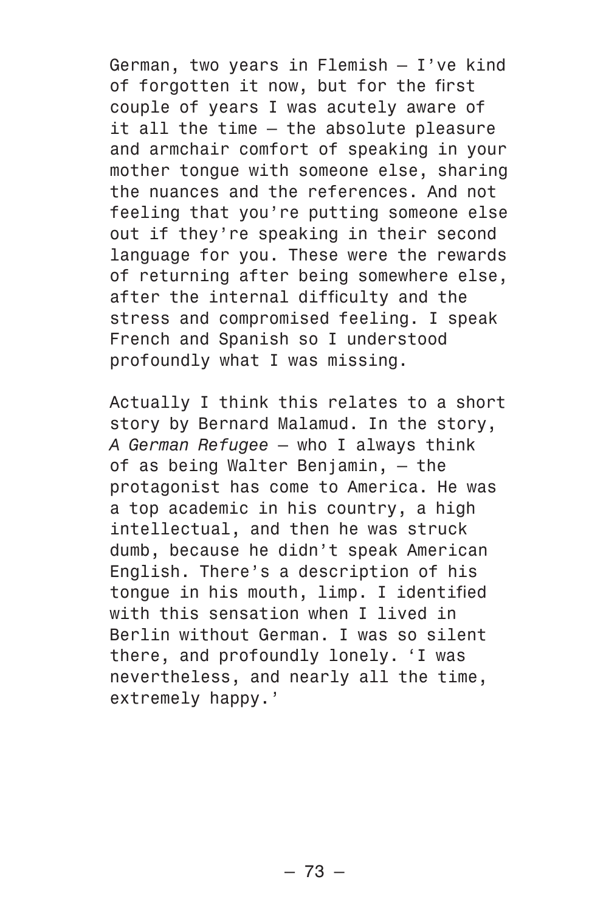German, two years in Flemish – I've kind of forgotten it now, but for the first couple of years I was acutely aware of it all the time – the absolute pleasure and armchair comfort of speaking in your mother tongue with someone else, sharing the nuances and the references. And not feeling that you're putting someone else out if they're speaking in their second language for you. These were the rewards of returning after being somewhere else, after the internal difficulty and the stress and compromised feeling. I speak French and Spanish so I understood profoundly what I was missing.

Actually I think this relates to a short story by Bernard Malamud. In the story, *A German Refugee* – who I always think of as being Walter Benjamin, – the protagonist has come to America. He was a top academic in his country, a high intellectual, and then he was struck dumb, because he didn't speak American English. There's a description of his tongue in his mouth, limp. I identified with this sensation when I lived in Berlin without German. I was so silent there, and profoundly lonely. 'I was nevertheless, and nearly all the time, extremely happy.'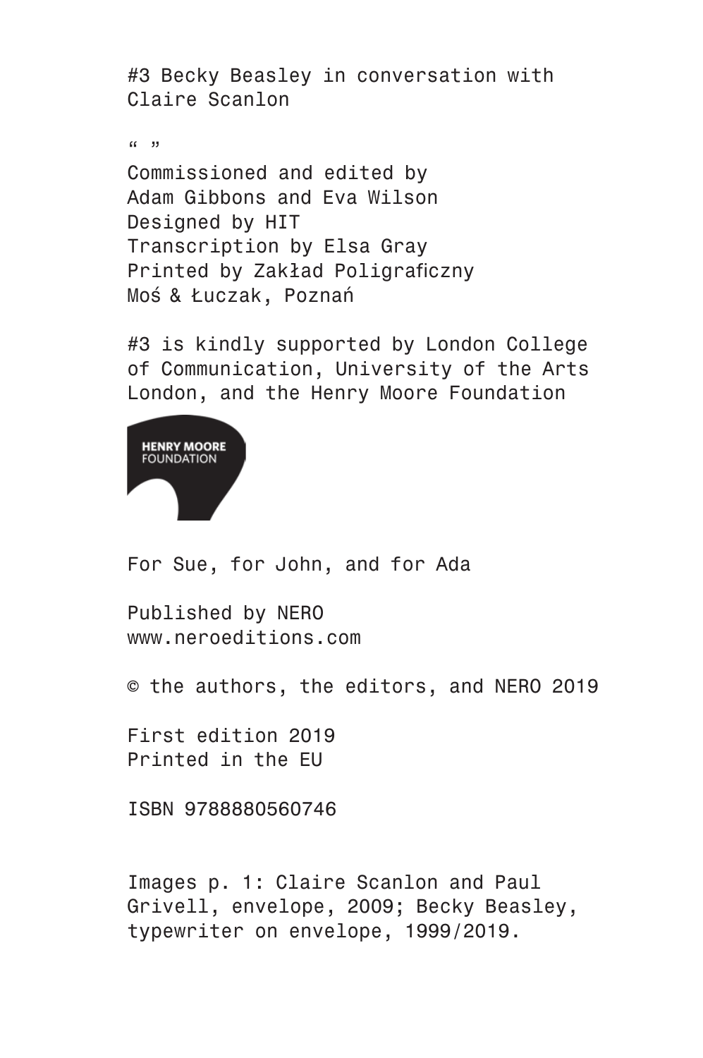#3 Becky Beasley in conversation with Claire Scanlon

“ ”

Commissioned and edited by Adam Gibbons and Eva Wilson
Designed by HIT
Transcription by Elsa Gray
Printed by Zakład Poligraficzny Moś & Łuczak, Poznań

#3 is kindly supported by London College of Communication, University of the Arts London, and the Henry Moore Foundation

HENRY MOORE FOUNDATION

For Sue, for John, and for Ada

Published by NERO
www.neroeditions.com

© the authors, the editors, and NERO 2019

First edition 2019
Printed in the EU

ISBN 9788880560746

Images p. 1: Claire Scanlon and Paul Grivell, envelope, 2009; Becky Beasley, typewriter on envelope, 1999/2019.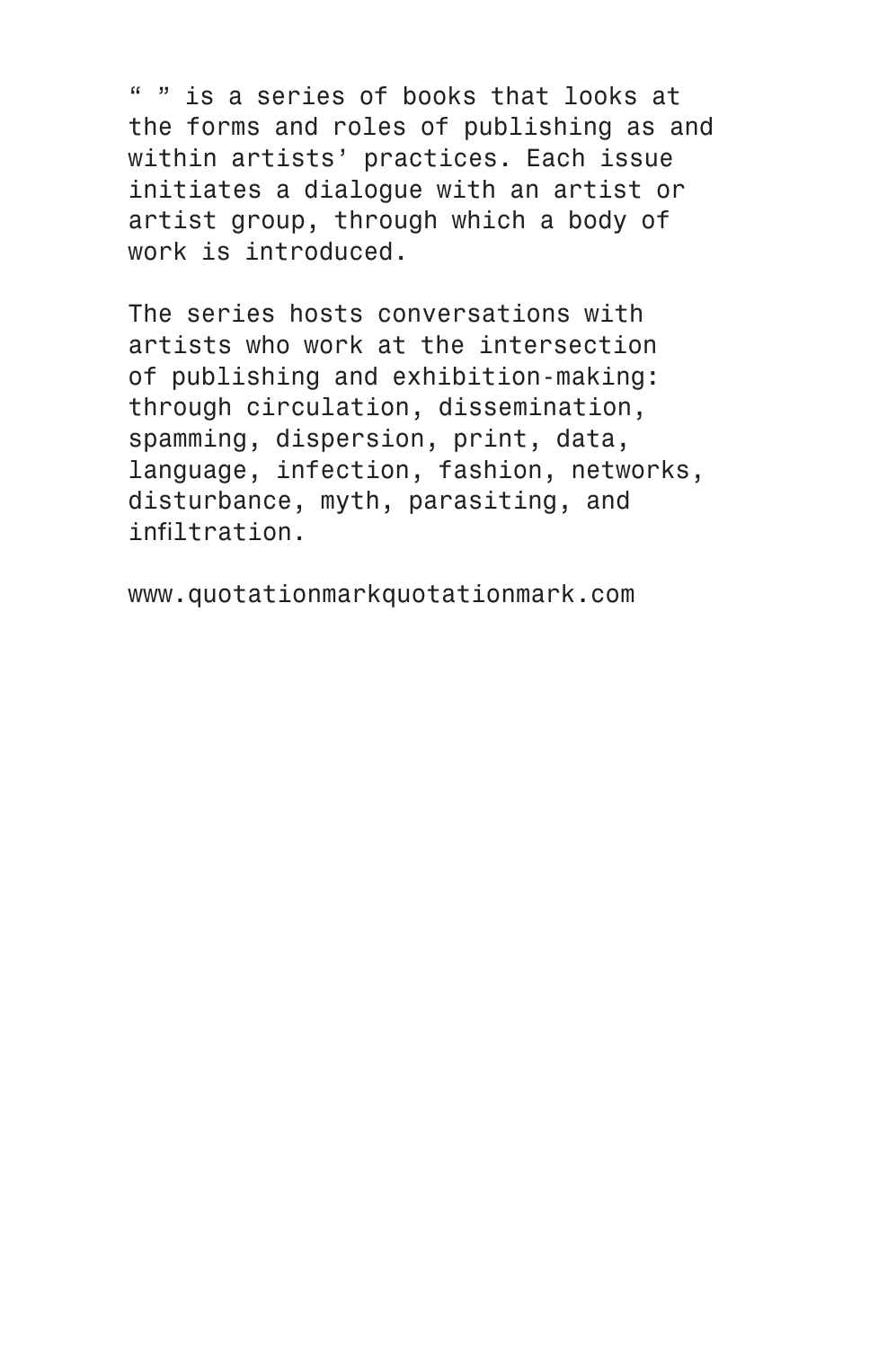“ ” is a series of books that looks at the forms and roles of publishing as and within artists’ practices. Each issue initiates a dialogue with an artist or artist group, through which a body of work is introduced.

The series hosts conversations with artists who work at the intersection of publishing and exhibition-making: through circulation, dissemination, spamming, dispersion, print, data, language, infection, fashion, networks, disturbance, myth, parasiting, and infiltration.

www.quotationmarkquotationmark.com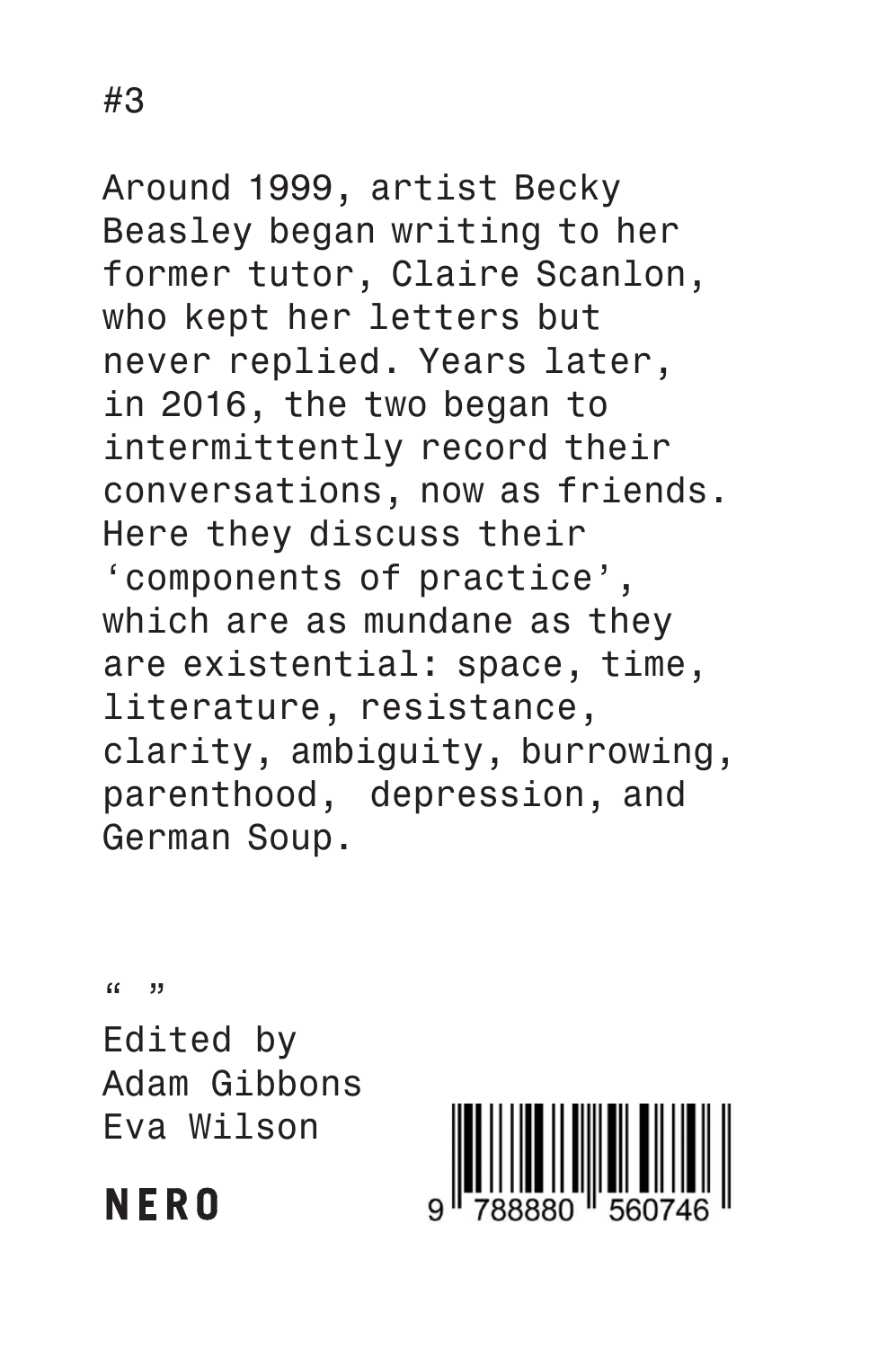#3

Around 1999, artist Becky Beasley began writing to her former tutor, Claire Scanlon, who kept her letters but never replied. Years later, in 2016, the two began to intermittently record their conversations, now as friends. Here they discuss their ‘components of practice’, which are as mundane as they are existential: space, time, literature, resistance, clarity, ambiguity, burrowing, parenthood, depression, and German Soup.

“ ”

Edited by
Adam Gibbons
Eva Wilson

**NERO**

9 788880 560746